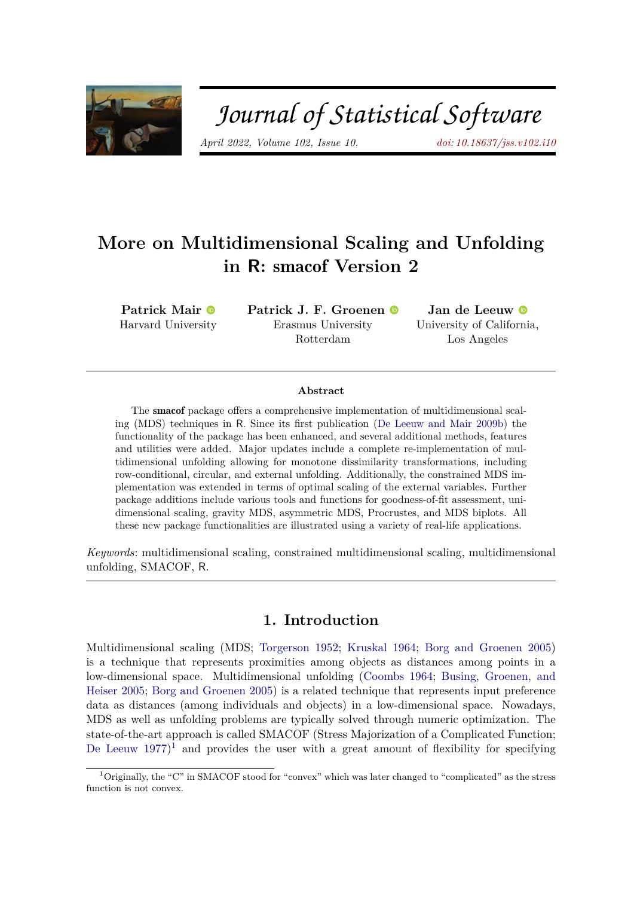# More on Multidimensional Scaling and Unfolding in R: smacof Version 2

**Patrick Mair**
Harvard University

**Patrick J. F. Groenen**
Erasmus University Rotterdam

**Jan de Leeuw**
University of California, Los Angeles

## Abstract

The **smacof** package offers a comprehensive implementation of multidimensional scaling (MDS) techniques in R. Since its first publication (De Leeuw and Mair 2009b) the functionality of the package has been enhanced, and several additional methods, features and utilities were added. Major updates include a complete re-implementation of multidimensional unfolding allowing for monotone dissimilarity transformations, including row-conditional, circular, and external unfolding. Additionally, the constrained MDS implementation was extended in terms of optimal scaling of the external variables. Further package additions include various tools and functions for goodness-of-fit assessment, unidimensional scaling, gravity MDS, asymmetric MDS, Procrustes, and MDS biplots. All these new package functionalities are illustrated using a variety of real-life applications.

*Keywords*: multidimensional scaling, constrained multidimensional scaling, multidimensional unfolding, SMACOF, R.

## 1. Introduction

Multidimensional scaling (MDS; Torgerson 1952; Kruskal 1964; Borg and Groenen 2005) is a technique that represents proximities among objects as distances among points in a low-dimensional space. Multidimensional unfolding (Coombs 1964; Busing, Groenen, and Heiser 2005; Borg and Groenen 2005) is a related technique that represents input preference data as distances (among individuals and objects) in a low-dimensional space. Nowadays, MDS as well as unfolding problems are typically solved through numeric optimization. The state-of-the-art approach is called SMACOF (Stress Majorization of a Complicated Function; De Leeuw 1977)[1] and provides the user with a great amount of flexibility for specifying

[1] Originally, the "C" in SMACOF stood for "convex" which was later changed to "complicated" as the stress function is not convex.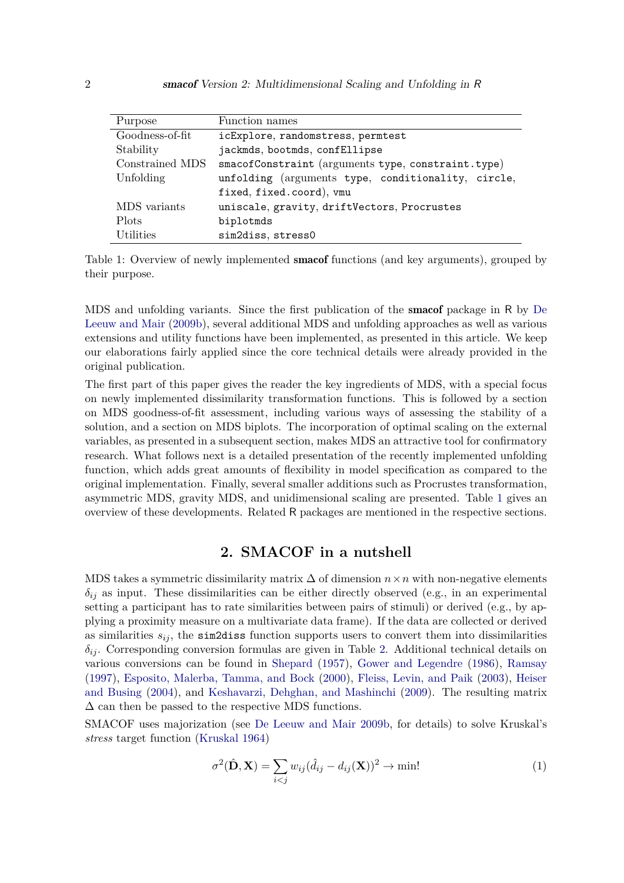| Purpose | Function names |
|---|---|
| Goodness-of-fit | `icExplore`, `randomstress`, `permtest` |
| Stability | `jackmds`, `bootmds`, `confEllipse` |
| Constrained MDS | `smacofConstraint` (arguments `type`, `constraint.type`) |
| Unfolding | `unfolding` (arguments `type`, `conditionality`, `circle`, `fixed`, `fixed.coord`), `vmu` |
| MDS variants | `uniscale`, `gravity`, `driftVectors`, `Procrustes` |
| Plots | `biplotmds` |
| Utilities | `sim2diss`, `stress0` |

Table 1: Overview of newly implemented **smacof** functions (and key arguments), grouped by their purpose.

MDS and unfolding variants. Since the first publication of the **smacof** package in R by De Leeuw and Mair (2009b), several additional MDS and unfolding approaches as well as various extensions and utility functions have been implemented, as presented in this article. We keep our elaborations fairly applied since the core technical details were already provided in the original publication.

The first part of this paper gives the reader the key ingredients of MDS, with a special focus on newly implemented dissimilarity transformation functions. This is followed by a section on MDS goodness-of-fit assessment, including various ways of assessing the stability of a solution, and a section on MDS biplots. The incorporation of optimal scaling on the external variables, as presented in a subsequent section, makes MDS an attractive tool for confirmatory research. What follows next is a detailed presentation of the recently implemented unfolding function, which adds great amounts of flexibility in model specification as compared to the original implementation. Finally, several smaller additions such as Procrustes transformation, asymmetric MDS, gravity MDS, and unidimensional scaling are presented. Table 1 gives an overview of these developments. Related R packages are mentioned in the respective sections.

## 2. SMACOF in a nutshell

MDS takes a symmetric dissimilarity matrix $\Delta$ of dimension $n \times n$ with non-negative elements $\delta_{ij}$ as input. These dissimilarities can be either directly observed (e.g., in an experimental setting a participant has to rate similarities between pairs of stimuli) or derived (e.g., by applying a proximity measure on a multivariate data frame). If the data are collected or derived as similarities $s_{ij}$, the `sim2diss` function supports users to convert them into dissimilarities $\delta_{ij}$. Corresponding conversion formulas are given in Table 2. Additional technical details on various conversions can be found in Shepard (1957), Gower and Legendre (1986), Ramsay (1997), Esposito, Malerba, Tamma, and Bock (2000), Fleiss, Levin, and Paik (2003), Heiser and Busing (2004), and Keshavarzi, Dehghan, and Mashinchi (2009). The resulting matrix $\Delta$ can then be passed to the respective MDS functions.

SMACOF uses majorization (see De Leeuw and Mair 2009b, for details) to solve Kruskal's *stress* target function (Kruskal 1964)

$$\sigma^2(\hat{\mathbf{D}}, \mathbf{X}) = \sum_{i<j} w_{ij}(\hat{d}_{ij} - d_{ij}(\mathbf{X}))^2 \rightarrow \text{min!} \tag{1}$$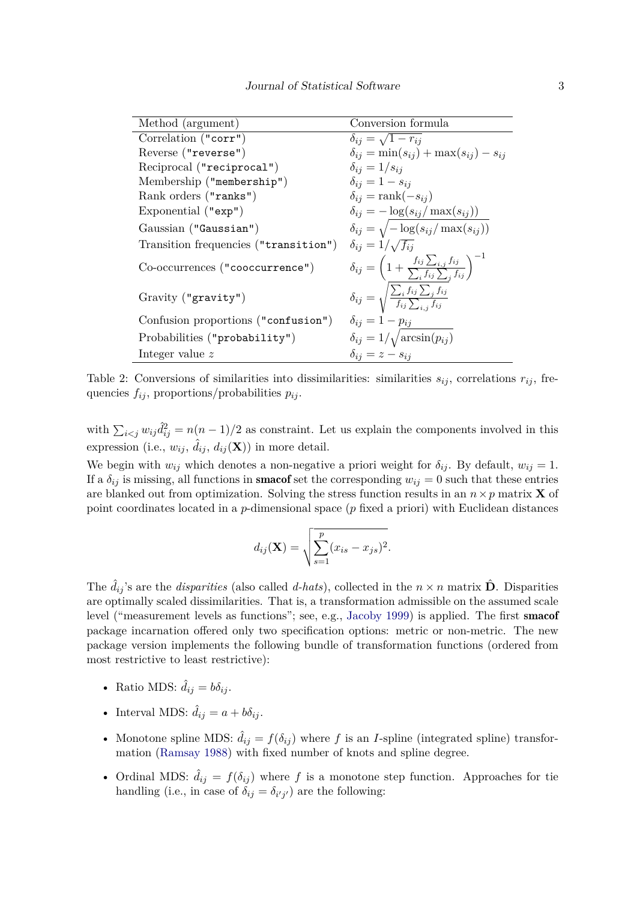| Method (argument) | Conversion formula |
|---|---|
| Correlation ("corr") | $\delta_{ij} = \sqrt{1 - r_{ij}}$ |
| Reverse ("reverse") | $\delta_{ij} = \min(s_{ij}) + \max(s_{ij}) - s_{ij}$ |
| Reciprocal ("reciprocal") | $\delta_{ij} = 1/s_{ij}$ |
| Membership ("membership") | $\delta_{ij} = 1 - s_{ij}$ |
| Rank orders ("ranks") | $\delta_{ij} = \text{rank}(-s_{ij})$ |
| Exponential ("exp") | $\delta_{ij} = -\log(s_{ij}/\max(s_{ij}))$ |
| Gaussian ("Gaussian") | $\delta_{ij} = \sqrt{-\log(s_{ij}/\max(s_{ij}))}$ |
| Transition frequencies ("transition") | $\delta_{ij} = 1/\sqrt{f_{ij}}$ |
| Co-occurrences ("cooccurrence") | $\delta_{ij} = \left(1 + \frac{f_{ij}\sum_{i,j} f_{ij}}{\sum_i f_{ij} \sum_j f_{ij}}\right)^{-1}$ |
| Gravity ("gravity") | $\delta_{ij} = \sqrt{\frac{\sum_i f_{ij} \sum_j f_{ij}}{f_{ij}\sum_{i,j} f_{ij}}}$ |
| Confusion proportions ("confusion") | $\delta_{ij} = 1 - p_{ij}$ |
| Probabilities ("probability") | $\delta_{ij} = 1/\sqrt{\arcsin(p_{ij})}$ |
| Integer value $z$ | $\delta_{ij} = z - s_{ij}$ |

Table 2: Conversions of similarities into dissimilarities: similarities $s_{ij}$, correlations $r_{ij}$, frequencies $f_{ij}$, proportions/probabilities $p_{ij}$.

with $\sum_{i<j} w_{ij}\hat{d}_{ij}^2 = n(n-1)/2$ as constraint. Let us explain the components involved in this expression (i.e., $w_{ij}$, $\hat{d}_{ij}$, $d_{ij}(\mathbf{X})$) in more detail.

We begin with $w_{ij}$ which denotes a non-negative a priori weight for $\delta_{ij}$. By default, $w_{ij} = 1$. If a $\delta_{ij}$ is missing, all functions in **smacof** set the corresponding $w_{ij} = 0$ such that these entries are blanked out from optimization. Solving the stress function results in an $n \times p$ matrix $\mathbf{X}$ of point coordinates located in a $p$-dimensional space ($p$ fixed a priori) with Euclidean distances

$$d_{ij}(\mathbf{X}) = \sqrt{\sum_{s=1}^{p}(x_{is} - x_{js})^2}.$$

The $\hat{d}_{ij}$'s are the *disparities* (also called *d-hats*), collected in the $n \times n$ matrix $\hat{\mathbf{D}}$. Disparities are optimally scaled dissimilarities. That is, a transformation admissible on the assumed scale level ("measurement levels as functions"; see, e.g., Jacoby 1999) is applied. The first **smacof** package incarnation offered only two specification options: metric or non-metric. The new package version implements the following bundle of transformation functions (ordered from most restrictive to least restrictive):

- Ratio MDS: $\hat{d}_{ij} = b\delta_{ij}$.
- Interval MDS: $\hat{d}_{ij} = a + b\delta_{ij}$.
- Monotone spline MDS: $\hat{d}_{ij} = f(\delta_{ij})$ where $f$ is an $I$-spline (integrated spline) transformation (Ramsay 1988) with fixed number of knots and spline degree.
- Ordinal MDS: $\hat{d}_{ij} = f(\delta_{ij})$ where $f$ is a monotone step function. Approaches for tie handling (i.e., in case of $\delta_{ij} = \delta_{i'j'}$) are the following: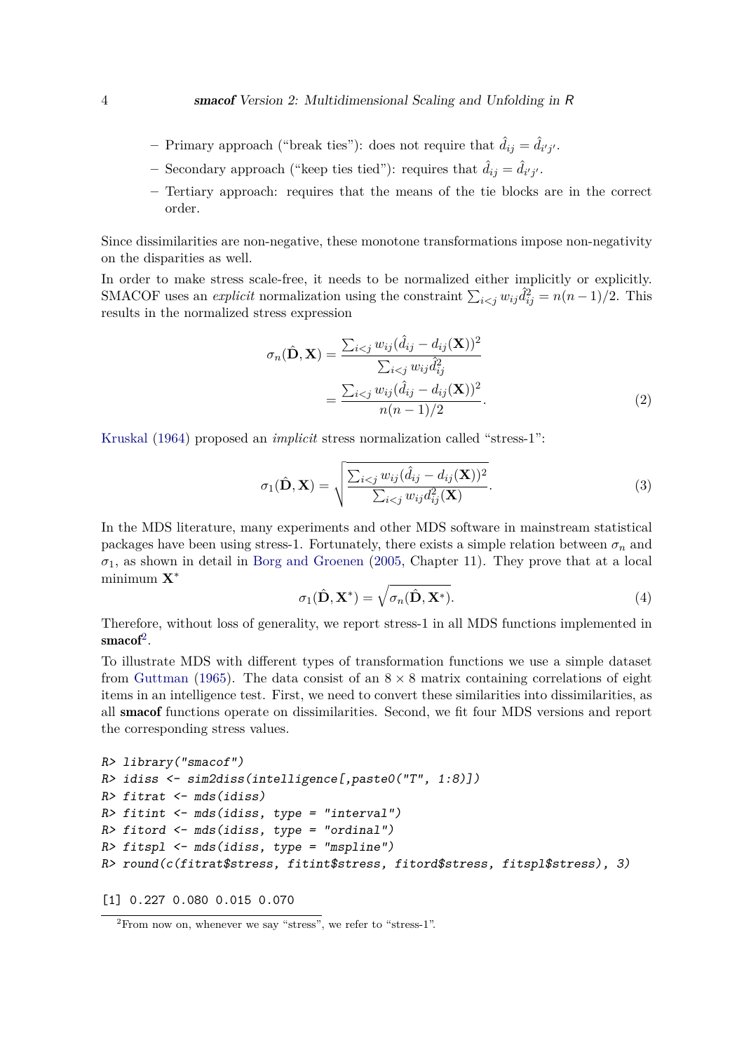- Primary approach ("break ties"): does not require that $\hat{d}_{ij} = \hat{d}_{i'j'}$.
- Secondary approach ("keep ties tied"): requires that $\hat{d}_{ij} = \hat{d}_{i'j'}$.
- Tertiary approach: requires that the means of the tie blocks are in the correct order.

Since dissimilarities are non-negative, these monotone transformations impose non-negativity on the disparities as well.

In order to make stress scale-free, it needs to be normalized either implicitly or explicitly. SMACOF uses an *explicit* normalization using the constraint $\sum_{i<j} w_{ij}\hat{d}_{ij}^2 = n(n-1)/2$. This results in the normalized stress expression

$$\sigma_n(\hat{\mathbf{D}}, \mathbf{X}) = \frac{\sum_{i<j} w_{ij}(\hat{d}_{ij} - d_{ij}(\mathbf{X}))^2}{\sum_{i<j} w_{ij}\hat{d}_{ij}^2} = \frac{\sum_{i<j} w_{ij}(\hat{d}_{ij} - d_{ij}(\mathbf{X}))^2}{n(n-1)/2}. \tag{2}$$

Kruskal (1964) proposed an *implicit* stress normalization called "stress-1":

$$\sigma_1(\hat{\mathbf{D}}, \mathbf{X}) = \sqrt{\frac{\sum_{i<j} w_{ij}(\hat{d}_{ij} - d_{ij}(\mathbf{X}))^2}{\sum_{i<j} w_{ij} d_{ij}^2(\mathbf{X})}}. \tag{3}$$

In the MDS literature, many experiments and other MDS software in mainstream statistical packages have been using stress-1. Fortunately, there exists a simple relation between $\sigma_n$ and $\sigma_1$, as shown in detail in Borg and Groenen (2005, Chapter 11). They prove that at a local minimum $\mathbf{X}^*$

$$\sigma_1(\hat{\mathbf{D}}, \mathbf{X}^*) = \sqrt{\sigma_n(\hat{\mathbf{D}}, \mathbf{X}^*)}. \tag{4}$$

Therefore, without loss of generality, we report stress-1 in all MDS functions implemented in **smacof**[2].

To illustrate MDS with different types of transformation functions we use a simple dataset from Guttman (1965). The data consist of an $8 \times 8$ matrix containing correlations of eight items in an intelligence test. First, we need to convert these similarities into dissimilarities, as all **smacof** functions operate on dissimilarities. Second, we fit four MDS versions and report the corresponding stress values.

```
R> library("smacof")
R> idiss <- sim2diss(intelligence[,paste0("T", 1:8)])
R> fitrat <- mds(idiss)
R> fitint <- mds(idiss, type = "interval")
R> fitord <- mds(idiss, type = "ordinal")
R> fitspl <- mds(idiss, type = "mspline")
R> round(c(fitrat$stress, fitint$stress, fitord$stress, fitspl$stress), 3)

[1] 0.227 0.080 0.015 0.070
```

[2] From now on, whenever we say "stress", we refer to "stress-1".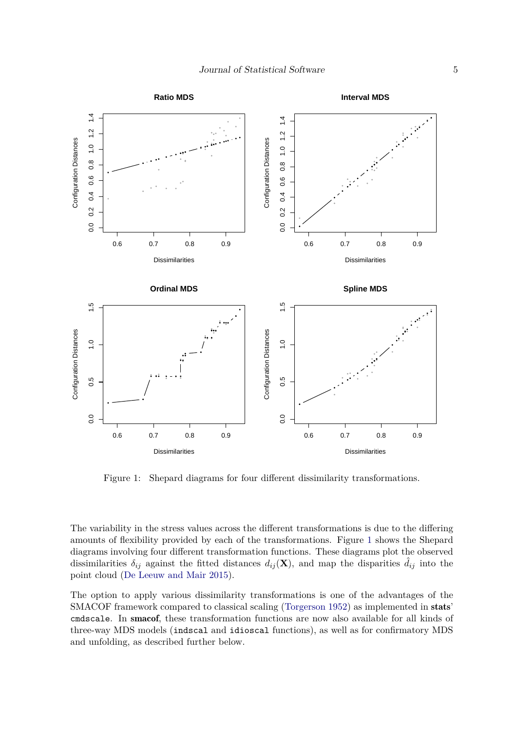Figure 1: Shepard diagrams for four different dissimilarity transformations.

The variability in the stress values across the different transformations is due to the differing amounts of flexibility provided by each of the transformations. Figure 1 shows the Shepard diagrams involving four different transformation functions. These diagrams plot the observed dissimilarities $\delta_{ij}$ against the fitted distances $d_{ij}(\mathbf{X})$, and map the disparities $\hat{d}_{ij}$ into the point cloud (De Leeuw and Mair 2015).

The option to apply various dissimilarity transformations is one of the advantages of the SMACOF framework compared to classical scaling (Torgerson 1952) as implemented in **stats**' `cmdscale`. In **smacof**, these transformation functions are now also available for all kinds of three-way MDS models (`indscal` and `idioscal` functions), as well as for confirmatory MDS and unfolding, as described further below.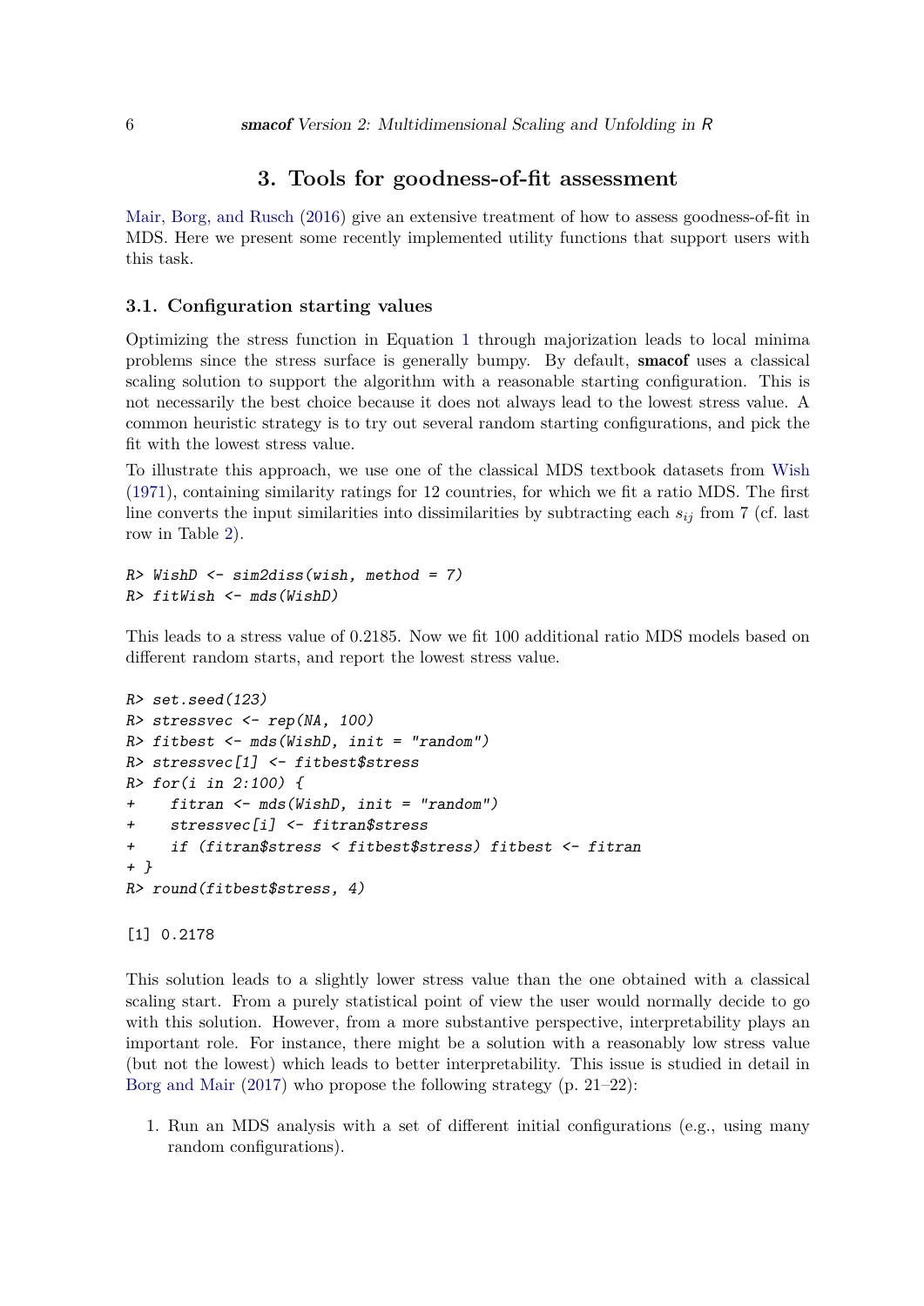# 3. Tools for goodness-of-fit assessment

Mair, Borg, and Rusch (2016) give an extensive treatment of how to assess goodness-of-fit in MDS. Here we present some recently implemented utility functions that support users with this task.

## 3.1. Configuration starting values

Optimizing the stress function in Equation 1 through majorization leads to local minima problems since the stress surface is generally bumpy. By default, **smacof** uses a classical scaling solution to support the algorithm with a reasonable starting configuration. This is not necessarily the best choice because it does not always lead to the lowest stress value. A common heuristic strategy is to try out several random starting configurations, and pick the fit with the lowest stress value.

To illustrate this approach, we use one of the classical MDS textbook datasets from Wish (1971), containing similarity ratings for 12 countries, for which we fit a ratio MDS. The first line converts the input similarities into dissimilarities by subtracting each $s_{ij}$ from 7 (cf. last row in Table 2).

```
R> WishD <- sim2diss(wish, method = 7)
R> fitWish <- mds(WishD)
```

This leads to a stress value of 0.2185. Now we fit 100 additional ratio MDS models based on different random starts, and report the lowest stress value.

```
R> set.seed(123)
R> stressvec <- rep(NA, 100)
R> fitbest <- mds(WishD, init = "random")
R> stressvec[1] <- fitbest$stress
R> for(i in 2:100) {
+    fitran <- mds(WishD, init = "random")
+    stressvec[i] <- fitran$stress
+    if (fitran$stress < fitbest$stress) fitbest <- fitran
+ }
R> round(fitbest$stress, 4)
```

```
[1] 0.2178
```

This solution leads to a slightly lower stress value than the one obtained with a classical scaling start. From a purely statistical point of view the user would normally decide to go with this solution. However, from a more substantive perspective, interpretability plays an important role. For instance, there might be a solution with a reasonably low stress value (but not the lowest) which leads to better interpretability. This issue is studied in detail in Borg and Mair (2017) who propose the following strategy (p. 21–22):

1. Run an MDS analysis with a set of different initial configurations (e.g., using many random configurations).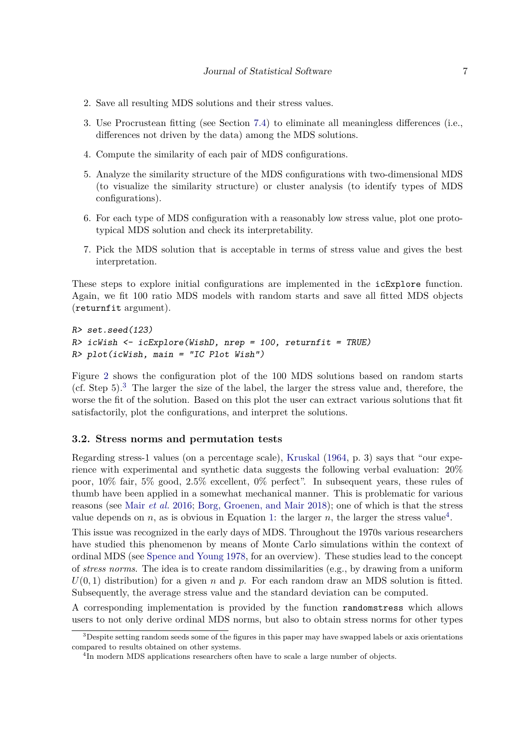2. Save all resulting MDS solutions and their stress values.
3. Use Procrustean fitting (see Section 7.4) to eliminate all meaningless differences (i.e., differences not driven by the data) among the MDS solutions.
4. Compute the similarity of each pair of MDS configurations.
5. Analyze the similarity structure of the MDS configurations with two-dimensional MDS (to visualize the similarity structure) or cluster analysis (to identify types of MDS configurations).
6. For each type of MDS configuration with a reasonably low stress value, plot one prototypical MDS solution and check its interpretability.
7. Pick the MDS solution that is acceptable in terms of stress value and gives the best interpretation.

These steps to explore initial configurations are implemented in the `icExplore` function. Again, we fit 100 ratio MDS models with random starts and save all fitted MDS objects (`returnfit` argument).

```
R> set.seed(123)
R> icWish <- icExplore(WishD, nrep = 100, returnfit = TRUE)
R> plot(icWish, main = "IC Plot Wish")
```

Figure 2 shows the configuration plot of the 100 MDS solutions based on random starts (cf. Step 5).[3] The larger the size of the label, the larger the stress value and, therefore, the worse the fit of the solution. Based on this plot the user can extract various solutions that fit satisfactorily, plot the configurations, and interpret the solutions.

### 3.2. Stress norms and permutation tests

Regarding stress-1 values (on a percentage scale), Kruskal (1964, p. 3) says that "our experience with experimental and synthetic data suggests the following verbal evaluation: 20% poor, 10% fair, 5% good, 2.5% excellent, 0% perfect". In subsequent years, these rules of thumb have been applied in a somewhat mechanical manner. This is problematic for various reasons (see Mair *et al.* 2016; Borg, Groenen, and Mair 2018); one of which is that the stress value depends on $n$, as is obvious in Equation 1: the larger $n$, the larger the stress value[4].

This issue was recognized in the early days of MDS. Throughout the 1970s various researchers have studied this phenomenon by means of Monte Carlo simulations within the context of ordinal MDS (see Spence and Young 1978, for an overview). These studies lead to the concept of *stress norms*. The idea is to create random dissimilarities (e.g., by drawing from a uniform $U(0, 1)$ distribution) for a given $n$ and $p$. For each random draw an MDS solution is fitted. Subsequently, the average stress value and the standard deviation can be computed.

A corresponding implementation is provided by the function `randomstress` which allows users to not only derive ordinal MDS norms, but also to obtain stress norms for other types

[3] Despite setting random seeds some of the figures in this paper may have swapped labels or axis orientations compared to results obtained on other systems.

[4] In modern MDS applications researchers often have to scale a large number of objects.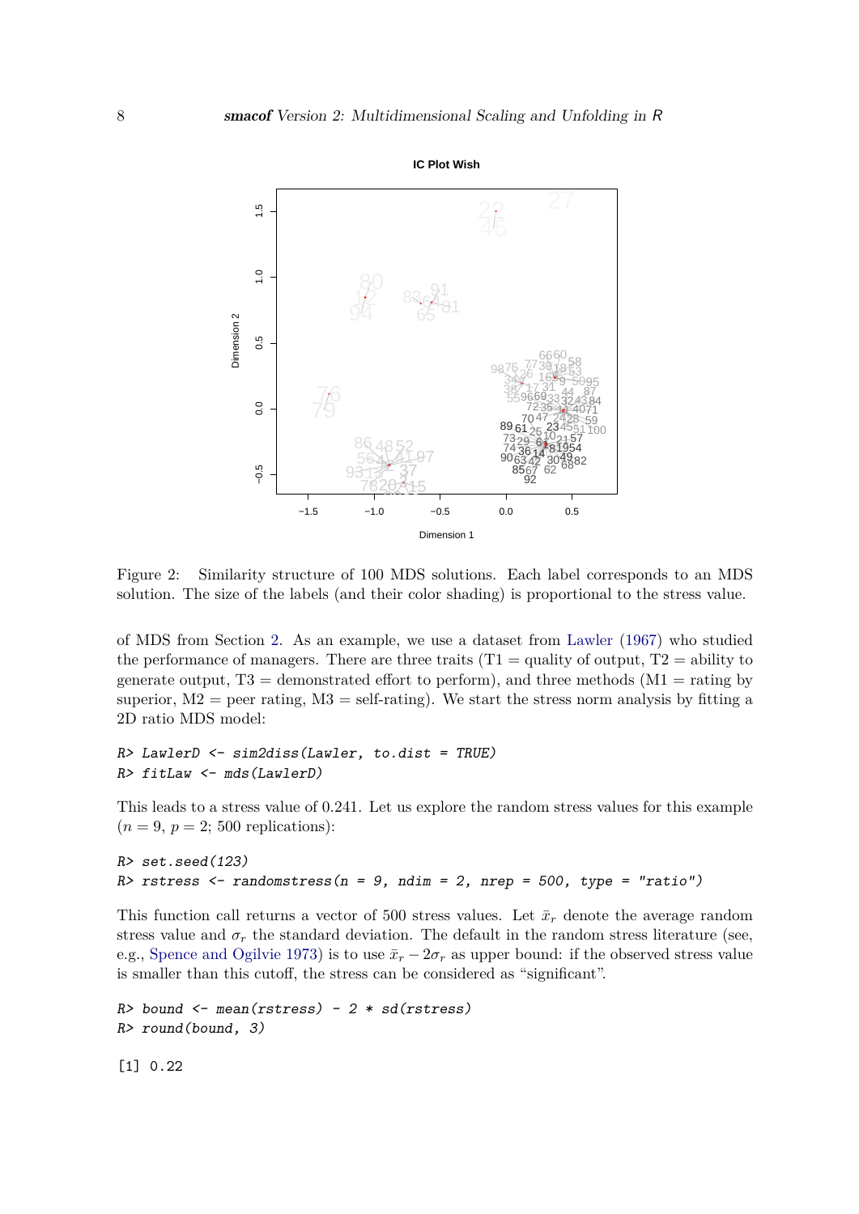Figure 2: Similarity structure of 100 MDS solutions. Each label corresponds to an MDS solution. The size of the labels (and their color shading) is proportional to the stress value.

of MDS from Section 2. As an example, we use a dataset from Lawler (1967) who studied the performance of managers. There are three traits (T1 = quality of output, T2 = ability to generate output, T3 = demonstrated effort to perform), and three methods (M1 = rating by superior, M2 = peer rating, M3 = self-rating). We start the stress norm analysis by fitting a 2D ratio MDS model:

```
R> LawlerD <- sim2diss(Lawler, to.dist = TRUE)
R> fitLaw <- mds(LawlerD)
```

This leads to a stress value of 0.241. Let us explore the random stress values for this example ($n = 9$, $p = 2$; 500 replications):

```
R> set.seed(123)
R> rstress <- randomstress(n = 9, ndim = 2, nrep = 500, type = "ratio")
```

This function call returns a vector of 500 stress values. Let $\bar{x}_r$ denote the average random stress value and $\sigma_r$ the standard deviation. The default in the random stress literature (see, e.g., Spence and Ogilvie 1973) is to use $\bar{x}_r - 2\sigma_r$ as upper bound: if the observed stress value is smaller than this cutoff, the stress can be considered as "significant".

```
R> bound <- mean(rstress) - 2 * sd(rstress)
R> round(bound, 3)

[1] 0.22
```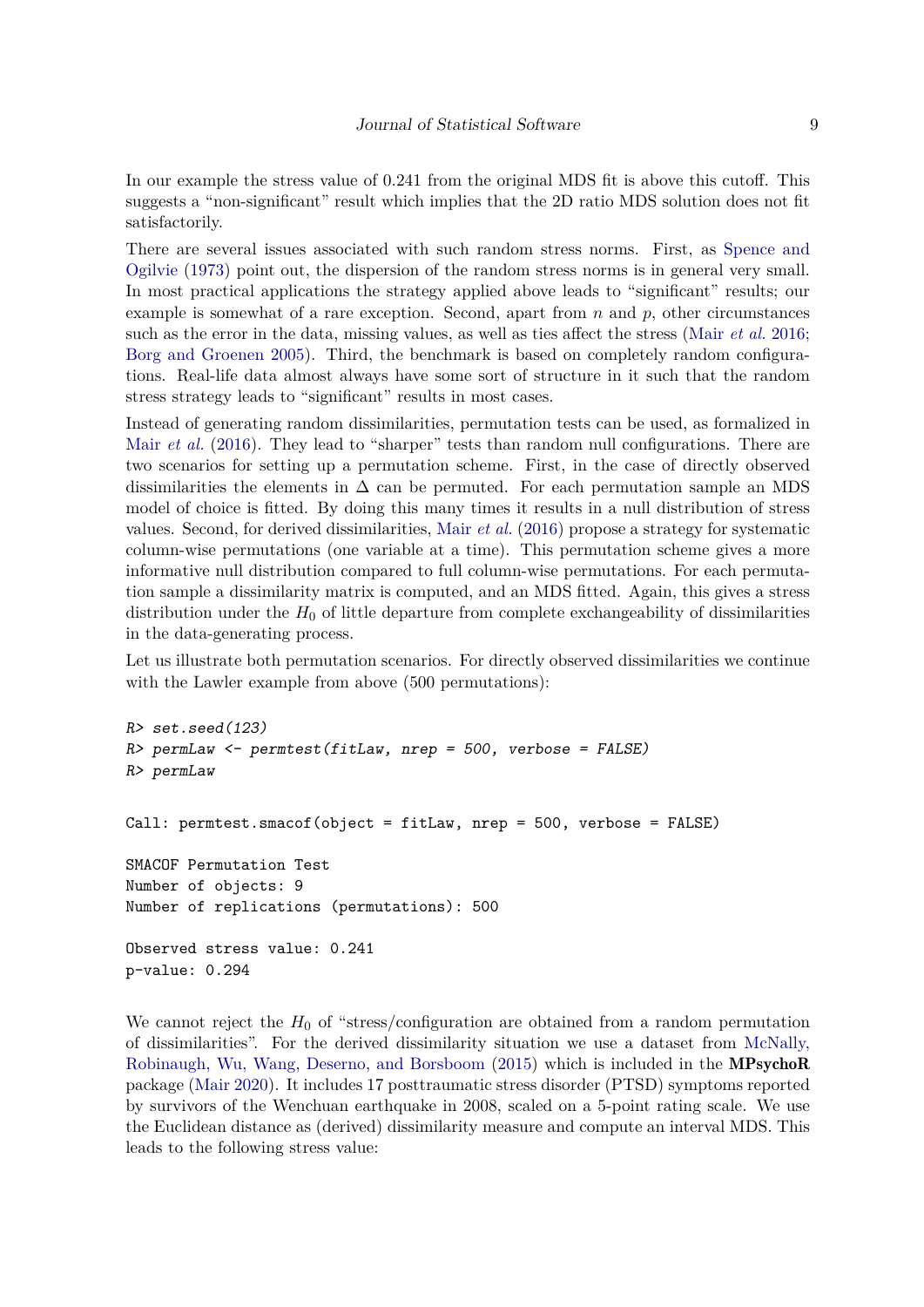In our example the stress value of 0.241 from the original MDS fit is above this cutoff. This suggests a "non-significant" result which implies that the 2D ratio MDS solution does not fit satisfactorily.

There are several issues associated with such random stress norms. First, as Spence and Ogilvie (1973) point out, the dispersion of the random stress norms is in general very small. In most practical applications the strategy applied above leads to "significant" results; our example is somewhat of a rare exception. Second, apart from $n$ and $p$, other circumstances such as the error in the data, missing values, as well as ties affect the stress (Mair *et al.* 2016; Borg and Groenen 2005). Third, the benchmark is based on completely random configurations. Real-life data almost always have some sort of structure in it such that the random stress strategy leads to "significant" results in most cases.

Instead of generating random dissimilarities, permutation tests can be used, as formalized in Mair *et al.* (2016). They lead to "sharper" tests than random null configurations. There are two scenarios for setting up a permutation scheme. First, in the case of directly observed dissimilarities the elements in $\Delta$ can be permuted. For each permutation sample an MDS model of choice is fitted. By doing this many times it results in a null distribution of stress values. Second, for derived dissimilarities, Mair *et al.* (2016) propose a strategy for systematic column-wise permutations (one variable at a time). This permutation scheme gives a more informative null distribution compared to full column-wise permutations. For each permutation sample a dissimilarity matrix is computed, and an MDS fitted. Again, this gives a stress distribution under the $H_0$ of little departure from complete exchangeability of dissimilarities in the data-generating process.

Let us illustrate both permutation scenarios. For directly observed dissimilarities we continue with the Lawler example from above (500 permutations):

```
R> set.seed(123)
R> permLaw <- permtest(fitLaw, nrep = 500, verbose = FALSE)
R> permLaw

Call: permtest.smacof(object = fitLaw, nrep = 500, verbose = FALSE)

SMACOF Permutation Test
Number of objects: 9
Number of replications (permutations): 500

Observed stress value: 0.241
p-value: 0.294
```

We cannot reject the $H_0$ of "stress/configuration are obtained from a random permutation of dissimilarities". For the derived dissimilarity situation we use a dataset from McNally, Robinaugh, Wu, Wang, Deserno, and Borsboom (2015) which is included in the **MPsychoR** package (Mair 2020). It includes 17 posttraumatic stress disorder (PTSD) symptoms reported by survivors of the Wenchuan earthquake in 2008, scaled on a 5-point rating scale. We use the Euclidean distance as (derived) dissimilarity measure and compute an interval MDS. This leads to the following stress value: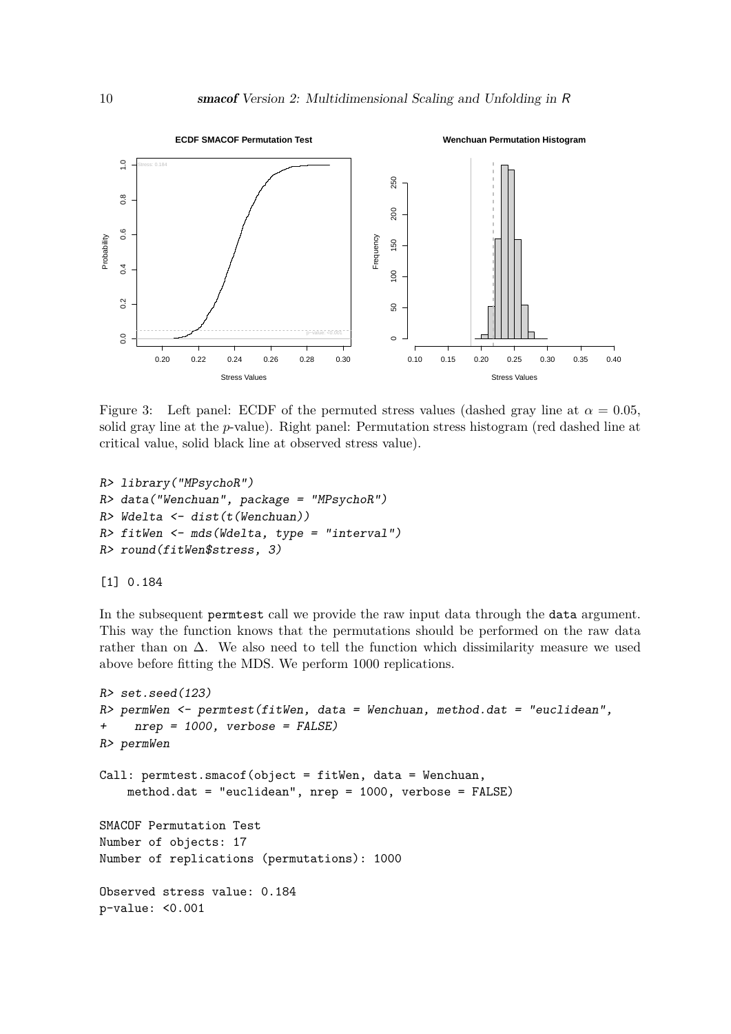Figure 3: Left panel: ECDF of the permuted stress values (dashed gray line at $\alpha = 0.05$, solid gray line at the $p$-value). Right panel: Permutation stress histogram (red dashed line at critical value, solid black line at observed stress value).

```
R> library("MPsychoR")
R> data("Wenchuan", package = "MPsychoR")
R> Wdelta <- dist(t(Wenchuan))
R> fitWen <- mds(Wdelta, type = "interval")
R> round(fitWen$stress, 3)

[1] 0.184
```

In the subsequent `permtest` call we provide the raw input data through the `data` argument. This way the function knows that the permutations should be performed on the raw data rather than on $\Delta$. We also need to tell the function which dissimilarity measure we used above before fitting the MDS. We perform 1000 replications.

```
R> set.seed(123)
R> permWen <- permtest(fitWen, data = Wenchuan, method.dat = "euclidean",
+    nrep = 1000, verbose = FALSE)
R> permWen

Call: permtest.smacof(object = fitWen, data = Wenchuan,
    method.dat = "euclidean", nrep = 1000, verbose = FALSE)

SMACOF Permutation Test
Number of objects: 17
Number of replications (permutations): 1000

Observed stress value: 0.184
p-value: <0.001
```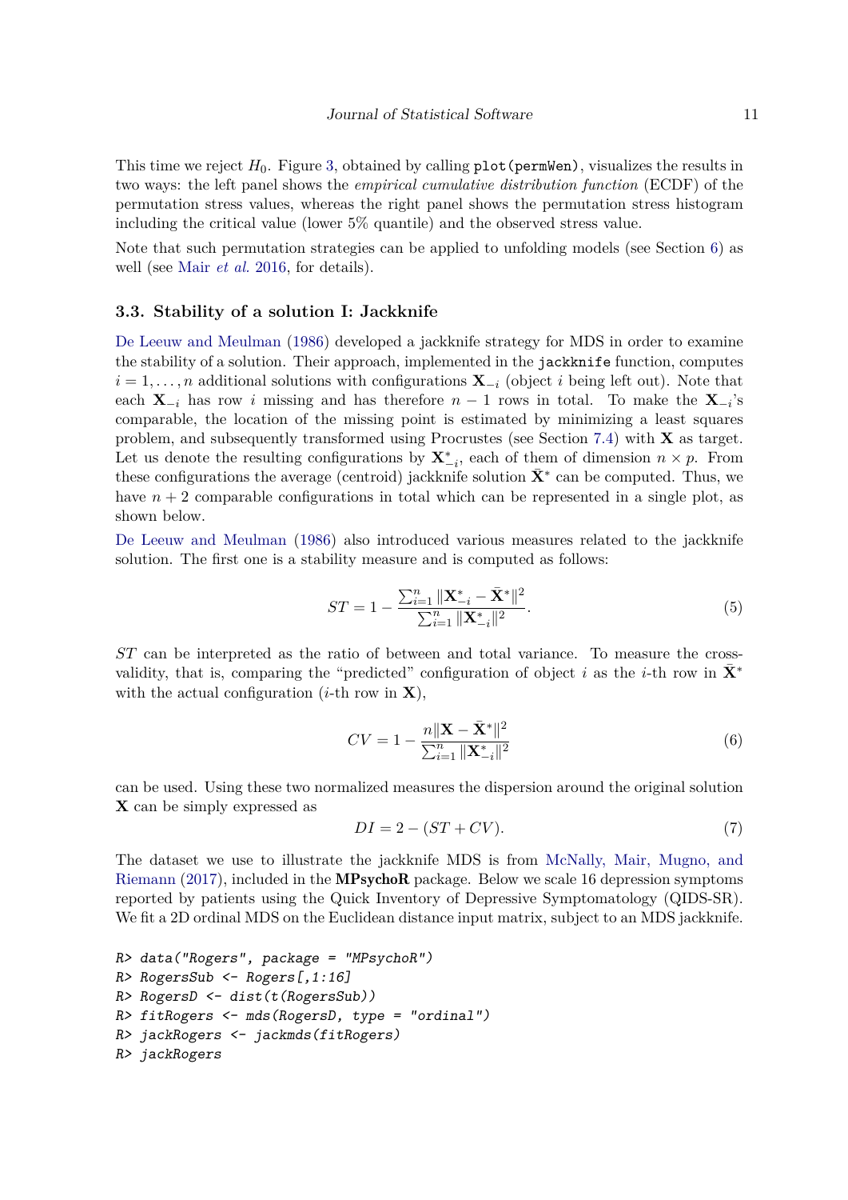This time we reject $H_0$. Figure 3, obtained by calling `plot(permWen)`, visualizes the results in two ways: the left panel shows the *empirical cumulative distribution function* (ECDF) of the permutation stress values, whereas the right panel shows the permutation stress histogram including the critical value (lower 5% quantile) and the observed stress value.

Note that such permutation strategies can be applied to unfolding models (see Section 6) as well (see Mair *et al.* 2016, for details).

### 3.3. Stability of a solution I: Jackknife

De Leeuw and Meulman (1986) developed a jackknife strategy for MDS in order to examine the stability of a solution. Their approach, implemented in the `jackknife` function, computes $i = 1, \ldots, n$ additional solutions with configurations $\mathbf{X}_{-i}$ (object $i$ being left out). Note that each $\mathbf{X}_{-i}$ has row $i$ missing and has therefore $n-1$ rows in total. To make the $\mathbf{X}_{-i}$'s comparable, the location of the missing point is estimated by minimizing a least squares problem, and subsequently transformed using Procrustes (see Section 7.4) with $\mathbf{X}$ as target. Let us denote the resulting configurations by $\mathbf{X}^*_{-i}$, each of them of dimension $n \times p$. From these configurations the average (centroid) jackknife solution $\bar{\mathbf{X}}^*$ can be computed. Thus, we have $n+2$ comparable configurations in total which can be represented in a single plot, as shown below.

De Leeuw and Meulman (1986) also introduced various measures related to the jackknife solution. The first one is a stability measure and is computed as follows:

$$ST = 1 - \frac{\sum_{i=1}^n \|\mathbf{X}^*_{-i} - \bar{\mathbf{X}}^*\|^2}{\sum_{i=1}^n \|\mathbf{X}^*_{-i}\|^2}. \tag{5}$$

$ST$ can be interpreted as the ratio of between and total variance. To measure the cross-validity, that is, comparing the "predicted" configuration of object $i$ as the $i$-th row in $\bar{\mathbf{X}}^*$ with the actual configuration ($i$-th row in $\mathbf{X}$),

$$CV = 1 - \frac{n\|\mathbf{X} - \bar{\mathbf{X}}^*\|^2}{\sum_{i=1}^n \|\mathbf{X}^*_{-i}\|^2} \tag{6}$$

can be used. Using these two normalized measures the dispersion around the original solution $\mathbf{X}$ can be simply expressed as

$$DI = 2 - (ST + CV). \tag{7}$$

The dataset we use to illustrate the jackknife MDS is from McNally, Mair, Mugno, and Riemann (2017), included in the **MPsychoR** package. Below we scale 16 depression symptoms reported by patients using the Quick Inventory of Depressive Symptomatology (QIDS-SR). We fit a 2D ordinal MDS on the Euclidean distance input matrix, subject to an MDS jackknife.

```
R> data("Rogers", package = "MPsychoR")
R> RogersSub <- Rogers[,1:16]
R> RogersD <- dist(t(RogersSub))
R> fitRogers <- mds(RogersD, type = "ordinal")
R> jackRogers <- jackmds(fitRogers)
R> jackRogers
```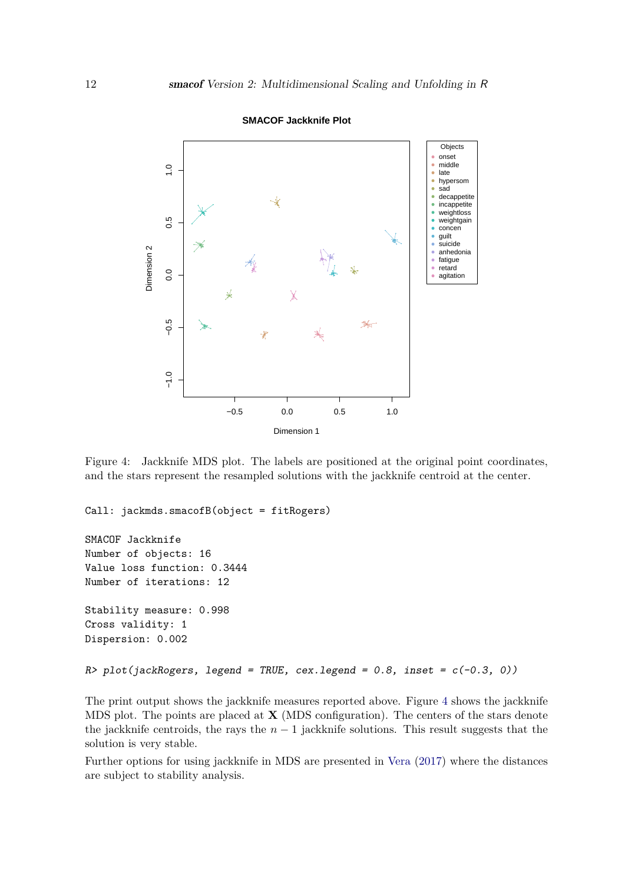Figure 4: Jackknife MDS plot. The labels are positioned at the original point coordinates, and the stars represent the resampled solutions with the jackknife centroid at the center.

```
Call: jackmds.smacofB(object = fitRogers)

SMACOF Jackknife
Number of objects: 16
Value loss function: 0.3444
Number of iterations: 12

Stability measure: 0.998
Cross validity: 1
Dispersion: 0.002
```

```
R> plot(jackRogers, legend = TRUE, cex.legend = 0.8, inset = c(-0.3, 0))
```

The print output shows the jackknife measures reported above. Figure 4 shows the jackknife MDS plot. The points are placed at $\mathbf{X}$ (MDS configuration). The centers of the stars denote the jackknife centroids, the rays the $n - 1$ jackknife solutions. This result suggests that the solution is very stable.

Further options for using jackknife in MDS are presented in Vera (2017) where the distances are subject to stability analysis.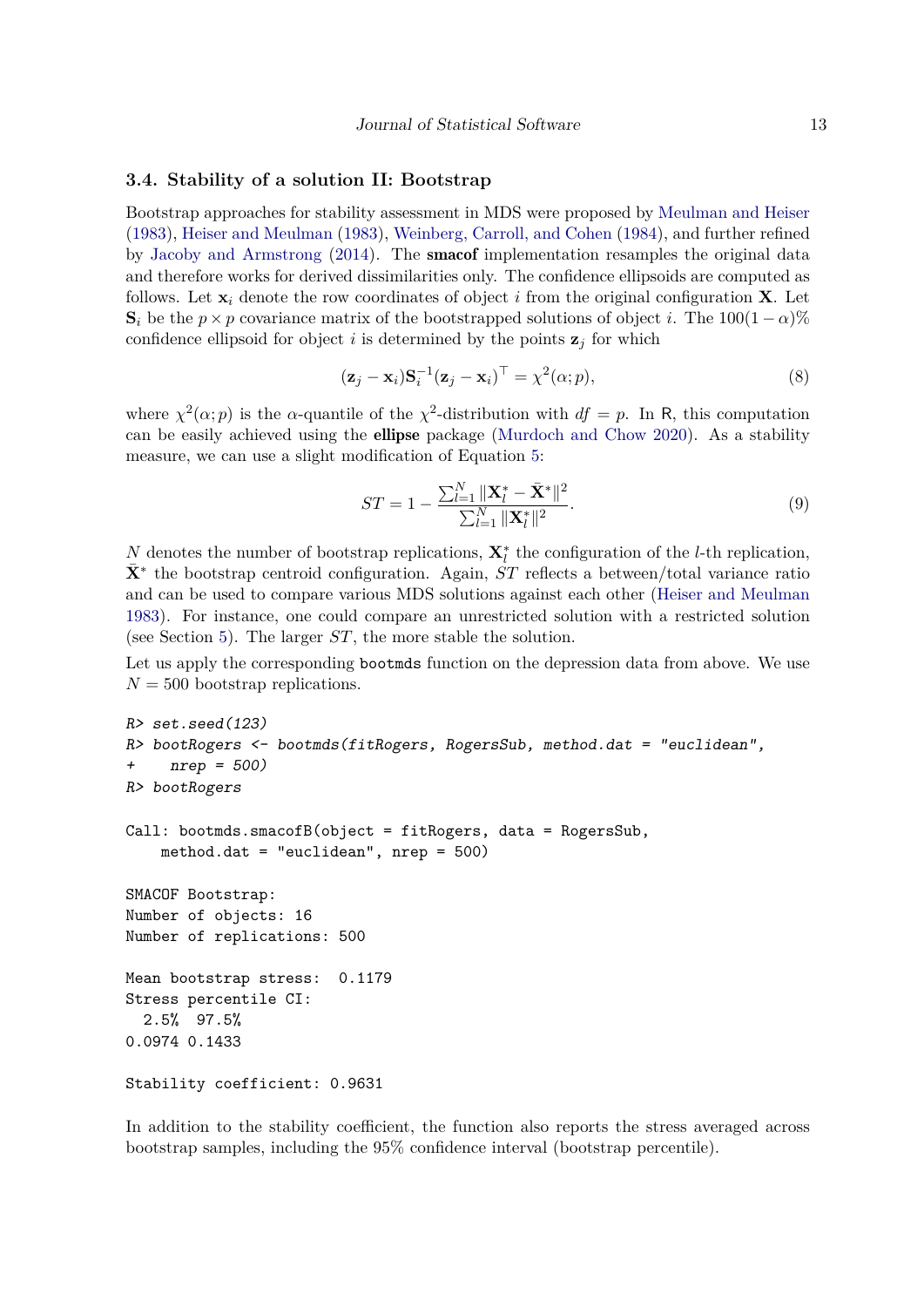### 3.4. Stability of a solution II: Bootstrap

Bootstrap approaches for stability assessment in MDS were proposed by Meulman and Heiser (1983), Heiser and Meulman (1983), Weinberg, Carroll, and Cohen (1984), and further refined by Jacoby and Armstrong (2014). The **smacof** implementation resamples the original data and therefore works for derived dissimilarities only. The confidence ellipsoids are computed as follows. Let $\mathbf{x}_i$ denote the row coordinates of object $i$ from the original configuration $\mathbf{X}$. Let $\mathbf{S}_i$ be the $p \times p$ covariance matrix of the bootstrapped solutions of object $i$. The $100(1-\alpha)\%$ confidence ellipsoid for object $i$ is determined by the points $\mathbf{z}_j$ for which

$$(\mathbf{z}_j - \mathbf{x}_i)\mathbf{S}_i^{-1}(\mathbf{z}_j - \mathbf{x}_i)^\top = \chi^2(\alpha; p), \tag{8}$$

where $\chi^2(\alpha; p)$ is the $\alpha$-quantile of the $\chi^2$-distribution with $df = p$. In R, this computation can be easily achieved using the **ellipse** package (Murdoch and Chow 2020). As a stability measure, we can use a slight modification of Equation 5:

$$ST = 1 - \frac{\sum_{l=1}^{N} \|\mathbf{X}_l^* - \bar{\mathbf{X}}^*\|^2}{\sum_{l=1}^{N} \|\mathbf{X}_l^*\|^2}. \tag{9}$$

$N$ denotes the number of bootstrap replications, $\mathbf{X}_l^*$ the configuration of the $l$-th replication, $\bar{\mathbf{X}}^*$ the bootstrap centroid configuration. Again, $ST$ reflects a between/total variance ratio and can be used to compare various MDS solutions against each other (Heiser and Meulman 1983). For instance, one could compare an unrestricted solution with a restricted solution (see Section 5). The larger $ST$, the more stable the solution.

Let us apply the corresponding `bootmds` function on the depression data from above. We use $N = 500$ bootstrap replications.

```
R> set.seed(123)
R> bootRogers <- bootmds(fitRogers, RogersSub, method.dat = "euclidean",
+    nrep = 500)
R> bootRogers

Call: bootmds.smacofB(object = fitRogers, data = RogersSub,
    method.dat = "euclidean", nrep = 500)

SMACOF Bootstrap:
Number of objects: 16
Number of replications: 500

Mean bootstrap stress:  0.1179
Stress percentile CI:
  2.5%  97.5%
0.0974 0.1433

Stability coefficient: 0.9631
```

In addition to the stability coefficient, the function also reports the stress averaged across bootstrap samples, including the 95% confidence interval (bootstrap percentile).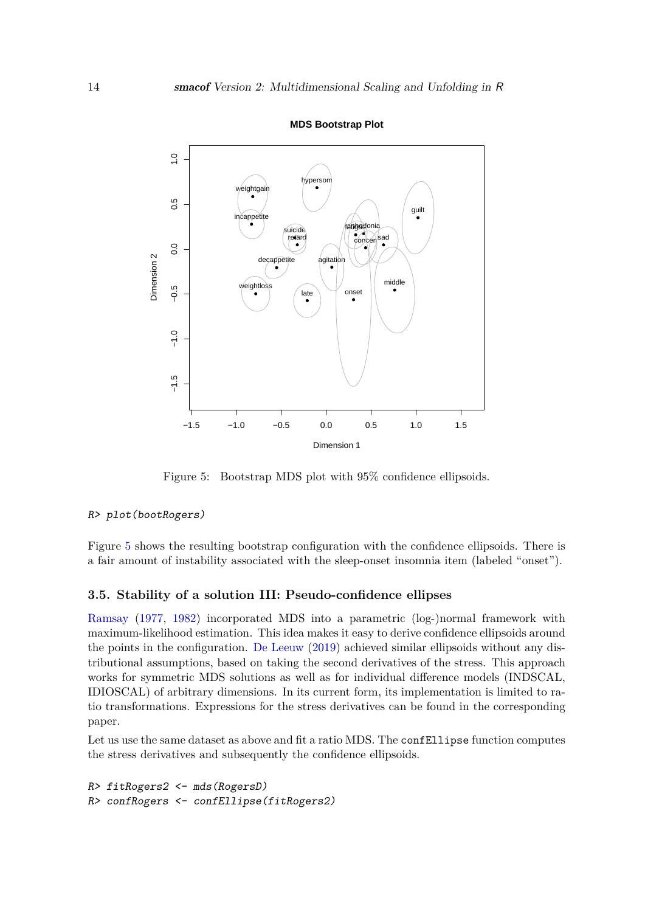Figure 5: Bootstrap MDS plot with 95% confidence ellipsoids.

```
R> plot(bootRogers)
```

Figure 5 shows the resulting bootstrap configuration with the confidence ellipsoids. There is a fair amount of instability associated with the sleep-onset insomnia item (labeled "onset").

### 3.5. Stability of a solution III: Pseudo-confidence ellipses

Ramsay (1977, 1982) incorporated MDS into a parametric (log-)normal framework with maximum-likelihood estimation. This idea makes it easy to derive confidence ellipsoids around the points in the configuration. De Leeuw (2019) achieved similar ellipsoids without any distributional assumptions, based on taking the second derivatives of the stress. This approach works for symmetric MDS solutions as well as for individual difference models (INDSCAL, IDIOSCAL) of arbitrary dimensions. In its current form, its implementation is limited to ratio transformations. Expressions for the stress derivatives can be found in the corresponding paper.

Let us use the same dataset as above and fit a ratio MDS. The `confEllipse` function computes the stress derivatives and subsequently the confidence ellipsoids.

```
R> fitRogers2 <- mds(RogersD)
R> confRogers <- confEllipse(fitRogers2)
```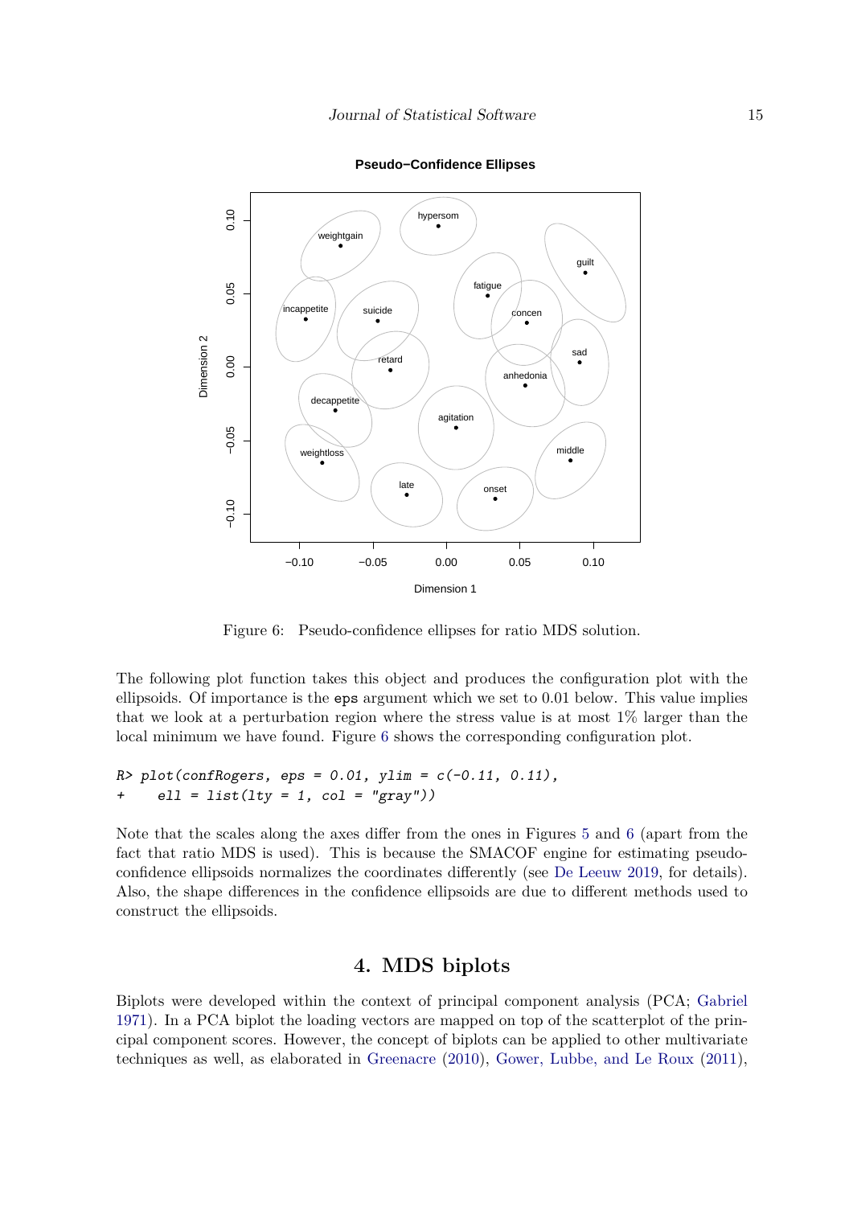Figure 6: Pseudo-confidence ellipses for ratio MDS solution.

The following plot function takes this object and produces the configuration plot with the ellipsoids. Of importance is the `eps` argument which we set to 0.01 below. This value implies that we look at a perturbation region where the stress value is at most 1% larger than the local minimum we have found. Figure 6 shows the corresponding configuration plot.

```
R> plot(confRogers, eps = 0.01, ylim = c(-0.11, 0.11),
+     ell = list(lty = 1, col = "gray"))
```

Note that the scales along the axes differ from the ones in Figures 5 and 6 (apart from the fact that ratio MDS is used). This is because the SMACOF engine for estimating pseudo-confidence ellipsoids normalizes the coordinates differently (see De Leeuw 2019, for details). Also, the shape differences in the confidence ellipsoids are due to different methods used to construct the ellipsoids.

## 4. MDS biplots

Biplots were developed within the context of principal component analysis (PCA; Gabriel 1971). In a PCA biplot the loading vectors are mapped on top of the scatterplot of the principal component scores. However, the concept of biplots can be applied to other multivariate techniques as well, as elaborated in Greenacre (2010), Gower, Lubbe, and Le Roux (2011),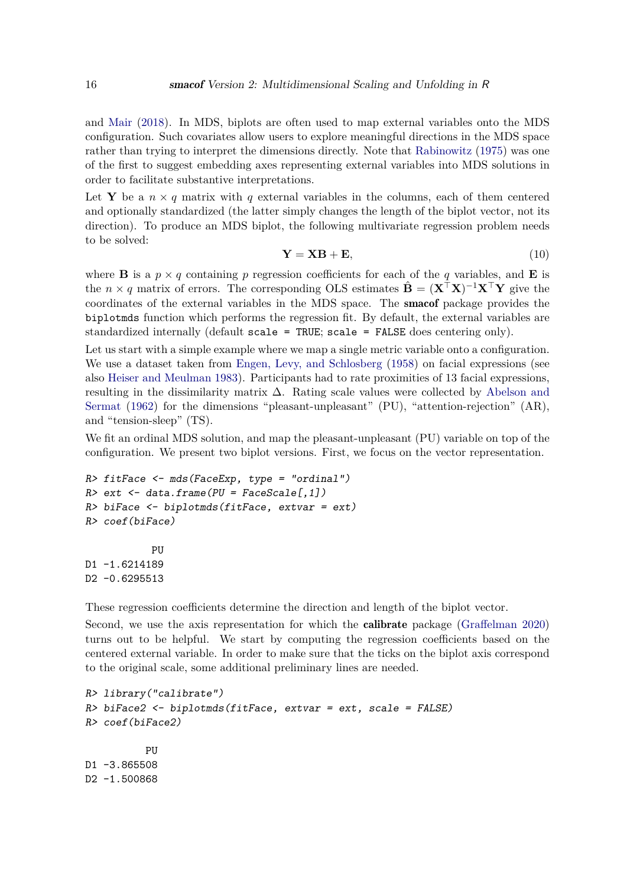and Mair (2018). In MDS, biplots are often used to map external variables onto the MDS configuration. Such covariates allow users to explore meaningful directions in the MDS space rather than trying to interpret the dimensions directly. Note that Rabinowitz (1975) was one of the first to suggest embedding axes representing external variables into MDS solutions in order to facilitate substantive interpretations.

Let $\mathbf{Y}$ be a $n \times q$ matrix with $q$ external variables in the columns, each of them centered and optionally standardized (the latter simply changes the length of the biplot vector, not its direction). To produce an MDS biplot, the following multivariate regression problem needs to be solved:

$$\mathbf{Y} = \mathbf{X}\mathbf{B} + \mathbf{E}, \tag{10}$$

where $\mathbf{B}$ is a $p \times q$ containing $p$ regression coefficients for each of the $q$ variables, and $\mathbf{E}$ is the $n \times q$ matrix of errors. The corresponding OLS estimates $\hat{\mathbf{B}} = (\mathbf{X}^\top\mathbf{X})^{-1}\mathbf{X}^\top\mathbf{Y}$ give the coordinates of the external variables in the MDS space. The **smacof** package provides the `biplotmds` function which performs the regression fit. By default, the external variables are standardized internally (default `scale = TRUE`; `scale = FALSE` does centering only).

Let us start with a simple example where we map a single metric variable onto a configuration. We use a dataset taken from Engen, Levy, and Schlosberg (1958) on facial expressions (see also Heiser and Meulman 1983). Participants had to rate proximities of 13 facial expressions, resulting in the dissimilarity matrix $\Delta$. Rating scale values were collected by Abelson and Sermat (1962) for the dimensions "pleasant-unpleasant" (PU), "attention-rejection" (AR), and "tension-sleep" (TS).

We fit an ordinal MDS solution, and map the pleasant-unpleasant (PU) variable on top of the configuration. We present two biplot versions. First, we focus on the vector representation.

```
R> fitFace <- mds(FaceExp, type = "ordinal")
R> ext <- data.frame(PU = FaceScale[,1])
R> biFace <- biplotmds(fitFace, extvar = ext)
R> coef(biFace)

           PU
D1 -1.6214189
D2 -0.6295513
```

These regression coefficients determine the direction and length of the biplot vector.

Second, we use the axis representation for which the **calibrate** package (Graffelman 2020) turns out to be helpful. We start by computing the regression coefficients based on the centered external variable. In order to make sure that the ticks on the biplot axis correspond to the original scale, some additional preliminary lines are needed.

```
R> library("calibrate")
R> biFace2 <- biplotmds(fitFace, extvar = ext, scale = FALSE)
R> coef(biFace2)

          PU
D1 -3.865508
D2 -1.500868
```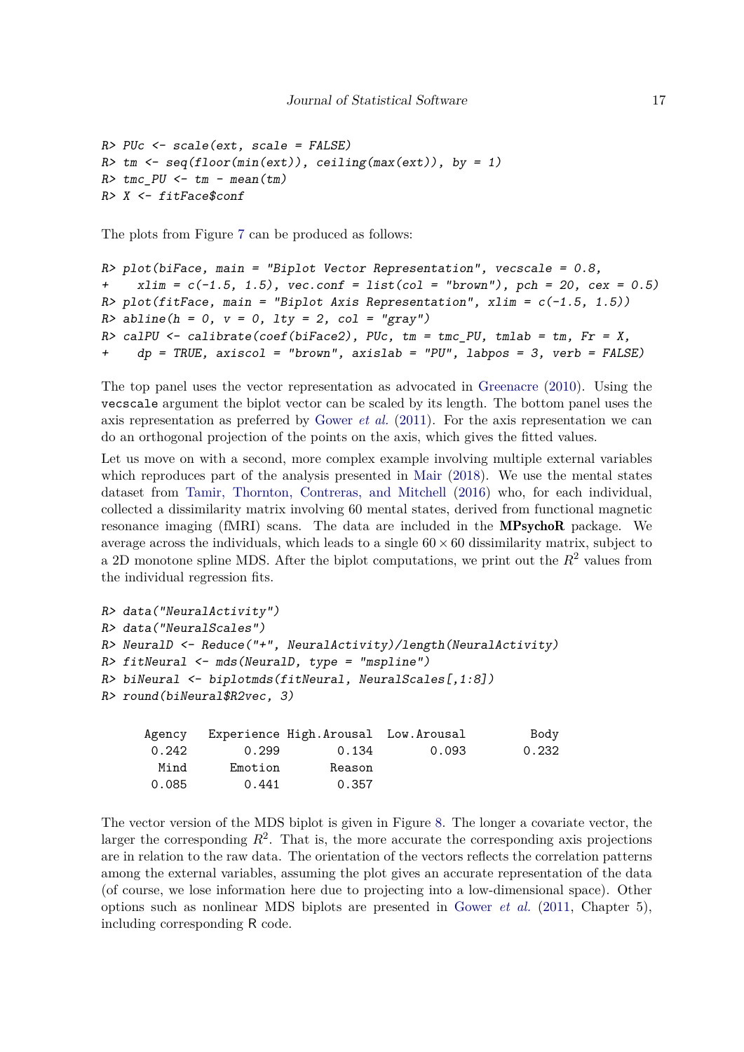```
R> PUc <- scale(ext, scale = FALSE)
R> tm <- seq(floor(min(ext)), ceiling(max(ext)), by = 1)
R> tmc_PU <- tm - mean(tm)
R> X <- fitFace$conf
```

The plots from Figure 7 can be produced as follows:

```
R> plot(biFace, main = "Biplot Vector Representation", vecscale = 0.8,
+    xlim = c(-1.5, 1.5), vec.conf = list(col = "brown"), pch = 20, cex = 0.5)
R> plot(fitFace, main = "Biplot Axis Representation", xlim = c(-1.5, 1.5))
R> abline(h = 0, v = 0, lty = 2, col = "gray")
R> calPU <- calibrate(coef(biFace2), PUc, tm = tmc_PU, tmlab = tm, Fr = X,
+    dp = TRUE, axiscol = "brown", axislab = "PU", labpos = 3, verb = FALSE)
```

The top panel uses the vector representation as advocated in Greenacre (2010). Using the `vecscale` argument the biplot vector can be scaled by its length. The bottom panel uses the axis representation as preferred by Gower *et al.* (2011). For the axis representation we can do an orthogonal projection of the points on the axis, which gives the fitted values.

Let us move on with a second, more complex example involving multiple external variables which reproduces part of the analysis presented in Mair (2018). We use the mental states dataset from Tamir, Thornton, Contreras, and Mitchell (2016) who, for each individual, collected a dissimilarity matrix involving 60 mental states, derived from functional magnetic resonance imaging (fMRI) scans. The data are included in the **MPsychoR** package. We average across the individuals, which leads to a single $60 \times 60$ dissimilarity matrix, subject to a 2D monotone spline MDS. After the biplot computations, we print out the $R^2$ values from the individual regression fits.

```
R> data("NeuralActivity")
R> data("NeuralScales")
R> NeuralD <- Reduce("+", NeuralActivity)/length(NeuralActivity)
R> fitNeural <- mds(NeuralD, type = "mspline")
R> biNeural <- biplotmds(fitNeural, NeuralScales[,1:8])
R> round(biNeural$R2vec, 3)

     Agency  Experience High.Arousal  Low.Arousal         Body
      0.242       0.299        0.134        0.093        0.232
       Mind     Emotion       Reason
      0.085       0.441        0.357
```

The vector version of the MDS biplot is given in Figure 8. The longer a covariate vector, the larger the corresponding $R^2$. That is, the more accurate the corresponding axis projections are in relation to the raw data. The orientation of the vectors reflects the correlation patterns among the external variables, assuming the plot gives an accurate representation of the data (of course, we lose information here due to projecting into a low-dimensional space). Other options such as nonlinear MDS biplots are presented in Gower *et al.* (2011, Chapter 5), including corresponding R code.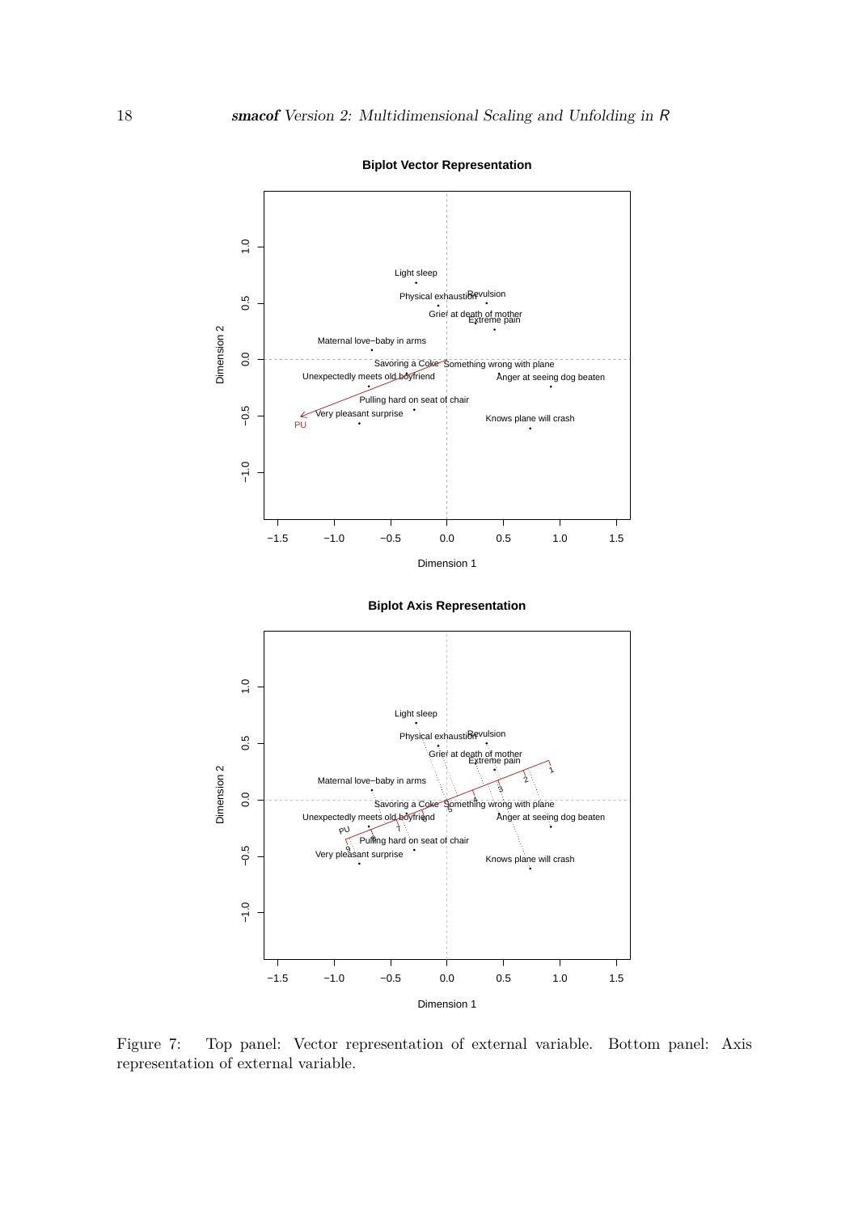Figure 7: Top panel: Vector representation of external variable. Bottom panel: Axis representation of external variable.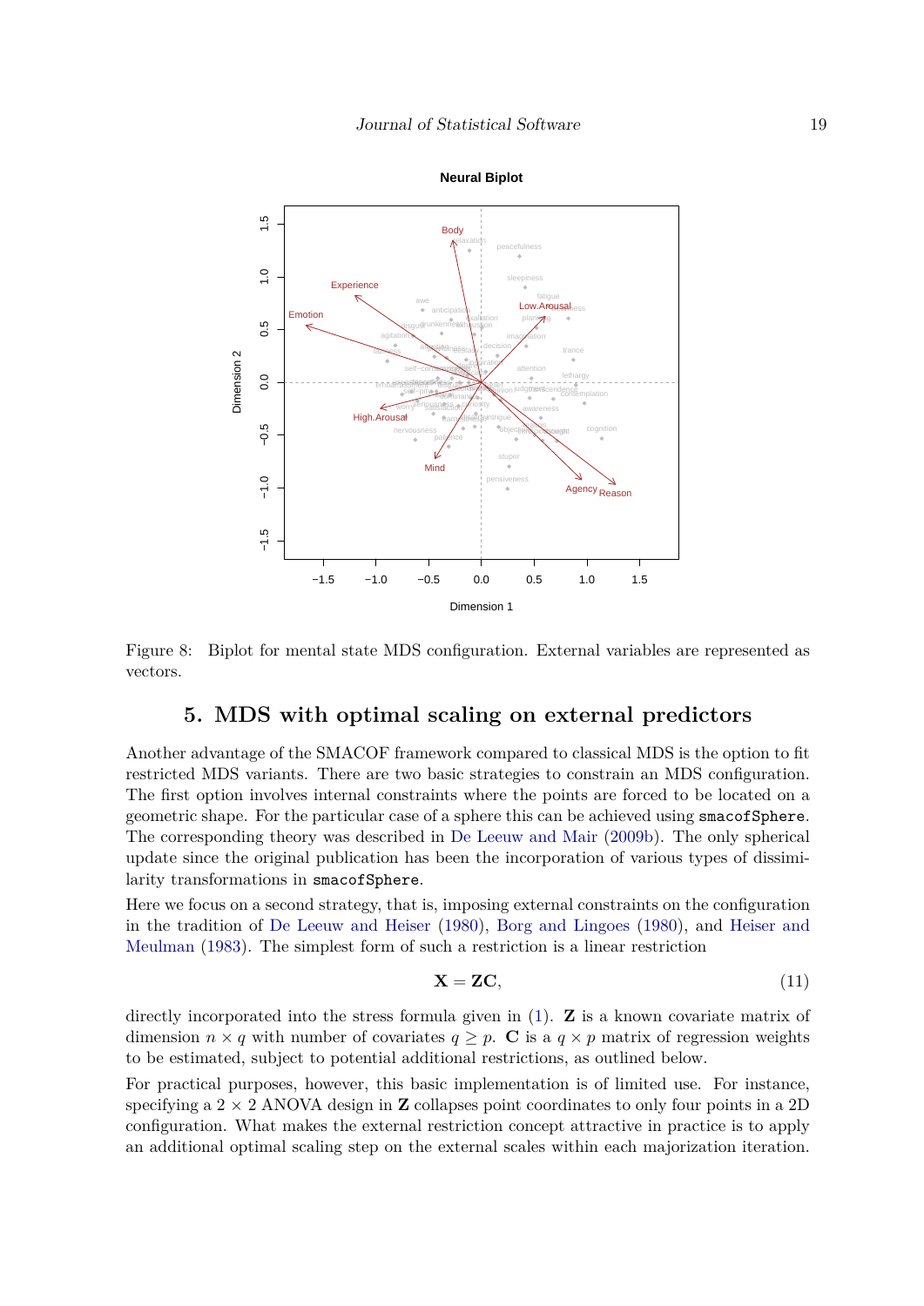Figure 8: Biplot for mental state MDS configuration. External variables are represented as vectors.

## 5. MDS with optimal scaling on external predictors

Another advantage of the SMACOF framework compared to classical MDS is the option to fit restricted MDS variants. There are two basic strategies to constrain an MDS configuration. The first option involves internal constraints where the points are forced to be located on a geometric shape. For the particular case of a sphere this can be achieved using `smacofSphere`. The corresponding theory was described in De Leeuw and Mair (2009b). The only spherical update since the original publication has been the incorporation of various types of dissimilarity transformations in `smacofSphere`.

Here we focus on a second strategy, that is, imposing external constraints on the configuration in the tradition of De Leeuw and Heiser (1980), Borg and Lingoes (1980), and Heiser and Meulman (1983). The simplest form of such a restriction is a linear restriction

$$\mathbf{X} = \mathbf{ZC}, \tag{11}$$

directly incorporated into the stress formula given in (1). $\mathbf{Z}$ is a known covariate matrix of dimension $n \times q$ with number of covariates $q \geq p$. $\mathbf{C}$ is a $q \times p$ matrix of regression weights to be estimated, subject to potential additional restrictions, as outlined below.

For practical purposes, however, this basic implementation is of limited use. For instance, specifying a $2 \times 2$ ANOVA design in $\mathbf{Z}$ collapses point coordinates to only four points in a 2D configuration. What makes the external restriction concept attractive in practice is to apply an additional optimal scaling step on the external scales within each majorization iteration.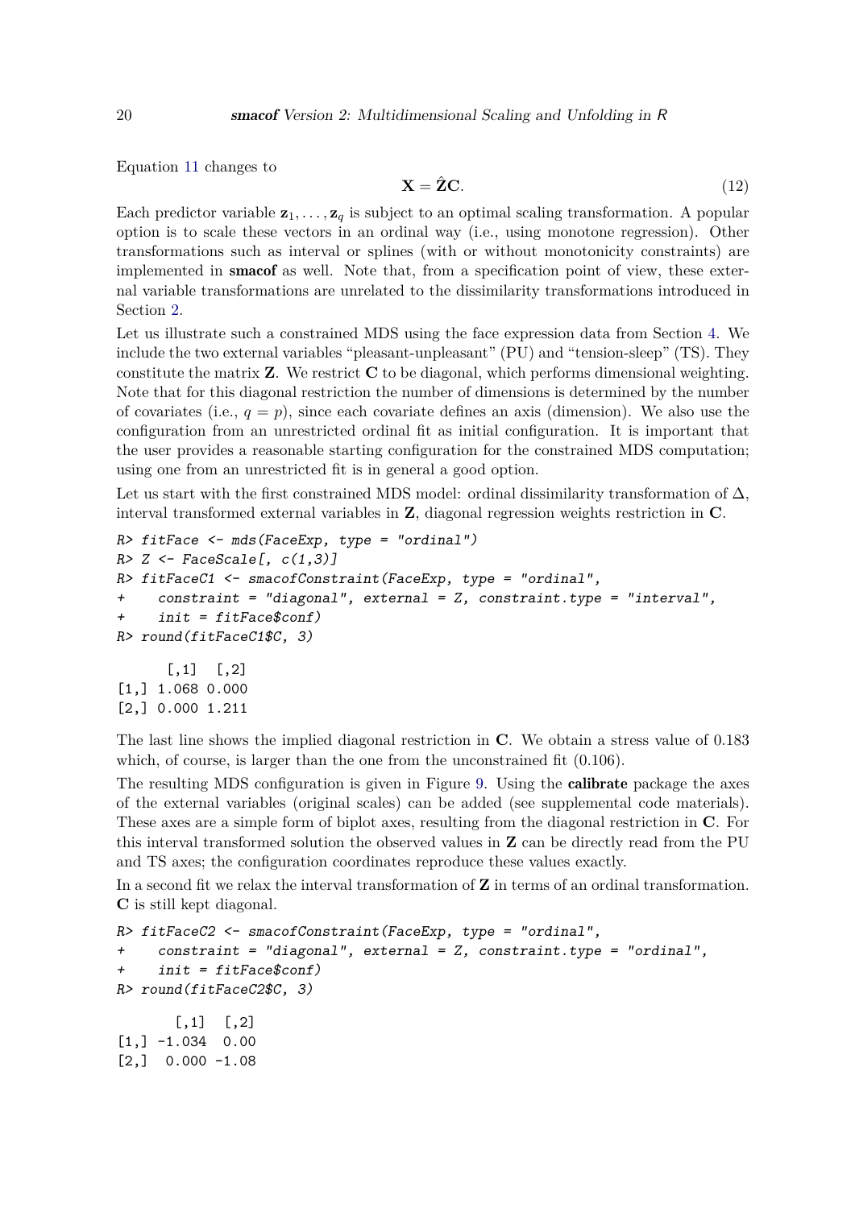Equation 11 changes to

$$\mathbf{X} = \hat{\mathbf{Z}}\mathbf{C}. \tag{12}$$

Each predictor variable $\mathbf{z}_1, \ldots, \mathbf{z}_q$ is subject to an optimal scaling transformation. A popular option is to scale these vectors in an ordinal way (i.e., using monotone regression). Other transformations such as interval or splines (with or without monotonicity constraints) are implemented in **smacof** as well. Note that, from a specification point of view, these external variable transformations are unrelated to the dissimilarity transformations introduced in Section 2.

Let us illustrate such a constrained MDS using the face expression data from Section 4. We include the two external variables "pleasant-unpleasant" (PU) and "tension-sleep" (TS). They constitute the matrix $\mathbf{Z}$. We restrict $\mathbf{C}$ to be diagonal, which performs dimensional weighting. Note that for this diagonal restriction the number of dimensions is determined by the number of covariates (i.e., $q = p$), since each covariate defines an axis (dimension). We also use the configuration from an unrestricted ordinal fit as initial configuration. It is important that the user provides a reasonable starting configuration for the constrained MDS computation; using one from an unrestricted fit is in general a good option.

Let us start with the first constrained MDS model: ordinal dissimilarity transformation of $\Delta$, interval transformed external variables in $\mathbf{Z}$, diagonal regression weights restriction in $\mathbf{C}$.

```
R> fitFace <- mds(FaceExp, type = "ordinal")
R> Z <- FaceScale[, c(1,3)]
R> fitFaceC1 <- smacofConstraint(FaceExp, type = "ordinal",
+    constraint = "diagonal", external = Z, constraint.type = "interval",
+    init = fitFace$conf)
R> round(fitFaceC1$C, 3)
```

```
      [,1]  [,2]
[1,] 1.068 0.000
[2,] 0.000 1.211
```

The last line shows the implied diagonal restriction in $\mathbf{C}$. We obtain a stress value of 0.183 which, of course, is larger than the one from the unconstrained fit (0.106).

The resulting MDS configuration is given in Figure 9. Using the **calibrate** package the axes of the external variables (original scales) can be added (see supplemental code materials). These axes are a simple form of biplot axes, resulting from the diagonal restriction in $\mathbf{C}$. For this interval transformed solution the observed values in $\mathbf{Z}$ can be directly read from the PU and TS axes; the configuration coordinates reproduce these values exactly.

In a second fit we relax the interval transformation of $\mathbf{Z}$ in terms of an ordinal transformation. $\mathbf{C}$ is still kept diagonal.

```
R> fitFaceC2 <- smacofConstraint(FaceExp, type = "ordinal",
+    constraint = "diagonal", external = Z, constraint.type = "ordinal",
+    init = fitFace$conf)
R> round(fitFaceC2$C, 3)
```

```
       [,1]  [,2]
[1,] -1.034  0.00
[2,]  0.000 -1.08
```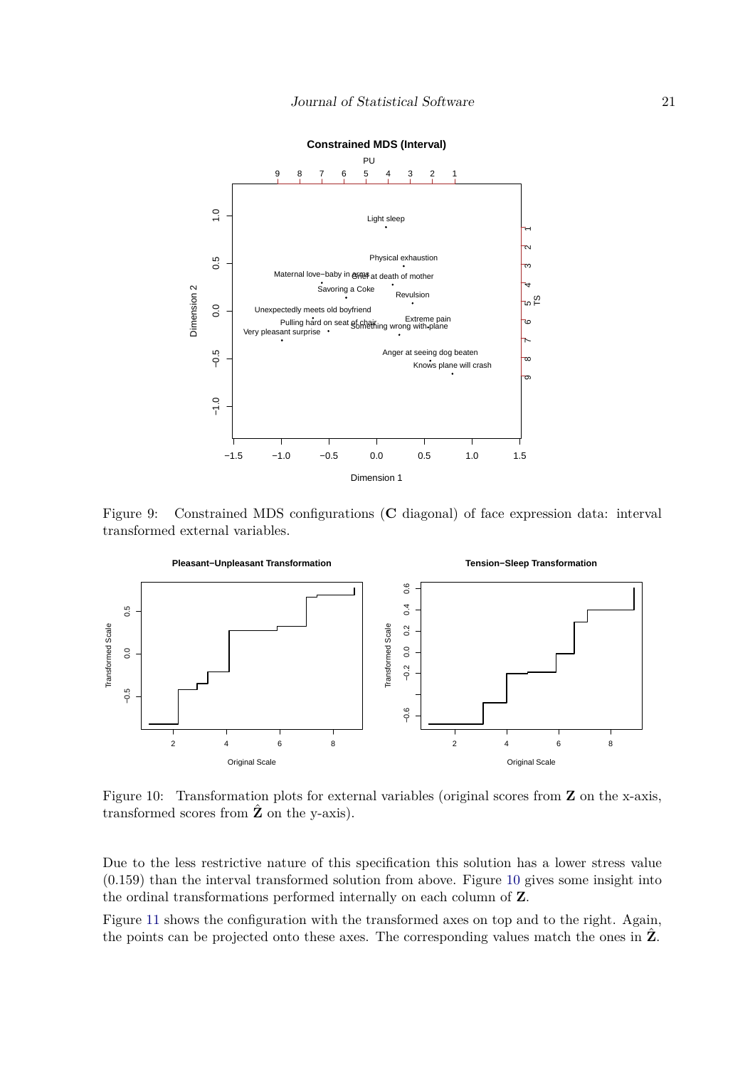Figure 9: Constrained MDS configurations (**C** diagonal) of face expression data: interval transformed external variables.

Figure 10: Transformation plots for external variables (original scores from **Z** on the x-axis, transformed scores from $\hat{\mathbf{Z}}$ on the y-axis).

Due to the less restrictive nature of this specification this solution has a lower stress value (0.159) than the interval transformed solution from above. Figure 10 gives some insight into the ordinal transformations performed internally on each column of **Z**.

Figure 11 shows the configuration with the transformed axes on top and to the right. Again, the points can be projected onto these axes. The corresponding values match the ones in $\hat{\mathbf{Z}}$.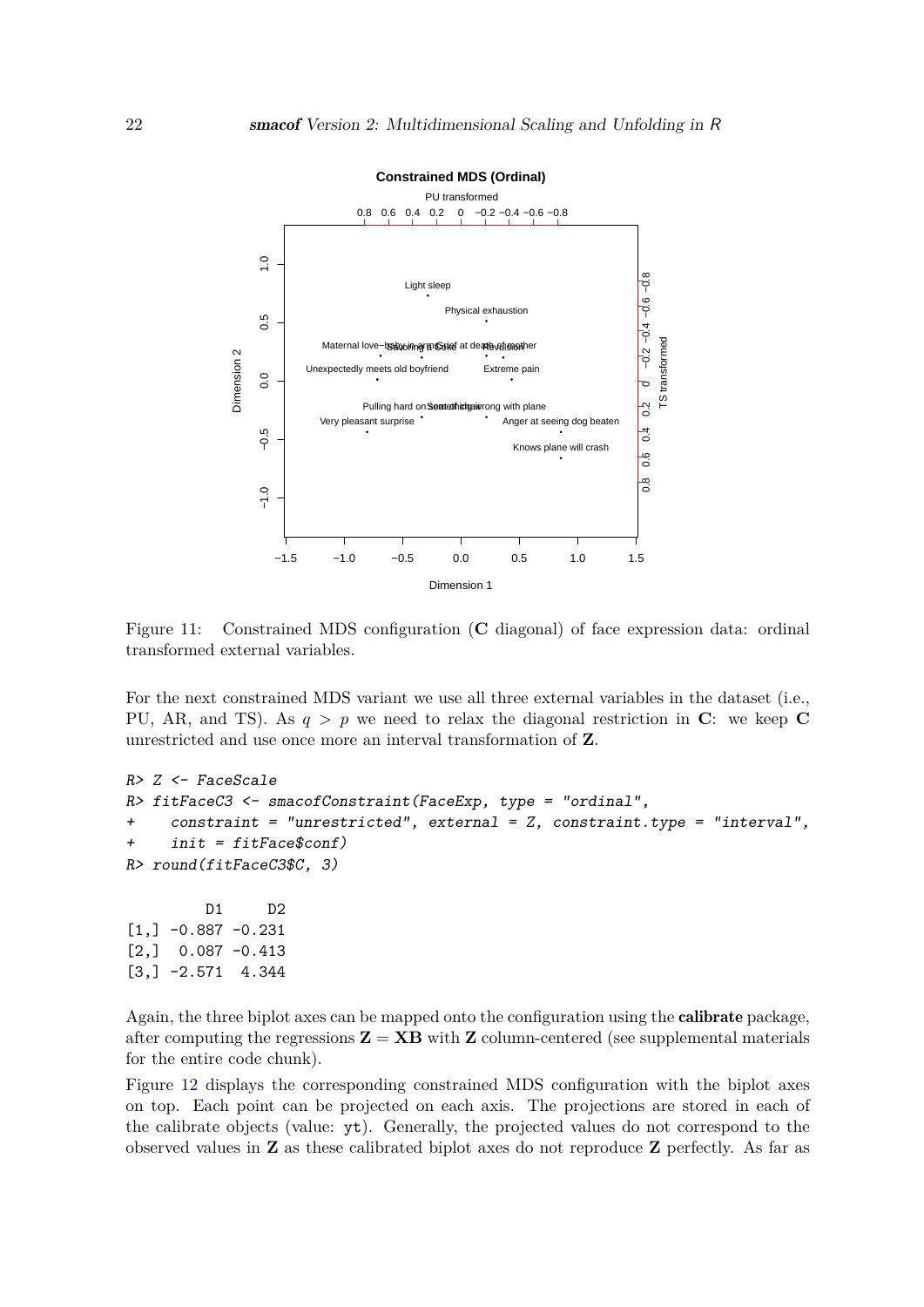Figure 11: Constrained MDS configuration (**C** diagonal) of face expression data: ordinal transformed external variables.

For the next constrained MDS variant we use all three external variables in the dataset (i.e., PU, AR, and TS). As $q > p$ we need to relax the diagonal restriction in **C**: we keep **C** unrestricted and use once more an interval transformation of **Z**.

```
R> Z <- FaceScale
R> fitFaceC3 <- smacofConstraint(FaceExp, type = "ordinal",
+    constraint = "unrestricted", external = Z, constraint.type = "interval",
+    init = fitFace$conf)
R> round(fitFaceC3$C, 3)

         D1     D2
[1,] -0.887 -0.231
[2,]  0.087 -0.413
[3,] -2.571  4.344
```

Again, the three biplot axes can be mapped onto the configuration using the **calibrate** package, after computing the regressions $\mathbf{Z} = \mathbf{XB}$ with $\mathbf{Z}$ column-centered (see supplemental materials for the entire code chunk).

Figure 12 displays the corresponding constrained MDS configuration with the biplot axes on top. Each point can be projected on each axis. The projections are stored in each of the calibrate objects (value: `yt`). Generally, the projected values do not correspond to the observed values in **Z** as these calibrated biplot axes do not reproduce **Z** perfectly. As far as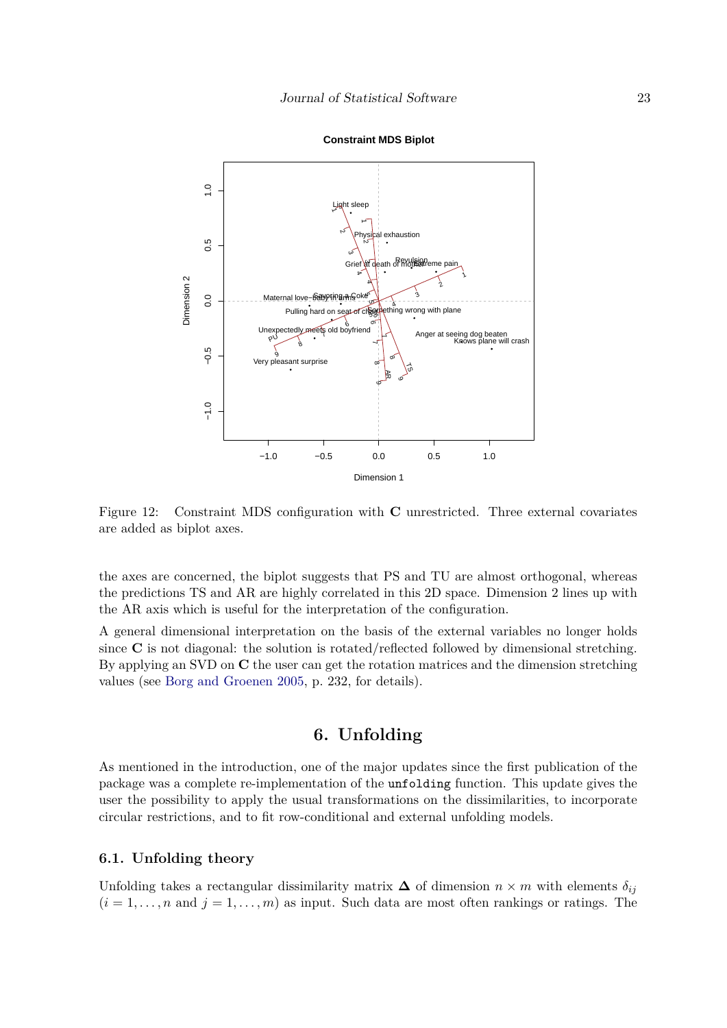Figure 12: Constraint MDS configuration with **C** unrestricted. Three external covariates are added as biplot axes.

the axes are concerned, the biplot suggests that PS and TU are almost orthogonal, whereas the predictions TS and AR are highly correlated in this 2D space. Dimension 2 lines up with the AR axis which is useful for the interpretation of the configuration.

A general dimensional interpretation on the basis of the external variables no longer holds since **C** is not diagonal: the solution is rotated/reflected followed by dimensional stretching. By applying an SVD on **C** the user can get the rotation matrices and the dimension stretching values (see Borg and Groenen 2005, p. 232, for details).

# 6. Unfolding

As mentioned in the introduction, one of the major updates since the first publication of the package was a complete re-implementation of the `unfolding` function. This update gives the user the possibility to apply the usual transformations on the dissimilarities, to incorporate circular restrictions, and to fit row-conditional and external unfolding models.

## 6.1. Unfolding theory

Unfolding takes a rectangular dissimilarity matrix $\mathbf{\Delta}$ of dimension $n \times m$ with elements $\delta_{ij}$ ($i = 1, \ldots, n$ and $j = 1, \ldots, m$) as input. Such data are most often rankings or ratings. The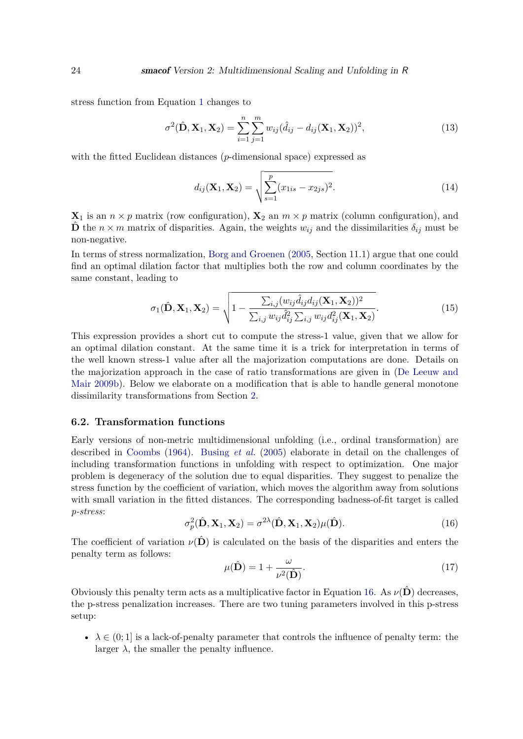stress function from Equation 1 changes to

$$\sigma^2(\hat{\mathbf{D}}, \mathbf{X}_1, \mathbf{X}_2) = \sum_{i=1}^{n} \sum_{j=1}^{m} w_{ij}(\hat{d}_{ij} - d_{ij}(\mathbf{X}_1, \mathbf{X}_2))^2, \tag{13}$$

with the fitted Euclidean distances ($p$-dimensional space) expressed as

$$d_{ij}(\mathbf{X}_1, \mathbf{X}_2) = \sqrt{\sum_{s=1}^{p} (x_{1is} - x_{2js})^2}. \tag{14}$$

$\mathbf{X}_1$ is an $n \times p$ matrix (row configuration), $\mathbf{X}_2$ an $m \times p$ matrix (column configuration), and $\hat{\mathbf{D}}$ the $n \times m$ matrix of disparities. Again, the weights $w_{ij}$ and the dissimilarities $\delta_{ij}$ must be non-negative.

In terms of stress normalization, Borg and Groenen (2005, Section 11.1) argue that one could find an optimal dilation factor that multiplies both the row and column coordinates by the same constant, leading to

$$\sigma_1(\hat{\mathbf{D}}, \mathbf{X}_1, \mathbf{X}_2) = \sqrt{1 - \frac{\sum_{i,j}(w_{ij}\hat{d}_{ij}d_{ij}(\mathbf{X}_1, \mathbf{X}_2))^2}{\sum_{i,j} w_{ij}\hat{d}_{ij}^2 \sum_{i,j} w_{ij}d_{ij}^2(\mathbf{X}_1, \mathbf{X}_2)}}. \tag{15}$$

This expression provides a short cut to compute the stress-1 value, given that we allow for an optimal dilation constant. At the same time it is a trick for interpretation in terms of the well known stress-1 value after all the majorization computations are done. Details on the majorization approach in the case of ratio transformations are given in (De Leeuw and Mair 2009b). Below we elaborate on a modification that is able to handle general monotone dissimilarity transformations from Section 2.

### 6.2. Transformation functions

Early versions of non-metric multidimensional unfolding (i.e., ordinal transformation) are described in Coombs (1964). Busing *et al.* (2005) elaborate in detail on the challenges of including transformation functions in unfolding with respect to optimization. One major problem is degeneracy of the solution due to equal disparities. They suggest to penalize the stress function by the coefficient of variation, which moves the algorithm away from solutions with small variation in the fitted distances. The corresponding badness-of-fit target is called *p-stress*:

$$\sigma_p^2(\hat{\mathbf{D}}, \mathbf{X}_1, \mathbf{X}_2) = \sigma^{2\lambda}(\hat{\mathbf{D}}, \mathbf{X}_1, \mathbf{X}_2)\mu(\hat{\mathbf{D}}). \tag{16}$$

The coefficient of variation $\nu(\hat{\mathbf{D}})$ is calculated on the basis of the disparities and enters the penalty term as follows:

$$\mu(\hat{\mathbf{D}}) = 1 + \frac{\omega}{\nu^2(\hat{\mathbf{D}})}. \tag{17}$$

Obviously this penalty term acts as a multiplicative factor in Equation 16. As $\nu(\hat{\mathbf{D}})$ decreases, the p-stress penalization increases. There are two tuning parameters involved in this p-stress setup:

- $\lambda \in (0; 1]$ is a lack-of-penalty parameter that controls the influence of penalty term: the larger $\lambda$, the smaller the penalty influence.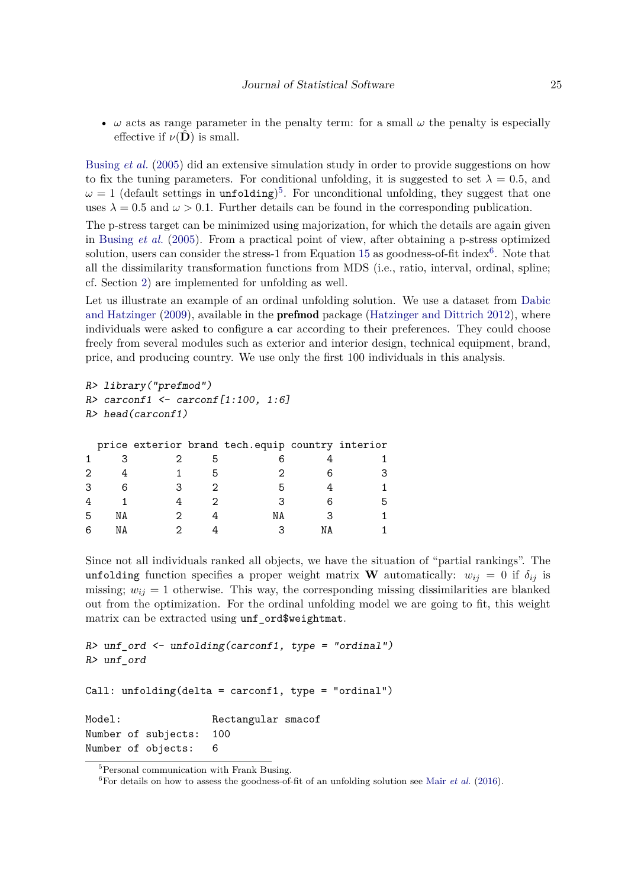- $\omega$ acts as range parameter in the penalty term: for a small $\omega$ the penalty is especially effective if $\nu(\hat{\mathbf{D}})$ is small.

Busing *et al.* (2005) did an extensive simulation study in order to provide suggestions on how to fix the tuning parameters. For conditional unfolding, it is suggested to set $\lambda = 0.5$, and $\omega = 1$ (default settings in `unfolding`)[5]. For unconditional unfolding, they suggest that one uses $\lambda = 0.5$ and $\omega > 0.1$. Further details can be found in the corresponding publication.

The p-stress target can be minimized using majorization, for which the details are again given in Busing *et al.* (2005). From a practical point of view, after obtaining a p-stress optimized solution, users can consider the stress-1 from Equation 15 as goodness-of-fit index[6]. Note that all the dissimilarity transformation functions from MDS (i.e., ratio, interval, ordinal, spline; cf. Section 2) are implemented for unfolding as well.

Let us illustrate an example of an ordinal unfolding solution. We use a dataset from Dabic and Hatzinger (2009), available in the **prefmod** package (Hatzinger and Dittrich 2012), where individuals were asked to configure a car according to their preferences. They could choose freely from several modules such as exterior and interior design, technical equipment, brand, price, and producing country. We use only the first 100 individuals in this analysis.

```
R> library("prefmod")
R> carconf1 <- carconf[1:100, 1:6]
R> head(carconf1)

  price exterior brand tech.equip country interior
1     3        2     5          6       4        1
2     4        1     5          2       6        3
3     6        3     2          5       4        1
4     1        4     2          3       6        5
5    NA        2     4         NA       3        1
6    NA        2     4          3      NA        1
```

Since not all individuals ranked all objects, we have the situation of "partial rankings". The `unfolding` function specifies a proper weight matrix $\mathbf{W}$ automatically: $w_{ij} = 0$ if $\delta_{ij}$ is missing; $w_{ij} = 1$ otherwise. This way, the corresponding missing dissimilarities are blanked out from the optimization. For the ordinal unfolding model we are going to fit, this weight matrix can be extracted using `unf_ord$weightmat`.

```
R> unf_ord <- unfolding(carconf1, type = "ordinal")
R> unf_ord

Call: unfolding(delta = carconf1, type = "ordinal")

Model:              Rectangular smacof
Number of subjects:  100
Number of objects:   6
```

[5] Personal communication with Frank Busing.

[6] For details on how to assess the goodness-of-fit of an unfolding solution see Mair *et al.* (2016).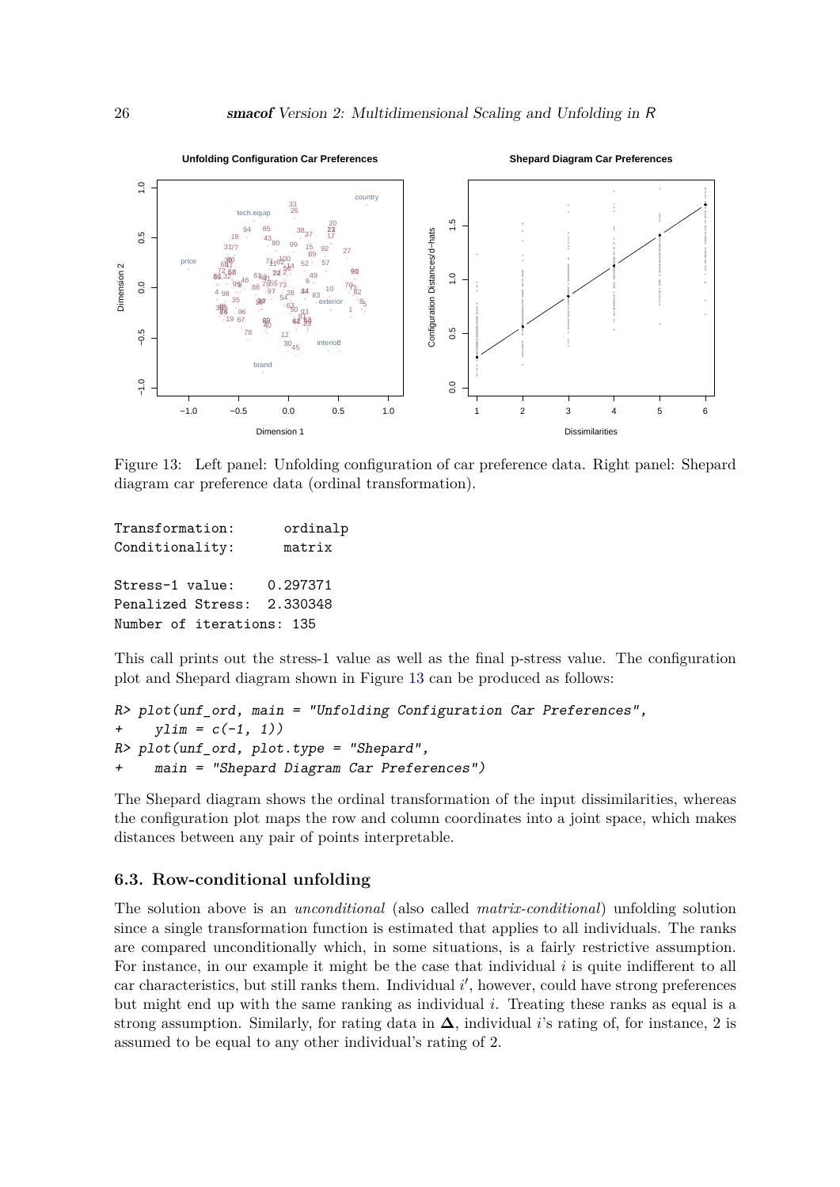Figure 13: Left panel: Unfolding configuration of car preference data. Right panel: Shepard diagram car preference data (ordinal transformation).

```
Transformation:       ordinalp
Conditionality:       matrix

Stress-1 value:    0.297371
Penalized Stress:  2.330348
Number of iterations: 135
```

This call prints out the stress-1 value as well as the final p-stress value. The configuration plot and Shepard diagram shown in Figure 13 can be produced as follows:

```
R> plot(unf_ord, main = "Unfolding Configuration Car Preferences",
+    ylim = c(-1, 1))
R> plot(unf_ord, plot.type = "Shepard",
+    main = "Shepard Diagram Car Preferences")
```

The Shepard diagram shows the ordinal transformation of the input dissimilarities, whereas the configuration plot maps the row and column coordinates into a joint space, which makes distances between any pair of points interpretable.

### 6.3. Row-conditional unfolding

The solution above is an *unconditional* (also called *matrix-conditional*) unfolding solution since a single transformation function is estimated that applies to all individuals. The ranks are compared unconditionally which, in some situations, is a fairly restrictive assumption. For instance, in our example it might be the case that individual $i$ is quite indifferent to all car characteristics, but still ranks them. Individual $i'$, however, could have strong preferences but might end up with the same ranking as individual $i$. Treating these ranks as equal is a strong assumption. Similarly, for rating data in $\mathbf{\Delta}$, individual $i$'s rating of, for instance, 2 is assumed to be equal to any other individual's rating of 2.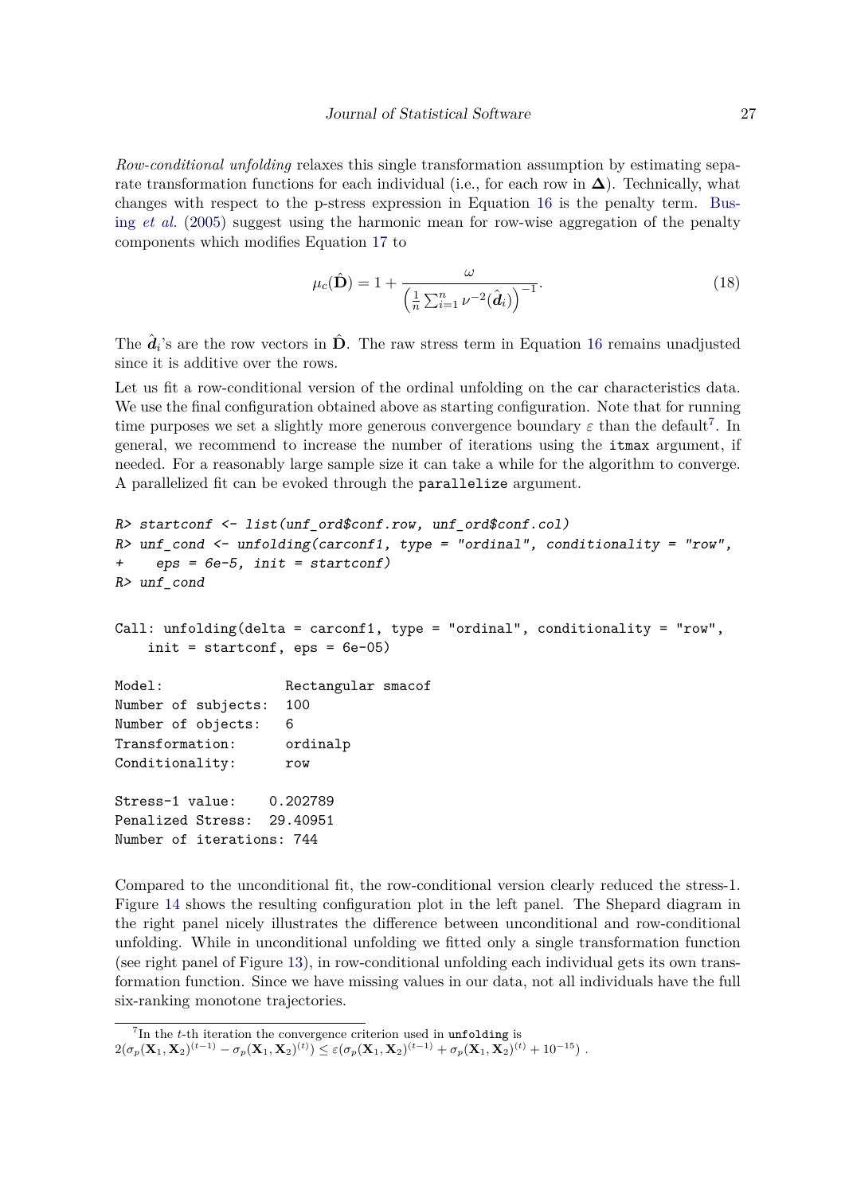*Row-conditional unfolding* relaxes this single transformation assumption by estimating separate transformation functions for each individual (i.e., for each row in $\mathbf{\Delta}$). Technically, what changes with respect to the p-stress expression in Equation 16 is the penalty term. Busing *et al.* (2005) suggest using the harmonic mean for row-wise aggregation of the penalty components which modifies Equation 17 to

$$\mu_c(\hat{\mathbf{D}}) = 1 + \frac{\omega}{\left(\frac{1}{n}\sum_{i=1}^{n} \nu^{-2}(\hat{\boldsymbol{d}}_i)\right)^{-1}}. \tag{18}$$

The $\hat{\boldsymbol{d}}_i$'s are the row vectors in $\hat{\mathbf{D}}$. The raw stress term in Equation 16 remains unadjusted since it is additive over the rows.

Let us fit a row-conditional version of the ordinal unfolding on the car characteristics data. We use the final configuration obtained above as starting configuration. Note that for running time purposes we set a slightly more generous convergence boundary $\varepsilon$ than the default[7]. In general, we recommend to increase the number of iterations using the `itmax` argument, if needed. For a reasonably large sample size it can take a while for the algorithm to converge. A parallelized fit can be evoked through the `parallelize` argument.

```
R> startconf <- list(unf_ord$conf.row, unf_ord$conf.col)
R> unf_cond <- unfolding(carconf1, type = "ordinal", conditionality = "row",
+    eps = 6e-5, init = startconf)
R> unf_cond

Call: unfolding(delta = carconf1, type = "ordinal", conditionality = "row",
    init = startconf, eps = 6e-05)

Model:               Rectangular smacof
Number of subjects:  100
Number of objects:   6
Transformation:      ordinalp
Conditionality:      row

Stress-1 value:    0.202789
Penalized Stress:  29.40951
Number of iterations: 744
```

Compared to the unconditional fit, the row-conditional version clearly reduced the stress-1. Figure 14 shows the resulting configuration plot in the left panel. The Shepard diagram in the right panel nicely illustrates the difference between unconditional and row-conditional unfolding. While in unconditional unfolding we fitted only a single transformation function (see right panel of Figure 13), in row-conditional unfolding each individual gets its own transformation function. Since we have missing values in our data, not all individuals have the full six-ranking monotone trajectories.

[7] In the $t$-th iteration the convergence criterion used in `unfolding` is
$2(\sigma_p(\mathbf{X}_1, \mathbf{X}_2)^{(t-1)} - \sigma_p(\mathbf{X}_1, \mathbf{X}_2)^{(t)}) \leq \varepsilon(\sigma_p(\mathbf{X}_1, \mathbf{X}_2)^{(t-1)} + \sigma_p(\mathbf{X}_1, \mathbf{X}_2)^{(t)} + 10^{-15})$ .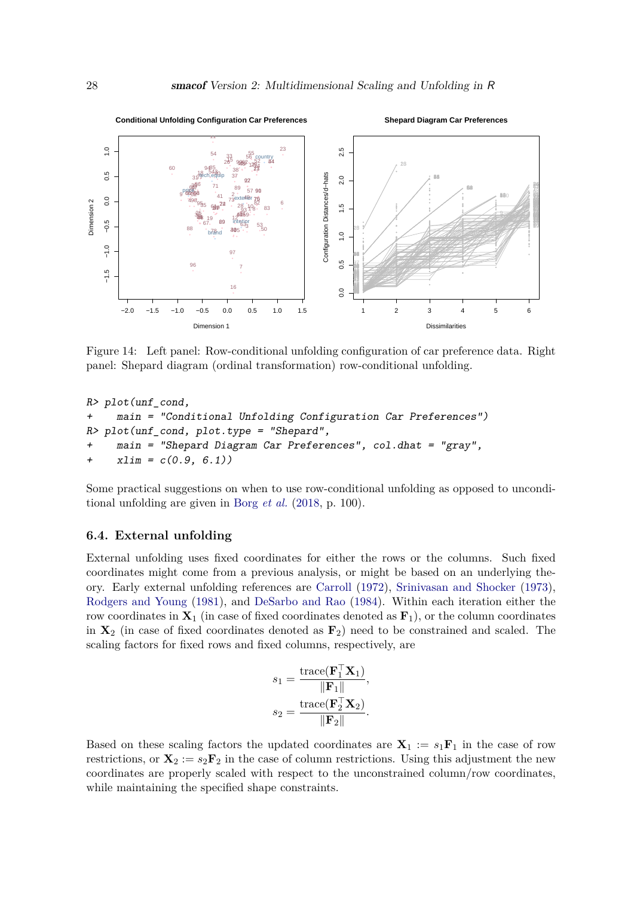Figure 14: Left panel: Row-conditional unfolding configuration of car preference data. Right panel: Shepard diagram (ordinal transformation) row-conditional unfolding.

```
R> plot(unf_cond,
+    main = "Conditional Unfolding Configuration Car Preferences")
R> plot(unf_cond, plot.type = "Shepard",
+    main = "Shepard Diagram Car Preferences", col.dhat = "gray",
+    xlim = c(0.9, 6.1))
```

Some practical suggestions on when to use row-conditional unfolding as opposed to unconditional unfolding are given in Borg *et al.* (2018, p. 100).

## 6.4. External unfolding

External unfolding uses fixed coordinates for either the rows or the columns. Such fixed coordinates might come from a previous analysis, or might be based on an underlying theory. Early external unfolding references are Carroll (1972), Srinivasan and Shocker (1973), Rodgers and Young (1981), and DeSarbo and Rao (1984). Within each iteration either the row coordinates in $\mathbf{X}_1$ (in case of fixed coordinates denoted as $\mathbf{F}_1$), or the column coordinates in $\mathbf{X}_2$ (in case of fixed coordinates denoted as $\mathbf{F}_2$) need to be constrained and scaled. The scaling factors for fixed rows and fixed columns, respectively, are

$$s_1 = \frac{\text{trace}(\mathbf{F}_1^\top \mathbf{X}_1)}{\|\mathbf{F}_1\|},$$
$$s_2 = \frac{\text{trace}(\mathbf{F}_2^\top \mathbf{X}_2)}{\|\mathbf{F}_2\|}.$$

Based on these scaling factors the updated coordinates are $\mathbf{X}_1 := s_1\mathbf{F}_1$ in the case of row restrictions, or $\mathbf{X}_2 := s_2\mathbf{F}_2$ in the case of column restrictions. Using this adjustment the new coordinates are properly scaled with respect to the unconstrained column/row coordinates, while maintaining the specified shape constraints.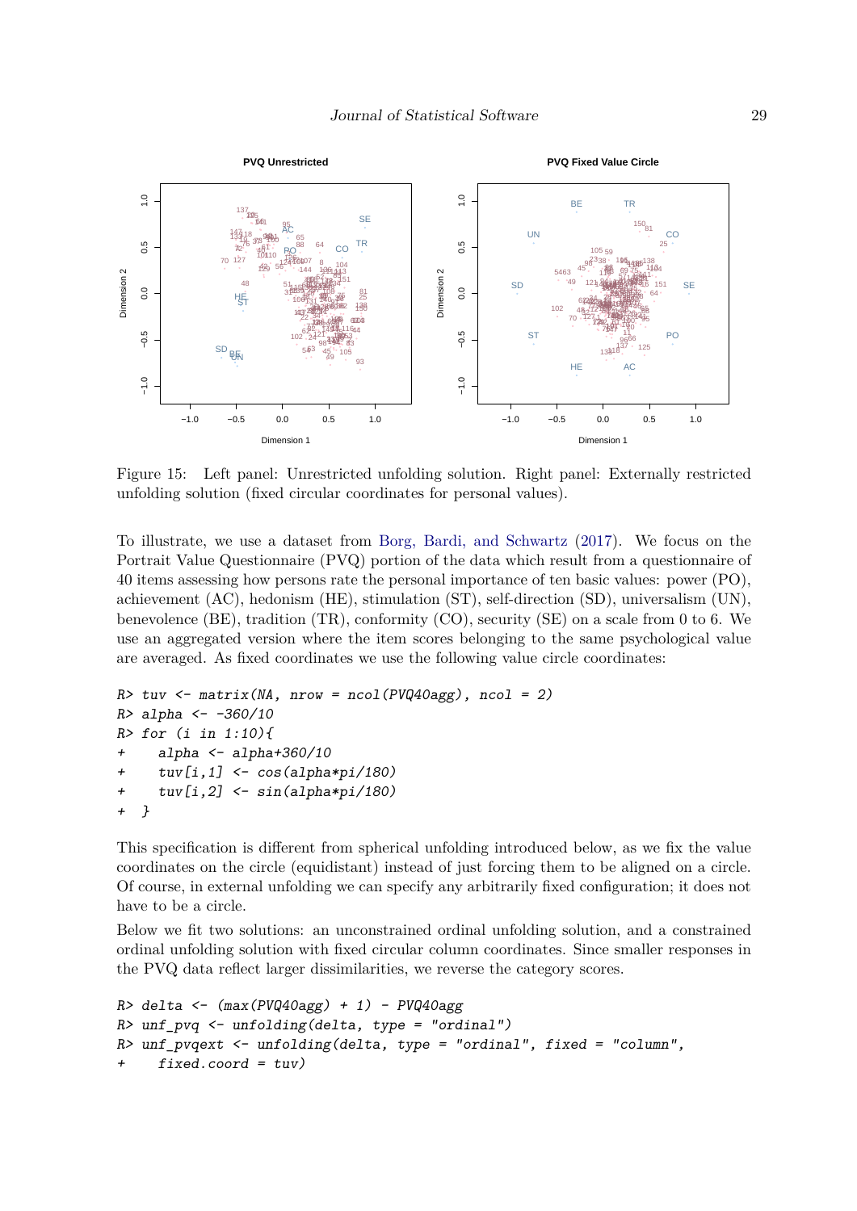Figure 15: Left panel: Unrestricted unfolding solution. Right panel: Externally restricted unfolding solution (fixed circular coordinates for personal values).

To illustrate, we use a dataset from Borg, Bardi, and Schwartz (2017). We focus on the Portrait Value Questionnaire (PVQ) portion of the data which result from a questionnaire of 40 items assessing how persons rate the personal importance of ten basic values: power (PO), achievement (AC), hedonism (HE), stimulation (ST), self-direction (SD), universalism (UN), benevolence (BE), tradition (TR), conformity (CO), security (SE) on a scale from 0 to 6. We use an aggregated version where the item scores belonging to the same psychological value are averaged. As fixed coordinates we use the following value circle coordinates:

```
R> tuv <- matrix(NA, nrow = ncol(PVQ40agg), ncol = 2)
R> alpha <- -360/10
R> for (i in 1:10){
+    alpha <- alpha+360/10
+    tuv[i,1] <- cos(alpha*pi/180)
+    tuv[i,2] <- sin(alpha*pi/180)
+ }
```

This specification is different from spherical unfolding introduced below, as we fix the value coordinates on the circle (equidistant) instead of just forcing them to be aligned on a circle. Of course, in external unfolding we can specify any arbitrarily fixed configuration; it does not have to be a circle.

Below we fit two solutions: an unconstrained ordinal unfolding solution, and a constrained ordinal unfolding solution with fixed circular column coordinates. Since smaller responses in the PVQ data reflect larger dissimilarities, we reverse the category scores.

```
R> delta <- (max(PVQ40agg) + 1) - PVQ40agg
R> unf_pvq <- unfolding(delta, type = "ordinal")
R> unf_pvqext <- unfolding(delta, type = "ordinal", fixed = "column",
+    fixed.coord = tuv)
```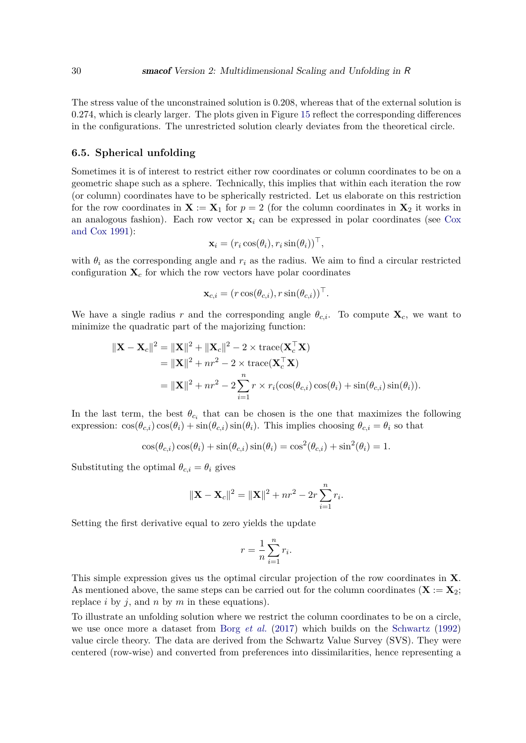The stress value of the unconstrained solution is 0.208, whereas that of the external solution is 0.274, which is clearly larger. The plots given in Figure 15 reflect the corresponding differences in the configurations. The unrestricted solution clearly deviates from the theoretical circle.

### 6.5. Spherical unfolding

Sometimes it is of interest to restrict either row coordinates or column coordinates to be on a geometric shape such as a sphere. Technically, this implies that within each iteration the row (or column) coordinates have to be spherically restricted. Let us elaborate on this restriction for the row coordinates in $\mathbf{X} := \mathbf{X}_1$ for $p = 2$ (for the column coordinates in $\mathbf{X}_2$ it works in an analogous fashion). Each row vector $\mathbf{x}_i$ can be expressed in polar coordinates (see Cox and Cox 1991):

$$\mathbf{x}_i = (r_i \cos(\theta_i), r_i \sin(\theta_i))^\top,$$

with $\theta_i$ as the corresponding angle and $r_i$ as the radius. We aim to find a circular restricted configuration $\mathbf{X}_c$ for which the row vectors have polar coordinates

$$\mathbf{x}_{c,i} = (r \cos(\theta_{c,i}), r \sin(\theta_{c,i}))^\top.$$

We have a single radius $r$ and the corresponding angle $\theta_{c,i}$. To compute $\mathbf{X}_c$, we want to minimize the quadratic part of the majorizing function:

$$\begin{aligned}
\|\mathbf{X} - \mathbf{X}_c\|^2 &= \|\mathbf{X}\|^2 + \|\mathbf{X}_c\|^2 - 2 \times \text{trace}(\mathbf{X}_c^\top \mathbf{X}) \\
&= \|\mathbf{X}\|^2 + nr^2 - 2 \times \text{trace}(\mathbf{X}_c^\top \mathbf{X}) \\
&= \|\mathbf{X}\|^2 + nr^2 - 2 \sum_{i=1}^{n} r \times r_i (\cos(\theta_{c,i}) \cos(\theta_i) + \sin(\theta_{c,i}) \sin(\theta_i)).
\end{aligned}$$

In the last term, the best $\theta_{c_i}$ that can be chosen is the one that maximizes the following expression: $\cos(\theta_{c,i}) \cos(\theta_i) + \sin(\theta_{c,i}) \sin(\theta_i)$. This implies choosing $\theta_{c,i} = \theta_i$ so that

$$\cos(\theta_{c,i}) \cos(\theta_i) + \sin(\theta_{c,i}) \sin(\theta_i) = \cos^2(\theta_{c,i}) + \sin^2(\theta_i) = 1.$$

Substituting the optimal $\theta_{c,i} = \theta_i$ gives

$$\|\mathbf{X} - \mathbf{X}_c\|^2 = \|\mathbf{X}\|^2 + nr^2 - 2r \sum_{i=1}^{n} r_i.$$

Setting the first derivative equal to zero yields the update

$$r = \frac{1}{n} \sum_{i=1}^{n} r_i.$$

This simple expression gives us the optimal circular projection of the row coordinates in $\mathbf{X}$. As mentioned above, the same steps can be carried out for the column coordinates ($\mathbf{X} := \mathbf{X}_2$; replace $i$ by $j$, and $n$ by $m$ in these equations).

To illustrate an unfolding solution where we restrict the column coordinates to be on a circle, we use once more a dataset from Borg *et al.* (2017) which builds on the Schwartz (1992) value circle theory. The data are derived from the Schwartz Value Survey (SVS). They were centered (row-wise) and converted from preferences into dissimilarities, hence representing a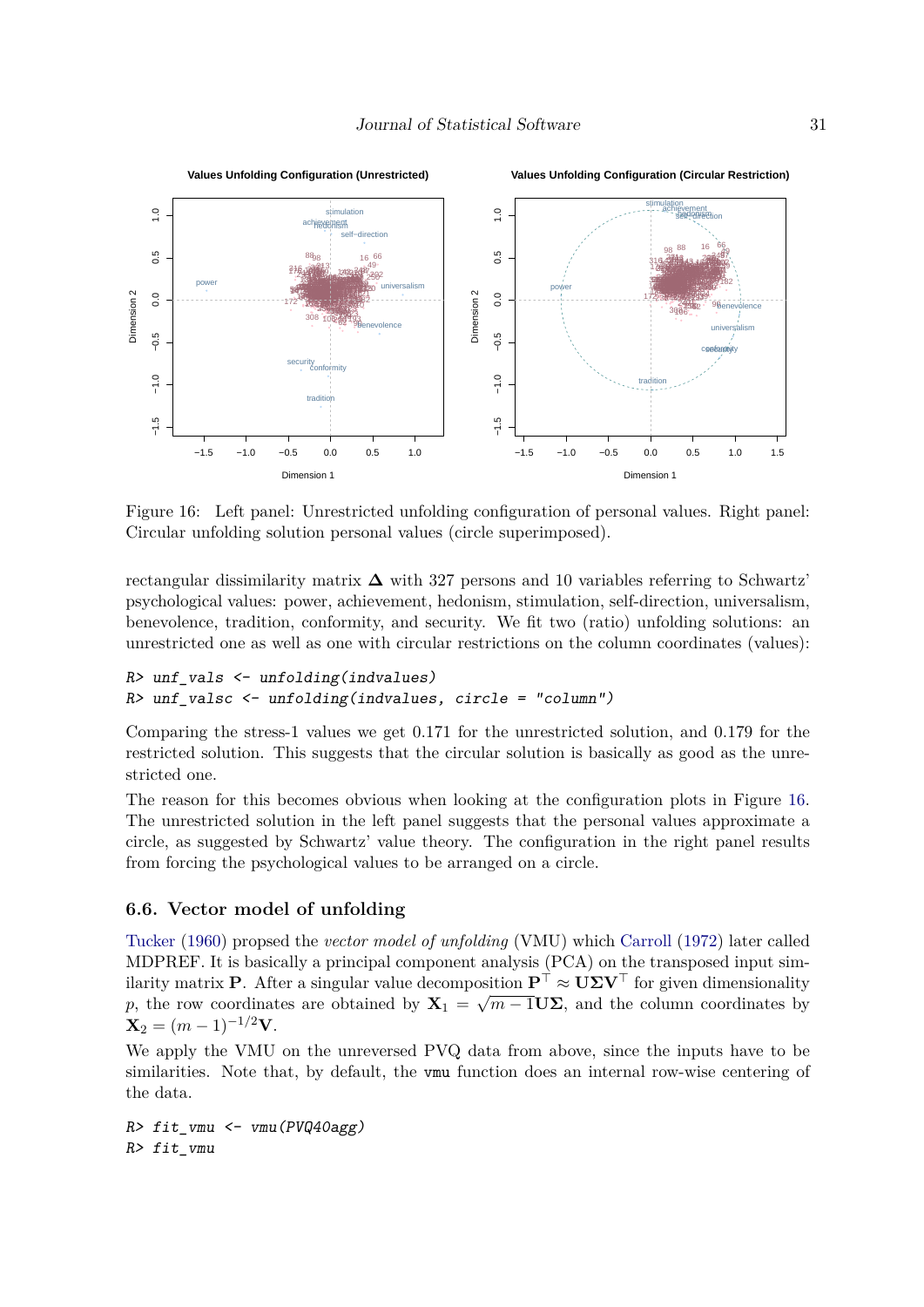Figure 16: Left panel: Unrestricted unfolding configuration of personal values. Right panel: Circular unfolding solution personal values (circle superimposed).

rectangular dissimilarity matrix $\mathbf{\Delta}$ with 327 persons and 10 variables referring to Schwartz' psychological values: power, achievement, hedonism, stimulation, self-direction, universalism, benevolence, tradition, conformity, and security. We fit two (ratio) unfolding solutions: an unrestricted one as well as one with circular restrictions on the column coordinates (values):

```
R> unf_vals <- unfolding(indvalues)
R> unf_valsc <- unfolding(indvalues, circle = "column")
```

Comparing the stress-1 values we get 0.171 for the unrestricted solution, and 0.179 for the restricted solution. This suggests that the circular solution is basically as good as the unrestricted one.

The reason for this becomes obvious when looking at the configuration plots in Figure 16. The unrestricted solution in the left panel suggests that the personal values approximate a circle, as suggested by Schwartz' value theory. The configuration in the right panel results from forcing the psychological values to be arranged on a circle.

## 6.6. Vector model of unfolding

Tucker (1960) propsed the *vector model of unfolding* (VMU) which Carroll (1972) later called MDPREF. It is basically a principal component analysis (PCA) on the transposed input similarity matrix $\mathbf{P}$. After a singular value decomposition $\mathbf{P}^\top \approx \mathbf{U}\mathbf{\Sigma}\mathbf{V}^\top$ for given dimensionality $p$, the row coordinates are obtained by $\mathbf{X}_1 = \sqrt{m-1}\mathbf{U}\mathbf{\Sigma}$, and the column coordinates by $\mathbf{X}_2 = (m-1)^{-1/2}\mathbf{V}$.

We apply the VMU on the unreversed PVQ data from above, since the inputs have to be similarities. Note that, by default, the `vmu` function does an internal row-wise centering of the data.

```
R> fit_vmu <- vmu(PVQ40agg)
R> fit_vmu
```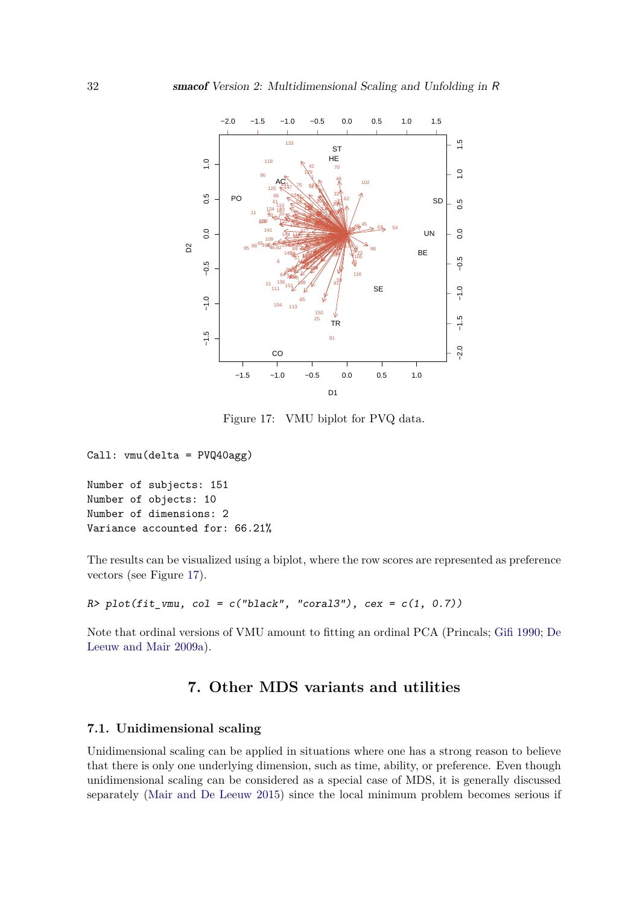Figure 17: VMU biplot for PVQ data.

```
Call: vmu(delta = PVQ40agg)

Number of subjects: 151
Number of objects: 10
Number of dimensions: 2
Variance accounted for: 66.21%
```

The results can be visualized using a biplot, where the row scores are represented as preference vectors (see Figure 17).

```
R> plot(fit_vmu, col = c("black", "coral3"), cex = c(1, 0.7))
```

Note that ordinal versions of VMU amount to fitting an ordinal PCA (Princals; Gifi 1990; De Leeuw and Mair 2009a).

## 7. Other MDS variants and utilities

### 7.1. Unidimensional scaling

Unidimensional scaling can be applied in situations where one has a strong reason to believe that there is only one underlying dimension, such as time, ability, or preference. Even though unidimensional scaling can be considered as a special case of MDS, it is generally discussed separately (Mair and De Leeuw 2015) since the local minimum problem becomes serious if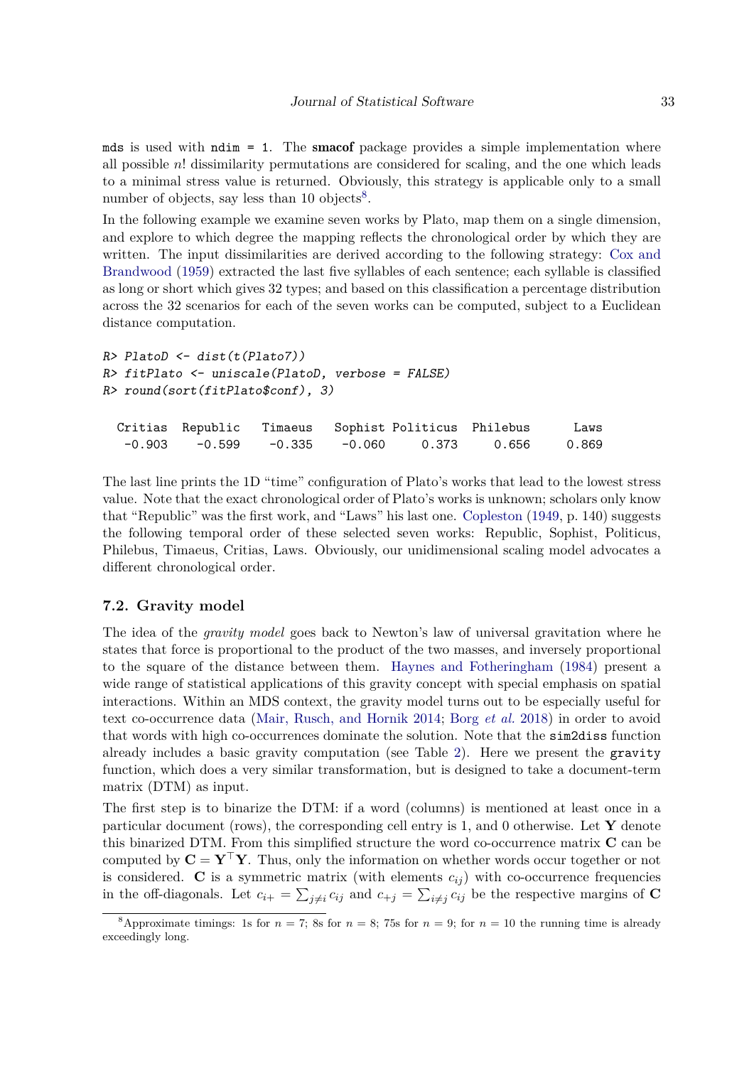`mds` is used with `ndim = 1`. The **smacof** package provides a simple implementation where all possible $n!$ dissimilarity permutations are considered for scaling, and the one which leads to a minimal stress value is returned. Obviously, this strategy is applicable only to a small number of objects, say less than 10 objects[8].

In the following example we examine seven works by Plato, map them on a single dimension, and explore to which degree the mapping reflects the chronological order by which they are written. The input dissimilarities are derived according to the following strategy: Cox and Brandwood (1959) extracted the last five syllables of each sentence; each syllable is classified as long or short which gives 32 types; and based on this classification a percentage distribution across the 32 scenarios for each of the seven works can be computed, subject to a Euclidean distance computation.

```
R> PlatoD <- dist(t(Plato7))
R> fitPlato <- uniscale(PlatoD, verbose = FALSE)
R> round(sort(fitPlato$conf), 3)

  Critias  Republic   Timaeus   Sophist Politicus  Philebus      Laws
   -0.903    -0.599    -0.335    -0.060     0.373     0.656     0.869
```

The last line prints the 1D "time" configuration of Plato's works that lead to the lowest stress value. Note that the exact chronological order of Plato's works is unknown; scholars only know that "Republic" was the first work, and "Laws" his last one. Copleston (1949, p. 140) suggests the following temporal order of these selected seven works: Republic, Sophist, Politicus, Philebus, Timaeus, Critias, Laws. Obviously, our unidimensional scaling model advocates a different chronological order.

### 7.2. Gravity model

The idea of the *gravity model* goes back to Newton's law of universal gravitation where he states that force is proportional to the product of the two masses, and inversely proportional to the square of the distance between them. Haynes and Fotheringham (1984) present a wide range of statistical applications of this gravity concept with special emphasis on spatial interactions. Within an MDS context, the gravity model turns out to be especially useful for text co-occurrence data (Mair, Rusch, and Hornik 2014; Borg *et al.* 2018) in order to avoid that words with high co-occurrences dominate the solution. Note that the `sim2diss` function already includes a basic gravity computation (see Table 2). Here we present the `gravity` function, which does a very similar transformation, but is designed to take a document-term matrix (DTM) as input.

The first step is to binarize the DTM: if a word (columns) is mentioned at least once in a particular document (rows), the corresponding cell entry is 1, and 0 otherwise. Let $\mathbf{Y}$ denote this binarized DTM. From this simplified structure the word co-occurrence matrix $\mathbf{C}$ can be computed by $\mathbf{C} = \mathbf{Y}^\top \mathbf{Y}$. Thus, only the information on whether words occur together or not is considered. $\mathbf{C}$ is a symmetric matrix (with elements $c_{ij}$) with co-occurrence frequencies in the off-diagonals. Let $c_{i+} = \sum_{j \neq i} c_{ij}$ and $c_{+j} = \sum_{i \neq j} c_{ij}$ be the respective margins of $\mathbf{C}$

[8] Approximate timings: 1s for $n = 7$; 8s for $n = 8$; 75s for $n = 9$; for $n = 10$ the running time is already exceedingly long.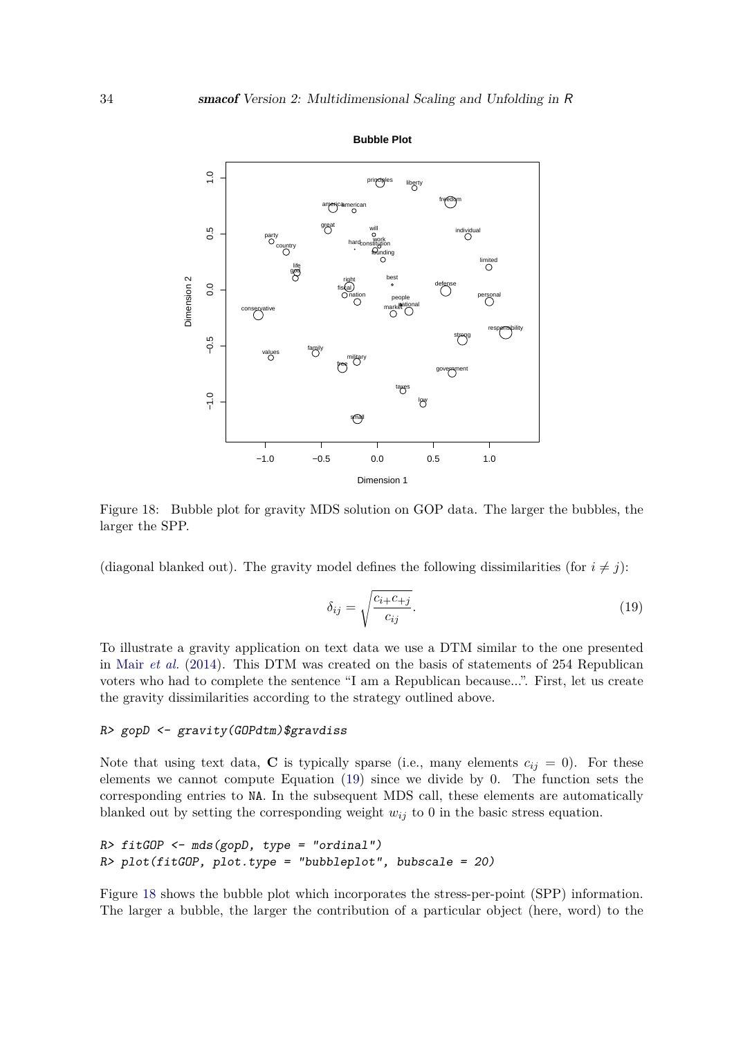Figure 18: Bubble plot for gravity MDS solution on GOP data. The larger the bubbles, the larger the SPP.

(diagonal blanked out). The gravity model defines the following dissimilarities (for $i \neq j$):

$$\delta_{ij} = \sqrt{\frac{c_{i+}c_{+j}}{c_{ij}}}. \tag{19}$$

To illustrate a gravity application on text data we use a DTM similar to the one presented in Mair *et al.* (2014). This DTM was created on the basis of statements of 254 Republican voters who had to complete the sentence "I am a Republican because...". First, let us create the gravity dissimilarities according to the strategy outlined above.

```
R> gopD <- gravity(GOPdtm)$gravdiss
```

Note that using text data, $\mathbf{C}$ is typically sparse (i.e., many elements $c_{ij} = 0$). For these elements we cannot compute Equation (19) since we divide by 0. The function sets the corresponding entries to NA. In the subsequent MDS call, these elements are automatically blanked out by setting the corresponding weight $w_{ij}$ to 0 in the basic stress equation.

```
R> fitGOP <- mds(gopD, type = "ordinal")
R> plot(fitGOP, plot.type = "bubbleplot", bubscale = 20)
```

Figure 18 shows the bubble plot which incorporates the stress-per-point (SPP) information. The larger a bubble, the larger the contribution of a particular object (here, word) to the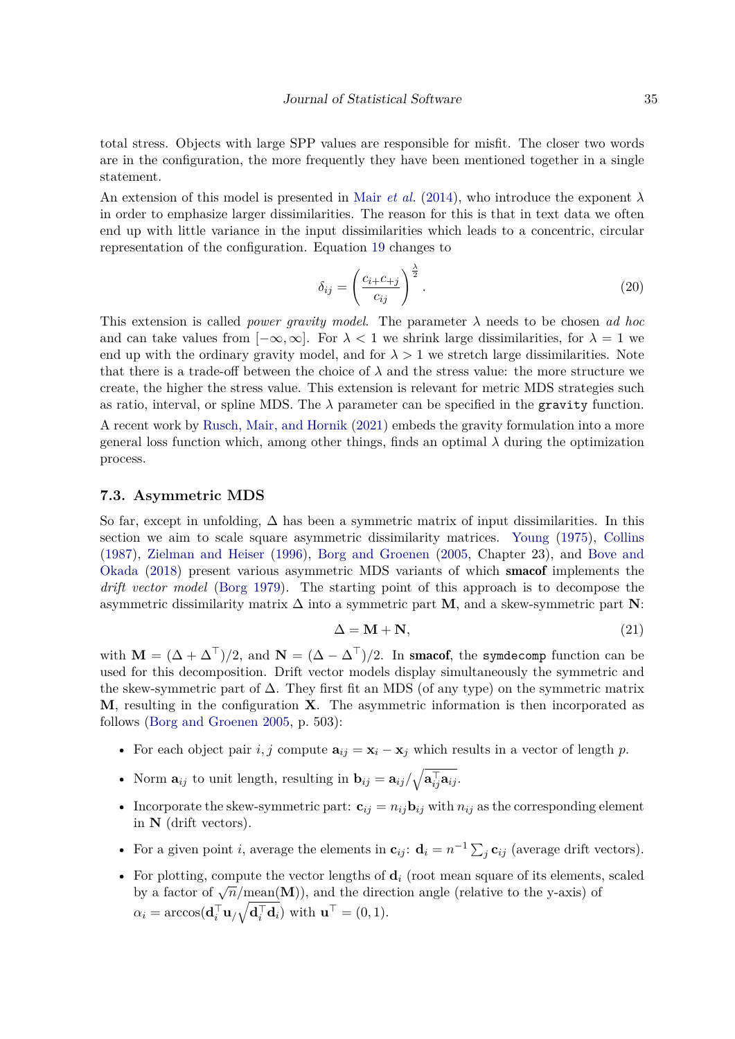total stress. Objects with large SPP values are responsible for misfit. The closer two words are in the configuration, the more frequently they have been mentioned together in a single statement.

An extension of this model is presented in Mair *et al.* (2014), who introduce the exponent $\lambda$ in order to emphasize larger dissimilarities. The reason for this is that in text data we often end up with little variance in the input dissimilarities which leads to a concentric, circular representation of the configuration. Equation 19 changes to

$$\delta_{ij} = \left( \frac{c_{i+}c_{+j}}{c_{ij}} \right)^{\frac{\lambda}{2}}. \tag{20}$$

This extension is called *power gravity model*. The parameter $\lambda$ needs to be chosen *ad hoc* and can take values from $[-\infty, \infty]$. For $\lambda < 1$ we shrink large dissimilarities, for $\lambda = 1$ we end up with the ordinary gravity model, and for $\lambda > 1$ we stretch large dissimilarities. Note that there is a trade-off between the choice of $\lambda$ and the stress value: the more structure we create, the higher the stress value. This extension is relevant for metric MDS strategies such as ratio, interval, or spline MDS. The $\lambda$ parameter can be specified in the `gravity` function.

A recent work by Rusch, Mair, and Hornik (2021) embeds the gravity formulation into a more general loss function which, among other things, finds an optimal $\lambda$ during the optimization process.

### 7.3. Asymmetric MDS

So far, except in unfolding, $\Delta$ has been a symmetric matrix of input dissimilarities. In this section we aim to scale square asymmetric dissimilarity matrices. Young (1975), Collins (1987), Zielman and Heiser (1996), Borg and Groenen (2005, Chapter 23), and Bove and Okada (2018) present various asymmetric MDS variants of which **smacof** implements the *drift vector model* (Borg 1979). The starting point of this approach is to decompose the asymmetric dissimilarity matrix $\Delta$ into a symmetric part $\mathbf{M}$, and a skew-symmetric part $\mathbf{N}$:

$$\Delta = \mathbf{M} + \mathbf{N}, \tag{21}$$

with $\mathbf{M} = (\Delta + \Delta^\top)/2$, and $\mathbf{N} = (\Delta - \Delta^\top)/2$. In **smacof**, the `symdecomp` function can be used for this decomposition. Drift vector models display simultaneously the symmetric and the skew-symmetric part of $\Delta$. They first fit an MDS (of any type) on the symmetric matrix $\mathbf{M}$, resulting in the configuration $\mathbf{X}$. The asymmetric information is then incorporated as follows (Borg and Groenen 2005, p. 503):

- For each object pair $i, j$ compute $\mathbf{a}_{ij} = \mathbf{x}_i - \mathbf{x}_j$ which results in a vector of length $p$.
- Norm $\mathbf{a}_{ij}$ to unit length, resulting in $\mathbf{b}_{ij} = \mathbf{a}_{ij}/\sqrt{\mathbf{a}_{ij}^\top \mathbf{a}_{ij}}$.
- Incorporate the skew-symmetric part: $\mathbf{c}_{ij} = n_{ij}\mathbf{b}_{ij}$ with $n_{ij}$ as the corresponding element in $\mathbf{N}$ (drift vectors).
- For a given point $i$, average the elements in $\mathbf{c}_{ij}$: $\mathbf{d}_i = n^{-1}\sum_j \mathbf{c}_{ij}$ (average drift vectors).
- For plotting, compute the vector lengths of $\mathbf{d}_i$ (root mean square of its elements, scaled by a factor of $\sqrt{n}/\text{mean}(\mathbf{M})$), and the direction angle (relative to the y-axis) of $\alpha_i = \arccos(\mathbf{d}_i^\top \mathbf{u}/\sqrt{\mathbf{d}_i^\top \mathbf{d}_i})$ with $\mathbf{u}^\top = (0, 1)$.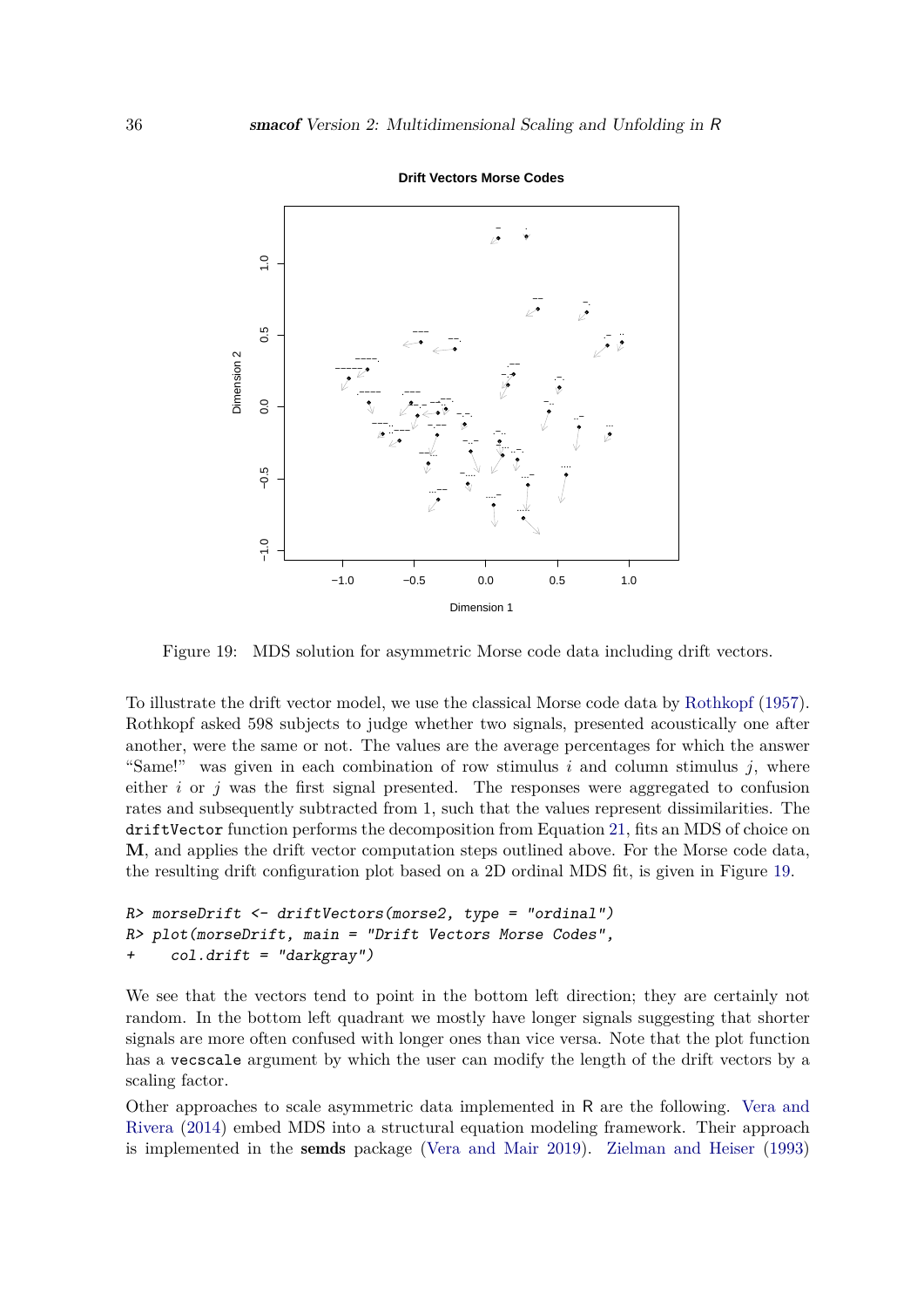Figure 19: MDS solution for asymmetric Morse code data including drift vectors.

To illustrate the drift vector model, we use the classical Morse code data by Rothkopf (1957). Rothkopf asked 598 subjects to judge whether two signals, presented acoustically one after another, were the same or not. The values are the average percentages for which the answer "Same!" was given in each combination of row stimulus $i$ and column stimulus $j$, where either $i$ or $j$ was the first signal presented. The responses were aggregated to confusion rates and subsequently subtracted from 1, such that the values represent dissimilarities. The `driftVector` function performs the decomposition from Equation 21, fits an MDS of choice on $\mathbf{M}$, and applies the drift vector computation steps outlined above. For the Morse code data, the resulting drift configuration plot based on a 2D ordinal MDS fit, is given in Figure 19.

```
R> morseDrift <- driftVectors(morse2, type = "ordinal")
R> plot(morseDrift, main = "Drift Vectors Morse Codes",
+    col.drift = "darkgray")
```

We see that the vectors tend to point in the bottom left direction; they are certainly not random. In the bottom left quadrant we mostly have longer signals suggesting that shorter signals are more often confused with longer ones than vice versa. Note that the plot function has a `vecscale` argument by which the user can modify the length of the drift vectors by a scaling factor.

Other approaches to scale asymmetric data implemented in R are the following. Vera and Rivera (2014) embed MDS into a structural equation modeling framework. Their approach is implemented in the **semds** package (Vera and Mair 2019). Zielman and Heiser (1993)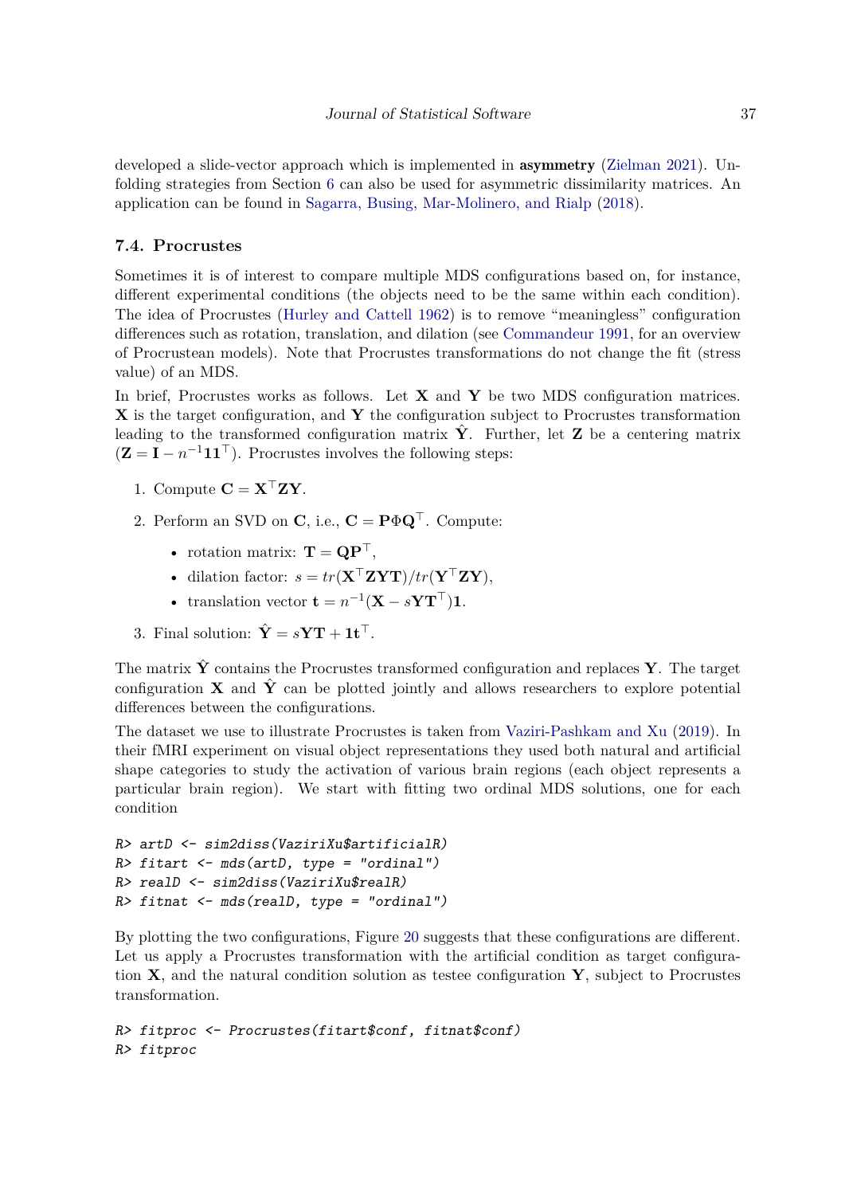developed a slide-vector approach which is implemented in **asymmetry** (Zielman 2021). Unfolding strategies from Section 6 can also be used for asymmetric dissimilarity matrices. An application can be found in Sagarra, Busing, Mar-Molinero, and Rialp (2018).

### 7.4. Procrustes

Sometimes it is of interest to compare multiple MDS configurations based on, for instance, different experimental conditions (the objects need to be the same within each condition). The idea of Procrustes (Hurley and Cattell 1962) is to remove "meaningless" configuration differences such as rotation, translation, and dilation (see Commandeur 1991, for an overview of Procrustean models). Note that Procrustes transformations do not change the fit (stress value) of an MDS.

In brief, Procrustes works as follows. Let $\mathbf{X}$ and $\mathbf{Y}$ be two MDS configuration matrices. $\mathbf{X}$ is the target configuration, and $\mathbf{Y}$ the configuration subject to Procrustes transformation leading to the transformed configuration matrix $\hat{\mathbf{Y}}$. Further, let $\mathbf{Z}$ be a centering matrix ($\mathbf{Z} = \mathbf{I} - n^{-1}\mathbf{1}\mathbf{1}^\top$). Procrustes involves the following steps:

1. Compute $\mathbf{C} = \mathbf{X}^\top\mathbf{Z}\mathbf{Y}$.
2. Perform an SVD on $\mathbf{C}$, i.e., $\mathbf{C} = \mathbf{P}\Phi\mathbf{Q}^\top$. Compute:
   - rotation matrix: $\mathbf{T} = \mathbf{Q}\mathbf{P}^\top$,
   - dilation factor: $s = tr(\mathbf{X}^\top\mathbf{Z}\mathbf{Y}\mathbf{T})/tr(\mathbf{Y}^\top\mathbf{Z}\mathbf{Y})$,
   - translation vector $\mathbf{t} = n^{-1}(\mathbf{X} - s\mathbf{Y}\mathbf{T}^\top)\mathbf{1}$.
3. Final solution: $\hat{\mathbf{Y}} = s\mathbf{Y}\mathbf{T} + \mathbf{1}\mathbf{t}^\top$.

The matrix $\hat{\mathbf{Y}}$ contains the Procrustes transformed configuration and replaces $\mathbf{Y}$. The target configuration $\mathbf{X}$ and $\hat{\mathbf{Y}}$ can be plotted jointly and allows researchers to explore potential differences between the configurations.

The dataset we use to illustrate Procrustes is taken from Vaziri-Pashkam and Xu (2019). In their fMRI experiment on visual object representations they used both natural and artificial shape categories to study the activation of various brain regions (each object represents a particular brain region). We start with fitting two ordinal MDS solutions, one for each condition

```
R> artD <- sim2diss(VaziriXu$artificialR)
R> fitart <- mds(artD, type = "ordinal")
R> realD <- sim2diss(VaziriXu$realR)
R> fitnat <- mds(realD, type = "ordinal")
```

By plotting the two configurations, Figure 20 suggests that these configurations are different. Let us apply a Procrustes transformation with the artificial condition as target configuration $\mathbf{X}$, and the natural condition solution as testee configuration $\mathbf{Y}$, subject to Procrustes transformation.

```
R> fitproc <- Procrustes(fitart$conf, fitnat$conf)
R> fitproc
```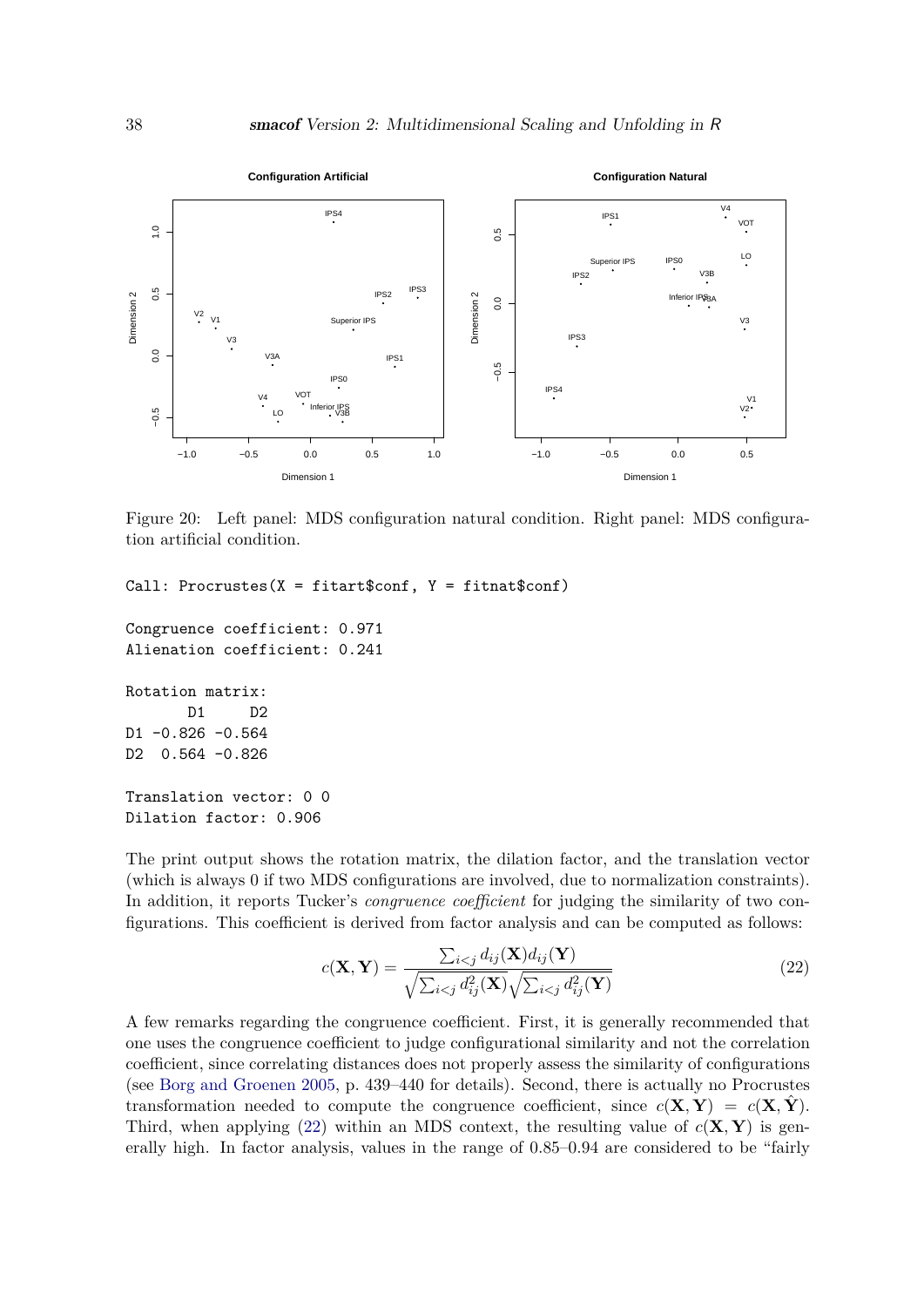Figure 20: Left panel: MDS configuration natural condition. Right panel: MDS configuration artificial condition.

```
Call: Procrustes(X = fitart$conf, Y = fitnat$conf)

Congruence coefficient: 0.971
Alienation coefficient: 0.241

Rotation matrix:
       D1     D2
D1 -0.826 -0.564
D2  0.564 -0.826

Translation vector: 0 0
Dilation factor: 0.906
```

The print output shows the rotation matrix, the dilation factor, and the translation vector (which is always 0 if two MDS configurations are involved, due to normalization constraints). In addition, it reports Tucker's *congruence coefficient* for judging the similarity of two configurations. This coefficient is derived from factor analysis and can be computed as follows:

$$c(\mathbf{X}, \mathbf{Y}) = \frac{\sum_{i<j} d_{ij}(\mathbf{X}) d_{ij}(\mathbf{Y})}{\sqrt{\sum_{i<j} d_{ij}^2(\mathbf{X})}\sqrt{\sum_{i<j} d_{ij}^2(\mathbf{Y})}} \tag{22}$$

A few remarks regarding the congruence coefficient. First, it is generally recommended that one uses the congruence coefficient to judge configurational similarity and not the correlation coefficient, since correlating distances does not properly assess the similarity of configurations (see Borg and Groenen 2005, p. 439–440 for details). Second, there is actually no Procrustes transformation needed to compute the congruence coefficient, since $c(\mathbf{X}, \mathbf{Y}) = c(\mathbf{X}, \hat{\mathbf{Y}})$. Third, when applying (22) within an MDS context, the resulting value of $c(\mathbf{X}, \mathbf{Y})$ is generally high. In factor analysis, values in the range of 0.85–0.94 are considered to be "fairly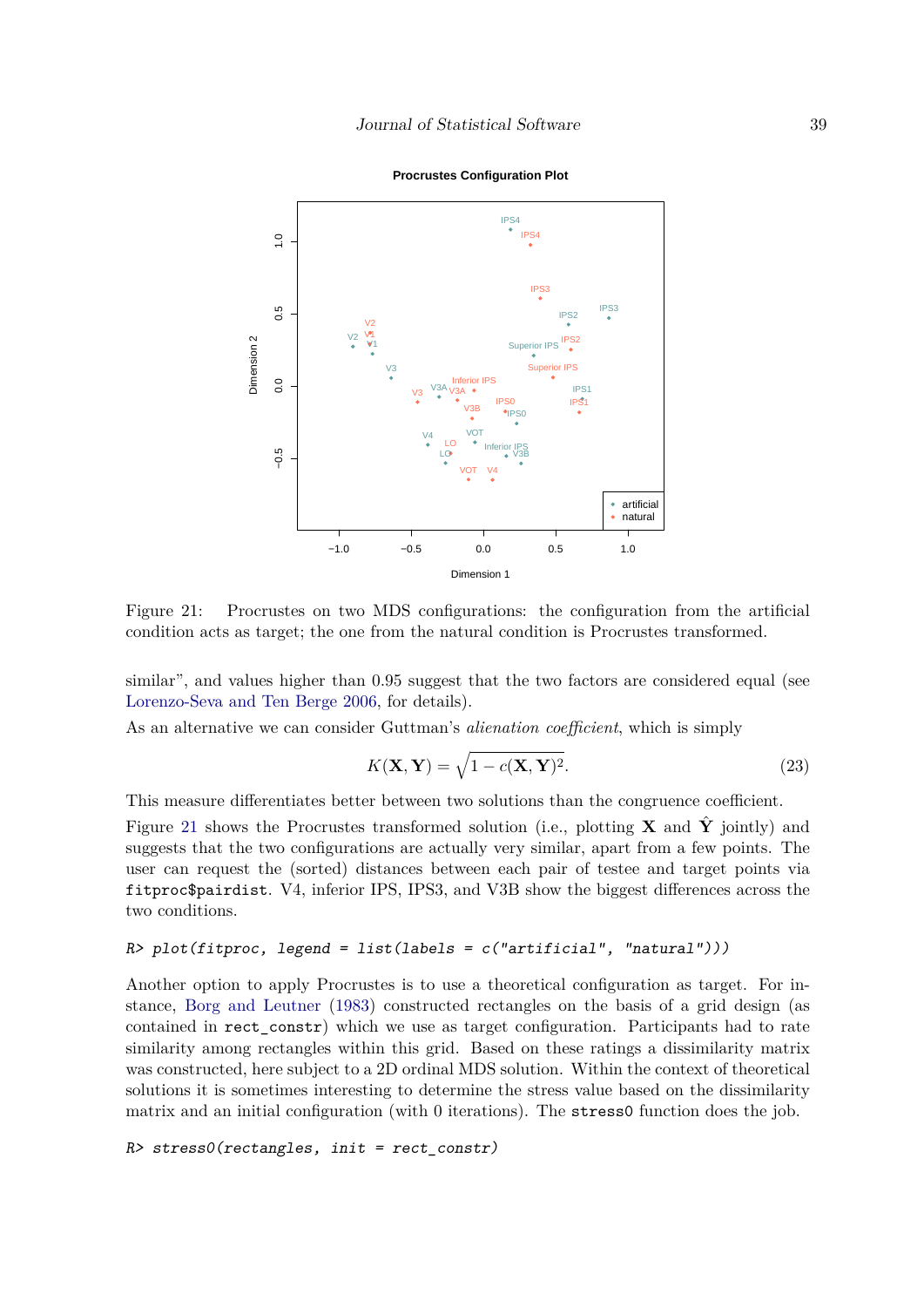Figure 21: Procrustes on two MDS configurations: the configuration from the artificial condition acts as target; the one from the natural condition is Procrustes transformed.

similar", and values higher than 0.95 suggest that the two factors are considered equal (see Lorenzo-Seva and Ten Berge 2006, for details).

As an alternative we can consider Guttman's *alienation coefficient*, which is simply

$$K(\mathbf{X}, \mathbf{Y}) = \sqrt{1 - c(\mathbf{X}, \mathbf{Y})^2}. \tag{23}$$

This measure differentiates better between two solutions than the congruence coefficient.

Figure 21 shows the Procrustes transformed solution (i.e., plotting $\mathbf{X}$ and $\hat{\mathbf{Y}}$ jointly) and suggests that the two configurations are actually very similar, apart from a few points. The user can request the (sorted) distances between each pair of testee and target points via `fitproc$pairdist`. V4, inferior IPS, IPS3, and V3B show the biggest differences across the two conditions.

```
R> plot(fitproc, legend = list(labels = c("artificial", "natural")))
```

Another option to apply Procrustes is to use a theoretical configuration as target. For instance, Borg and Leutner (1983) constructed rectangles on the basis of a grid design (as contained in `rect_constr`) which we use as target configuration. Participants had to rate similarity among rectangles within this grid. Based on these ratings a dissimilarity matrix was constructed, here subject to a 2D ordinal MDS solution. Within the context of theoretical solutions it is sometimes interesting to determine the stress value based on the dissimilarity matrix and an initial configuration (with 0 iterations). The `stress0` function does the job.

```
R> stress0(rectangles, init = rect_constr)
```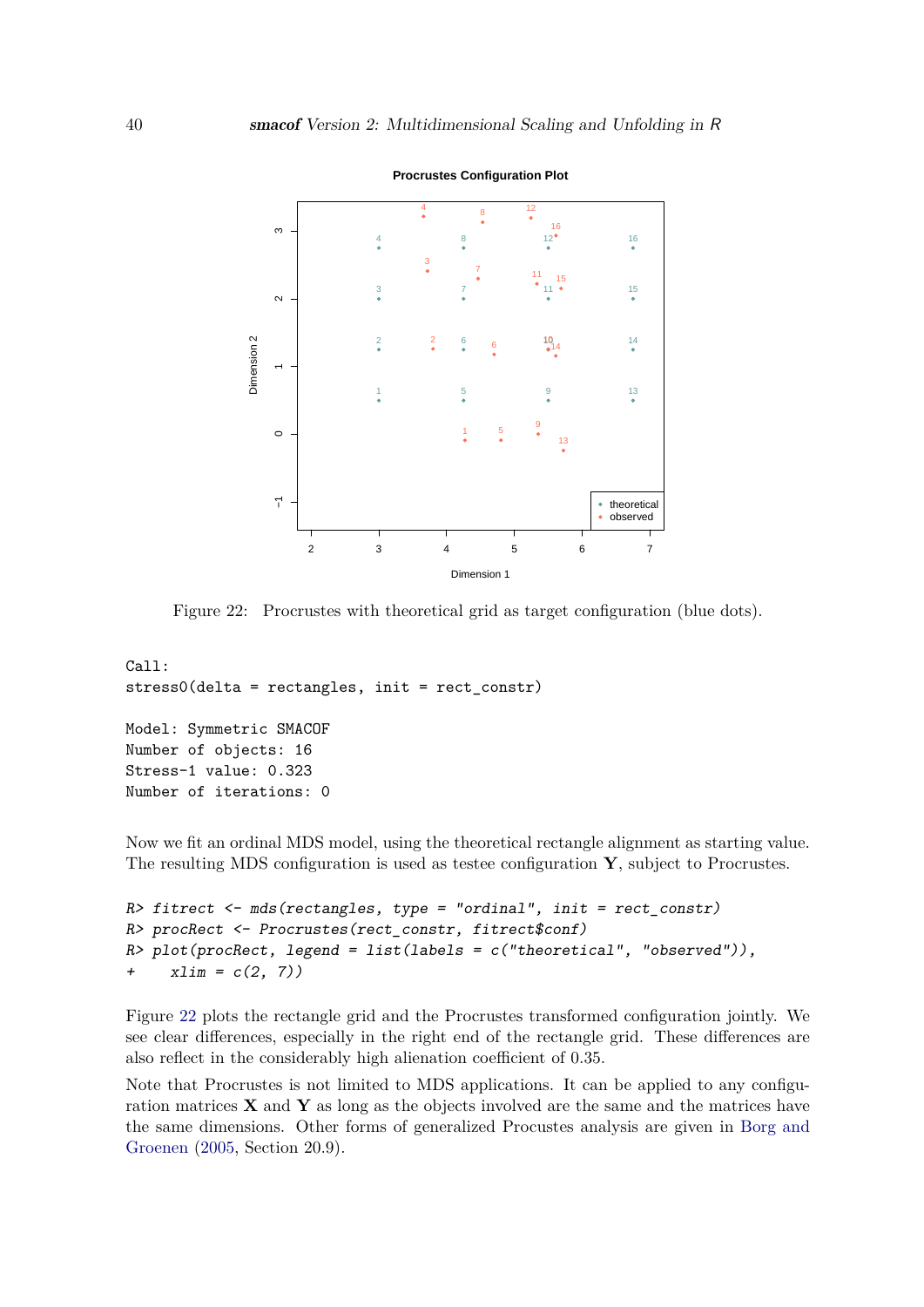Figure 22: Procrustes with theoretical grid as target configuration (blue dots).

```
Call:
stress0(delta = rectangles, init = rect_constr)

Model: Symmetric SMACOF
Number of objects: 16
Stress-1 value: 0.323
Number of iterations: 0
```

Now we fit an ordinal MDS model, using the theoretical rectangle alignment as starting value. The resulting MDS configuration is used as testee configuration $\mathbf{Y}$, subject to Procrustes.

```
R> fitrect <- mds(rectangles, type = "ordinal", init = rect_constr)
R> procRect <- Procrustes(rect_constr, fitrect$conf)
R> plot(procRect, legend = list(labels = c("theoretical", "observed")),
+    xlim = c(2, 7))
```

Figure 22 plots the rectangle grid and the Procrustes transformed configuration jointly. We see clear differences, especially in the right end of the rectangle grid. These differences are also reflect in the considerably high alienation coefficient of 0.35.

Note that Procrustes is not limited to MDS applications. It can be applied to any configuration matrices $\mathbf{X}$ and $\mathbf{Y}$ as long as the objects involved are the same and the matrices have the same dimensions. Other forms of generalized Procustes analysis are given in Borg and Groenen (2005, Section 20.9).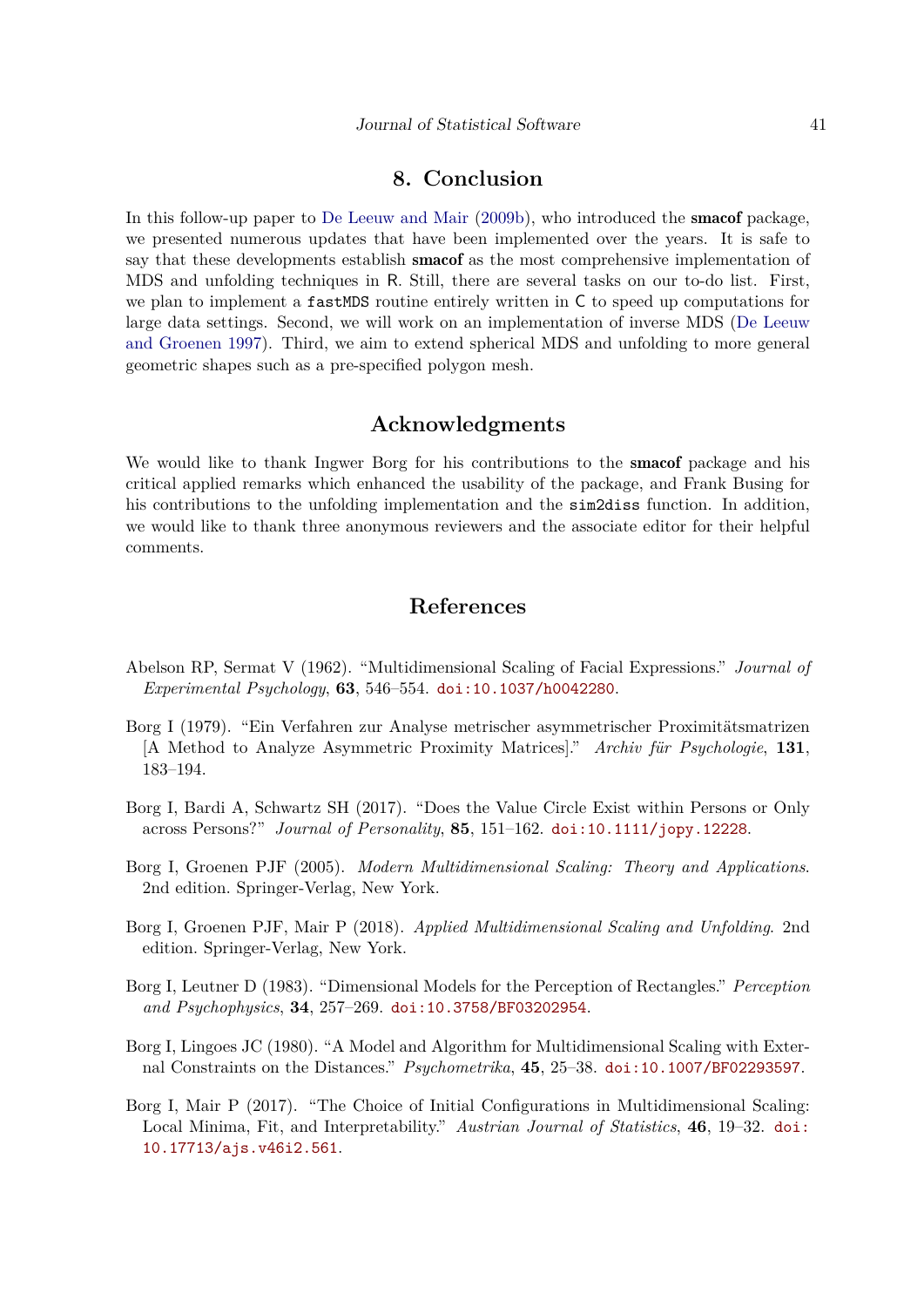# 8. Conclusion

In this follow-up paper to De Leeuw and Mair (2009b), who introduced the **smacof** package, we presented numerous updates that have been implemented over the years. It is safe to say that these developments establish **smacof** as the most comprehensive implementation of MDS and unfolding techniques in R. Still, there are several tasks on our to-do list. First, we plan to implement a `fastMDS` routine entirely written in C to speed up computations for large data settings. Second, we will work on an implementation of inverse MDS (De Leeuw and Groenen 1997). Third, we aim to extend spherical MDS and unfolding to more general geometric shapes such as a pre-specified polygon mesh.

# Acknowledgments

We would like to thank Ingwer Borg for his contributions to the **smacof** package and his critical applied remarks which enhanced the usability of the package, and Frank Busing for his contributions to the unfolding implementation and the `sim2diss` function. In addition, we would like to thank three anonymous reviewers and the associate editor for their helpful comments.

# References

Abelson RP, Sermat V (1962). "Multidimensional Scaling of Facial Expressions." *Journal of Experimental Psychology*, **63**, 546–554. doi:10.1037/h0042280.

Borg I (1979). "Ein Verfahren zur Analyse metrischer asymmetrischer Proximitätsmatrizen [A Method to Analyze Asymmetric Proximity Matrices]." *Archiv für Psychologie*, **131**, 183–194.

Borg I, Bardi A, Schwartz SH (2017). "Does the Value Circle Exist within Persons or Only across Persons?" *Journal of Personality*, **85**, 151–162. doi:10.1111/jopy.12228.

Borg I, Groenen PJF (2005). *Modern Multidimensional Scaling: Theory and Applications*. 2nd edition. Springer-Verlag, New York.

Borg I, Groenen PJF, Mair P (2018). *Applied Multidimensional Scaling and Unfolding*. 2nd edition. Springer-Verlag, New York.

Borg I, Leutner D (1983). "Dimensional Models for the Perception of Rectangles." *Perception and Psychophysics*, **34**, 257–269. doi:10.3758/BF03202954.

Borg I, Lingoes JC (1980). "A Model and Algorithm for Multidimensional Scaling with External Constraints on the Distances." *Psychometrika*, **45**, 25–38. doi:10.1007/BF02293597.

Borg I, Mair P (2017). "The Choice of Initial Configurations in Multidimensional Scaling: Local Minima, Fit, and Interpretability." *Austrian Journal of Statistics*, **46**, 19–32. doi:10.17713/ajs.v46i2.561.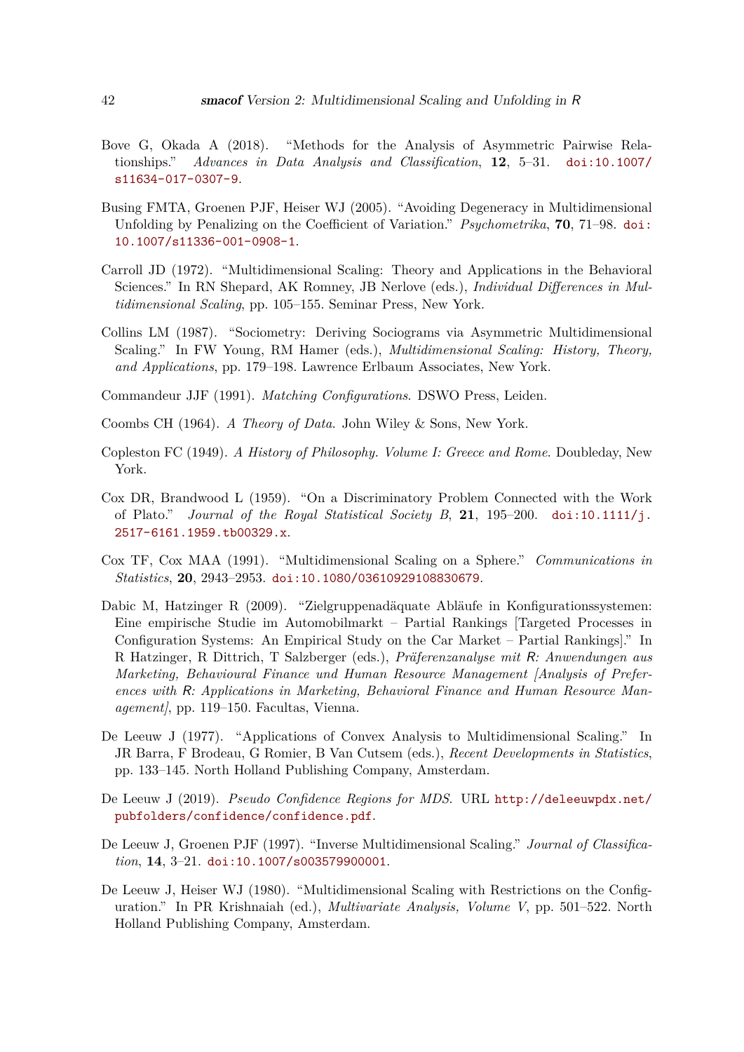Bove G, Okada A (2018). "Methods for the Analysis of Asymmetric Pairwise Relationships." *Advances in Data Analysis and Classification*, **12**, 5–31. doi:10.1007/s11634-017-0307-9.

Busing FMTA, Groenen PJF, Heiser WJ (2005). "Avoiding Degeneracy in Multidimensional Unfolding by Penalizing on the Coefficient of Variation." *Psychometrika*, **70**, 71–98. doi:10.1007/s11336-001-0908-1.

Carroll JD (1972). "Multidimensional Scaling: Theory and Applications in the Behavioral Sciences." In RN Shepard, AK Romney, JB Nerlove (eds.), *Individual Differences in Multidimensional Scaling*, pp. 105–155. Seminar Press, New York.

Collins LM (1987). "Sociometry: Deriving Sociograms via Asymmetric Multidimensional Scaling." In FW Young, RM Hamer (eds.), *Multidimensional Scaling: History, Theory, and Applications*, pp. 179–198. Lawrence Erlbaum Associates, New York.

Commandeur JJF (1991). *Matching Configurations*. DSWO Press, Leiden.

Coombs CH (1964). *A Theory of Data*. John Wiley & Sons, New York.

Copleston FC (1949). *A History of Philosophy. Volume I: Greece and Rome*. Doubleday, New York.

Cox DR, Brandwood L (1959). "On a Discriminatory Problem Connected with the Work of Plato." *Journal of the Royal Statistical Society B*, **21**, 195–200. doi:10.1111/j.2517-6161.1959.tb00329.x.

Cox TF, Cox MAA (1991). "Multidimensional Scaling on a Sphere." *Communications in Statistics*, **20**, 2943–2953. doi:10.1080/03610929108830679.

Dabic M, Hatzinger R (2009). "Zielgruppenadäquate Abläufe in Konfigurationssystemen: Eine empirische Studie im Automobilmarkt – Partial Rankings [Targeted Processes in Configuration Systems: An Empirical Study on the Car Market – Partial Rankings]." In R Hatzinger, R Dittrich, T Salzberger (eds.), *Präferenzanalyse mit R: Anwendungen aus Marketing, Behavioural Finance und Human Resource Management [Analysis of Preferences with R: Applications in Marketing, Behavioral Finance and Human Resource Management]*, pp. 119–150. Facultas, Vienna.

De Leeuw J (1977). "Applications of Convex Analysis to Multidimensional Scaling." In JR Barra, F Brodeau, G Romier, B Van Cutsem (eds.), *Recent Developments in Statistics*, pp. 133–145. North Holland Publishing Company, Amsterdam.

De Leeuw J (2019). *Pseudo Confidence Regions for MDS*. URL http://deleeuwpdx.net/pubfolders/confidence/confidence.pdf.

De Leeuw J, Groenen PJF (1997). "Inverse Multidimensional Scaling." *Journal of Classification*, **14**, 3–21. doi:10.1007/s003579900001.

De Leeuw J, Heiser WJ (1980). "Multidimensional Scaling with Restrictions on the Configuration." In PR Krishnaiah (ed.), *Multivariate Analysis, Volume V*, pp. 501–522. North Holland Publishing Company, Amsterdam.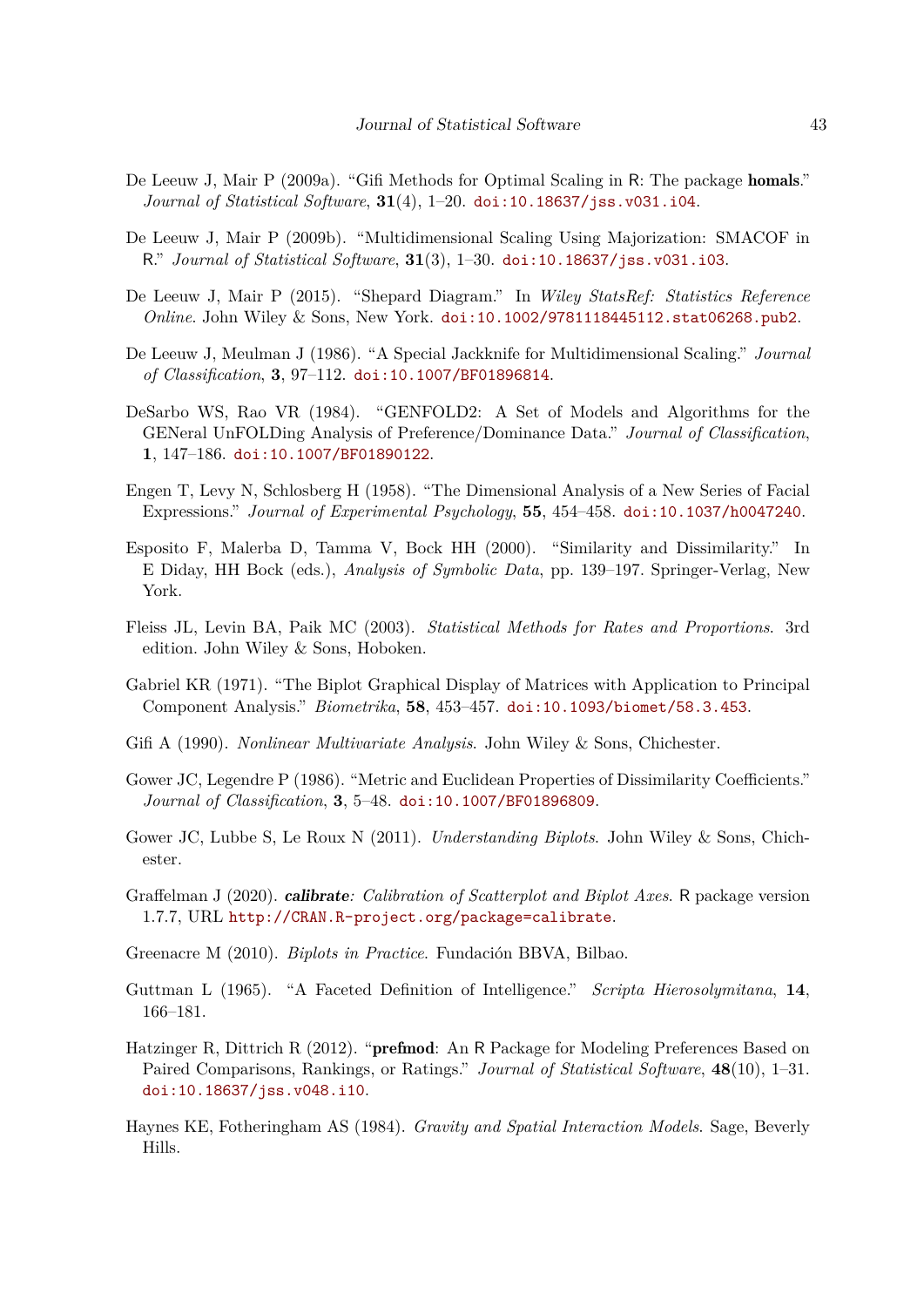De Leeuw J, Mair P (2009a). "Gifi Methods for Optimal Scaling in R: The package **homals**." *Journal of Statistical Software*, **31**(4), 1–20. doi:10.18637/jss.v031.i04.

De Leeuw J, Mair P (2009b). "Multidimensional Scaling Using Majorization: SMACOF in R." *Journal of Statistical Software*, **31**(3), 1–30. doi:10.18637/jss.v031.i03.

De Leeuw J, Mair P (2015). "Shepard Diagram." In *Wiley StatsRef: Statistics Reference Online*. John Wiley & Sons, New York. doi:10.1002/9781118445112.stat06268.pub2.

De Leeuw J, Meulman J (1986). "A Special Jackknife for Multidimensional Scaling." *Journal of Classification*, **3**, 97–112. doi:10.1007/BF01896814.

DeSarbo WS, Rao VR (1984). "GENFOLD2: A Set of Models and Algorithms for the GENeral UnFOLDing Analysis of Preference/Dominance Data." *Journal of Classification*, **1**, 147–186. doi:10.1007/BF01890122.

Engen T, Levy N, Schlosberg H (1958). "The Dimensional Analysis of a New Series of Facial Expressions." *Journal of Experimental Psychology*, **55**, 454–458. doi:10.1037/h0047240.

Esposito F, Malerba D, Tamma V, Bock HH (2000). "Similarity and Dissimilarity." In E Diday, HH Bock (eds.), *Analysis of Symbolic Data*, pp. 139–197. Springer-Verlag, New York.

Fleiss JL, Levin BA, Paik MC (2003). *Statistical Methods for Rates and Proportions*. 3rd edition. John Wiley & Sons, Hoboken.

Gabriel KR (1971). "The Biplot Graphical Display of Matrices with Application to Principal Component Analysis." *Biometrika*, **58**, 453–457. doi:10.1093/biomet/58.3.453.

Gifi A (1990). *Nonlinear Multivariate Analysis*. John Wiley & Sons, Chichester.

Gower JC, Legendre P (1986). "Metric and Euclidean Properties of Dissimilarity Coefficients." *Journal of Classification*, **3**, 5–48. doi:10.1007/BF01896809.

Gower JC, Lubbe S, Le Roux N (2011). *Understanding Biplots*. John Wiley & Sons, Chichester.

Graffelman J (2020). ***calibrate**: Calibration of Scatterplot and Biplot Axes*. R package version 1.7.7, URL http://CRAN.R-project.org/package=calibrate.

Greenacre M (2010). *Biplots in Practice*. Fundación BBVA, Bilbao.

Guttman L (1965). "A Faceted Definition of Intelligence." *Scripta Hierosolymitana*, **14**, 166–181.

Hatzinger R, Dittrich R (2012). "**prefmod**: An R Package for Modeling Preferences Based on Paired Comparisons, Rankings, or Ratings." *Journal of Statistical Software*, **48**(10), 1–31. doi:10.18637/jss.v048.i10.

Haynes KE, Fotheringham AS (1984). *Gravity and Spatial Interaction Models*. Sage, Beverly Hills.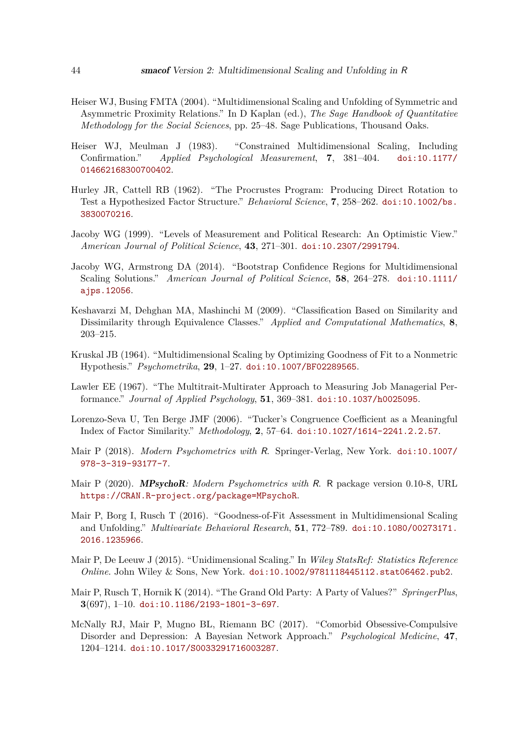Heiser WJ, Busing FMTA (2004). "Multidimensional Scaling and Unfolding of Symmetric and Asymmetric Proximity Relations." In D Kaplan (ed.), *The Sage Handbook of Quantitative Methodology for the Social Sciences*, pp. 25–48. Sage Publications, Thousand Oaks.

Heiser WJ, Meulman J (1983). "Constrained Multidimensional Scaling, Including Confirmation." *Applied Psychological Measurement*, **7**, 381–404. doi:10.1177/014662168300700402.

Hurley JR, Cattell RB (1962). "The Procrustes Program: Producing Direct Rotation to Test a Hypothesized Factor Structure." *Behavioral Science*, **7**, 258–262. doi:10.1002/bs.3830070216.

Jacoby WG (1999). "Levels of Measurement and Political Research: An Optimistic View." *American Journal of Political Science*, **43**, 271–301. doi:10.2307/2991794.

Jacoby WG, Armstrong DA (2014). "Bootstrap Confidence Regions for Multidimensional Scaling Solutions." *American Journal of Political Science*, **58**, 264–278. doi:10.1111/ajps.12056.

Keshavarzi M, Dehghan MA, Mashinchi M (2009). "Classification Based on Similarity and Dissimilarity through Equivalence Classes." *Applied and Computational Mathematics*, **8**, 203–215.

Kruskal JB (1964). "Multidimensional Scaling by Optimizing Goodness of Fit to a Nonmetric Hypothesis." *Psychometrika*, **29**, 1–27. doi:10.1007/BF02289565.

Lawler EE (1967). "The Multitrait-Multirater Approach to Measuring Job Managerial Performance." *Journal of Applied Psychology*, **51**, 369–381. doi:10.1037/h0025095.

Lorenzo-Seva U, Ten Berge JMF (2006). "Tucker's Congruence Coefficient as a Meaningful Index of Factor Similarity." *Methodology*, **2**, 57–64. doi:10.1027/1614-2241.2.2.57.

Mair P (2018). *Modern Psychometrics with R*. Springer-Verlag, New York. doi:10.1007/978-3-319-93177-7.

Mair P (2020). ***MPsychoR**: Modern Psychometrics with R*. R package version 0.10-8, URL https://CRAN.R-project.org/package=MPsychoR.

Mair P, Borg I, Rusch T (2016). "Goodness-of-Fit Assessment in Multidimensional Scaling and Unfolding." *Multivariate Behavioral Research*, **51**, 772–789. doi:10.1080/00273171.2016.1235966.

Mair P, De Leeuw J (2015). "Unidimensional Scaling." In *Wiley StatsRef: Statistics Reference Online*. John Wiley & Sons, New York. doi:10.1002/9781118445112.stat06462.pub2.

Mair P, Rusch T, Hornik K (2014). "The Grand Old Party: A Party of Values?" *SpringerPlus*, **3**(697), 1–10. doi:10.1186/2193-1801-3-697.

McNally RJ, Mair P, Mugno BL, Riemann BC (2017). "Comorbid Obsessive-Compulsive Disorder and Depression: A Bayesian Network Approach." *Psychological Medicine*, **47**, 1204–1214. doi:10.1017/S0033291716003287.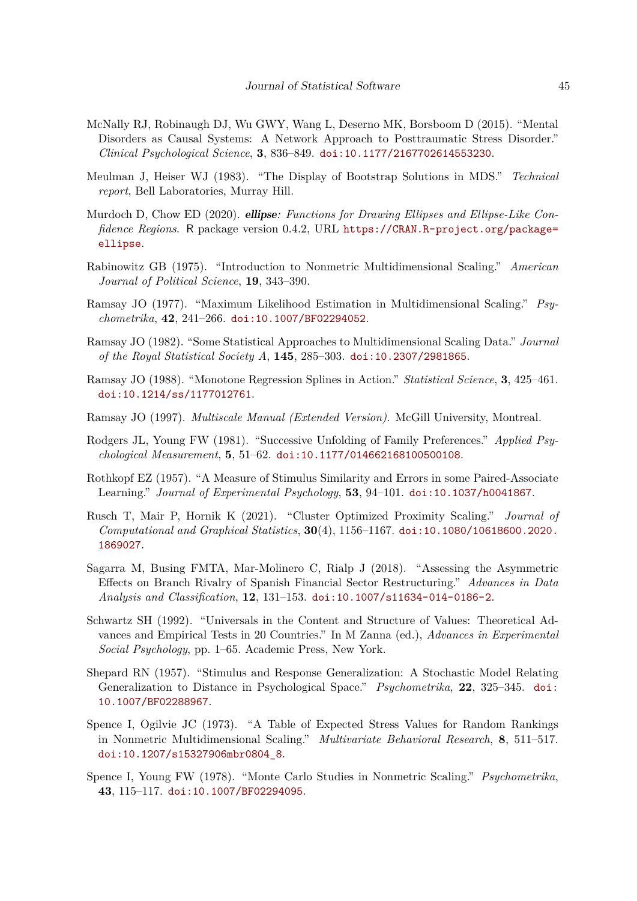McNally RJ, Robinaugh DJ, Wu GWY, Wang L, Deserno MK, Borsboom D (2015). "Mental Disorders as Causal Systems: A Network Approach to Posttraumatic Stress Disorder." *Clinical Psychological Science*, **3**, 836–849. doi:10.1177/2167702614553230.

Meulman J, Heiser WJ (1983). "The Display of Bootstrap Solutions in MDS." *Technical report*, Bell Laboratories, Murray Hill.

Murdoch D, Chow ED (2020). ***ellipse**: Functions for Drawing Ellipses and Ellipse-Like Confidence Regions*. R package version 0.4.2, URL https://CRAN.R-project.org/package=ellipse.

Rabinowitz GB (1975). "Introduction to Nonmetric Multidimensional Scaling." *American Journal of Political Science*, **19**, 343–390.

Ramsay JO (1977). "Maximum Likelihood Estimation in Multidimensional Scaling." *Psychometrika*, **42**, 241–266. doi:10.1007/BF02294052.

Ramsay JO (1982). "Some Statistical Approaches to Multidimensional Scaling Data." *Journal of the Royal Statistical Society A*, **145**, 285–303. doi:10.2307/2981865.

Ramsay JO (1988). "Monotone Regression Splines in Action." *Statistical Science*, **3**, 425–461. doi:10.1214/ss/1177012761.

Ramsay JO (1997). *Multiscale Manual (Extended Version)*. McGill University, Montreal.

Rodgers JL, Young FW (1981). "Successive Unfolding of Family Preferences." *Applied Psychological Measurement*, **5**, 51–62. doi:10.1177/014662168100500108.

Rothkopf EZ (1957). "A Measure of Stimulus Similarity and Errors in some Paired-Associate Learning." *Journal of Experimental Psychology*, **53**, 94–101. doi:10.1037/h0041867.

Rusch T, Mair P, Hornik K (2021). "Cluster Optimized Proximity Scaling." *Journal of Computational and Graphical Statistics*, **30**(4), 1156–1167. doi:10.1080/10618600.2020.1869027.

Sagarra M, Busing FMTA, Mar-Molinero C, Rialp J (2018). "Assessing the Asymmetric Effects on Branch Rivalry of Spanish Financial Sector Restructuring." *Advances in Data Analysis and Classification*, **12**, 131–153. doi:10.1007/s11634-014-0186-2.

Schwartz SH (1992). "Universals in the Content and Structure of Values: Theoretical Advances and Empirical Tests in 20 Countries." In M Zanna (ed.), *Advances in Experimental Social Psychology*, pp. 1–65. Academic Press, New York.

Shepard RN (1957). "Stimulus and Response Generalization: A Stochastic Model Relating Generalization to Distance in Psychological Space." *Psychometrika*, **22**, 325–345. doi:10.1007/BF02288967.

Spence I, Ogilvie JC (1973). "A Table of Expected Stress Values for Random Rankings in Nonmetric Multidimensional Scaling." *Multivariate Behavioral Research*, **8**, 511–517. doi:10.1207/s15327906mbr0804_8.

Spence I, Young FW (1978). "Monte Carlo Studies in Nonmetric Scaling." *Psychometrika*, **43**, 115–117. doi:10.1007/BF02294095.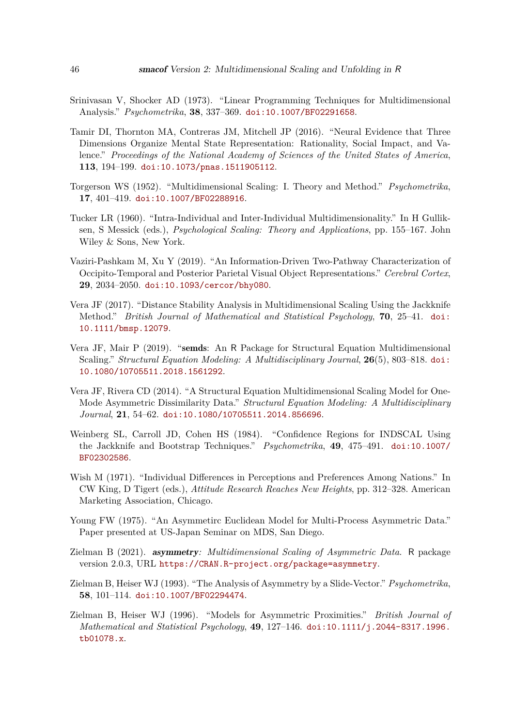Srinivasan V, Shocker AD (1973). "Linear Programming Techniques for Multidimensional Analysis." *Psychometrika*, **38**, 337–369. doi:10.1007/BF02291658.

Tamir DI, Thornton MA, Contreras JM, Mitchell JP (2016). "Neural Evidence that Three Dimensions Organize Mental State Representation: Rationality, Social Impact, and Valence." *Proceedings of the National Academy of Sciences of the United States of America*, **113**, 194–199. doi:10.1073/pnas.1511905112.

Torgerson WS (1952). "Multidimensional Scaling: I. Theory and Method." *Psychometrika*, **17**, 401–419. doi:10.1007/BF02288916.

Tucker LR (1960). "Intra-Individual and Inter-Individual Multidimensionality." In H Gulliksen, S Messick (eds.), *Psychological Scaling: Theory and Applications*, pp. 155–167. John Wiley & Sons, New York.

Vaziri-Pashkam M, Xu Y (2019). "An Information-Driven Two-Pathway Characterization of Occipito-Temporal and Posterior Parietal Visual Object Representations." *Cerebral Cortex*, **29**, 2034–2050. doi:10.1093/cercor/bhy080.

Vera JF (2017). "Distance Stability Analysis in Multidimensional Scaling Using the Jackknife Method." *British Journal of Mathematical and Statistical Psychology*, **70**, 25–41. doi:10.1111/bmsp.12079.

Vera JF, Mair P (2019). "**semds**: An R Package for Structural Equation Multidimensional Scaling." *Structural Equation Modeling: A Multidisciplinary Journal*, **26**(5), 803–818. doi:10.1080/10705511.2018.1561292.

Vera JF, Rivera CD (2014). "A Structural Equation Multidimensional Scaling Model for One-Mode Asymmetric Dissimilarity Data." *Structural Equation Modeling: A Multidisciplinary Journal*, **21**, 54–62. doi:10.1080/10705511.2014.856696.

Weinberg SL, Carroll JD, Cohen HS (1984). "Confidence Regions for INDSCAL Using the Jackknife and Bootstrap Techniques." *Psychometrika*, **49**, 475–491. doi:10.1007/BF02302586.

Wish M (1971). "Individual Differences in Perceptions and Preferences Among Nations." In CW King, D Tigert (eds.), *Attitude Research Reaches New Heights*, pp. 312–328. American Marketing Association, Chicago.

Young FW (1975). "An Asymmetirc Euclidean Model for Multi-Process Asymmetric Data." Paper presented at US-Japan Seminar on MDS, San Diego.

Zielman B (2021). ***asymmetry**: Multidimensional Scaling of Asymmetric Data*. R package version 2.0.3, URL https://CRAN.R-project.org/package=asymmetry.

Zielman B, Heiser WJ (1993). "The Analysis of Asymmetry by a Slide-Vector." *Psychometrika*, **58**, 101–114. doi:10.1007/BF02294474.

Zielman B, Heiser WJ (1996). "Models for Asymmetric Proximities." *British Journal of Mathematical and Statistical Psychology*, **49**, 127–146. doi:10.1111/j.2044-8317.1996.tb01078.x.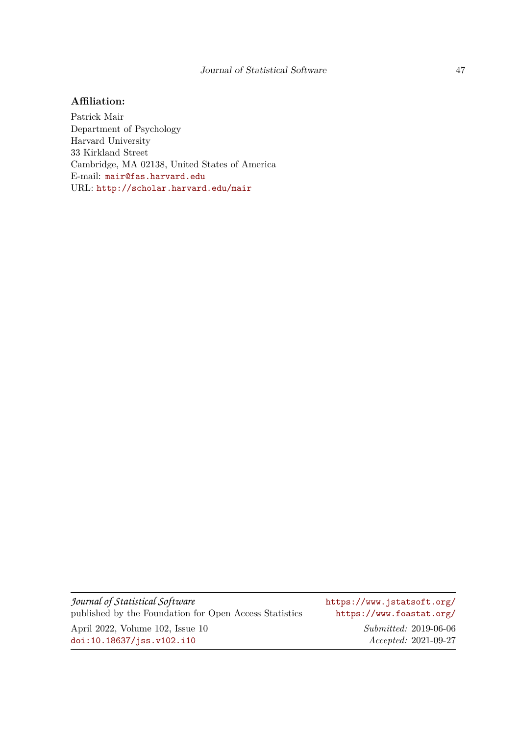**Affiliation:**

Patrick Mair
Department of Psychology
Harvard University
33 Kirkland Street
Cambridge, MA 02138, United States of America
E-mail: mair@fas.harvard.edu
URL: http://scholar.harvard.edu/mair

*Journal of Statistical Software* https://www.jstatsoft.org/
published by the Foundation for Open Access Statistics https://www.foastat.org/
April 2022, Volume 102, Issue 10 *Submitted:* 2019-06-06
doi:10.18637/jss.v102.i10 *Accepted:* 2021-09-27